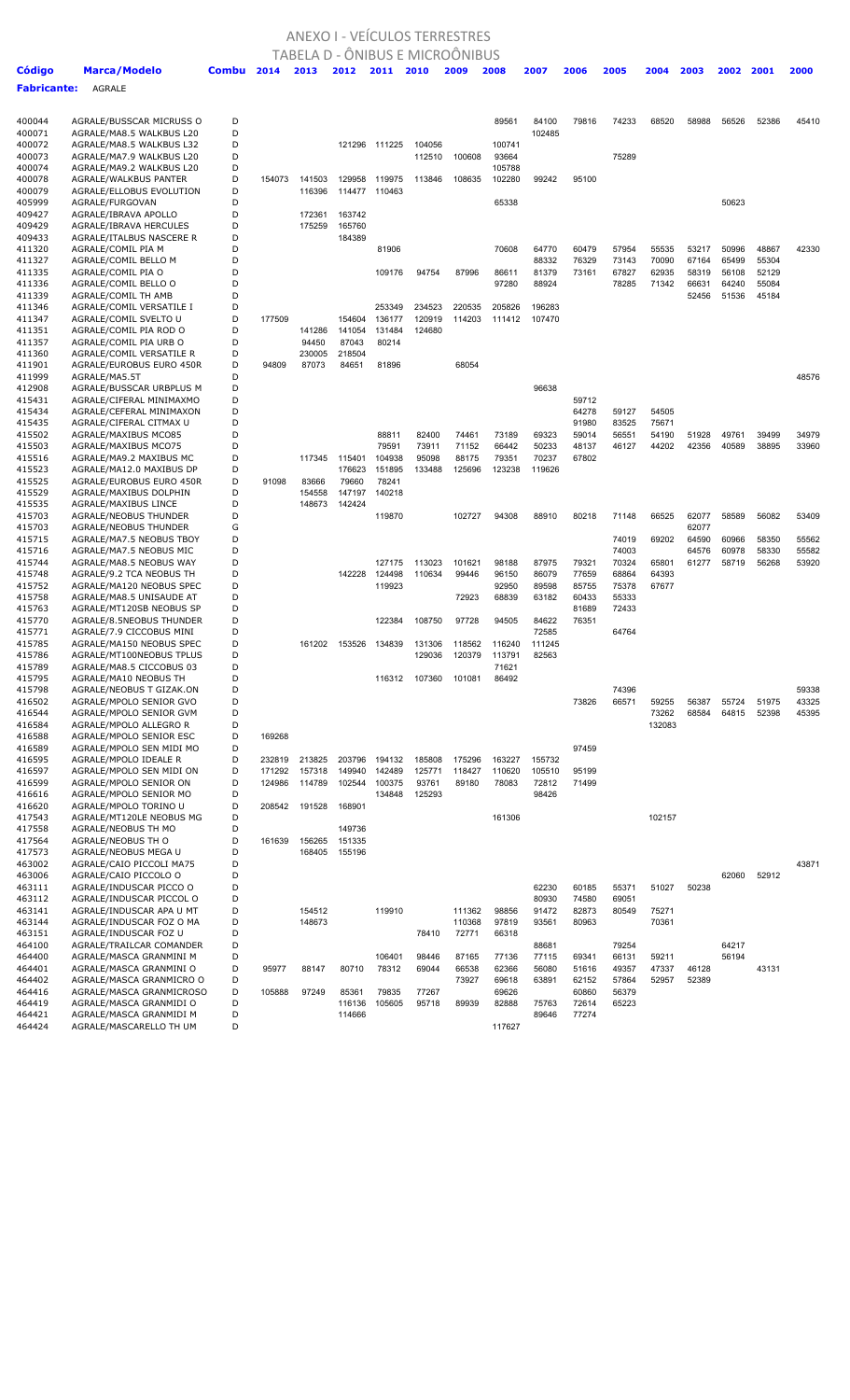# ANEXO I - VEÍCULOS TERRESTRES

## TABELA D - ÔNIBUS E MICROÔNIBUS

**Fabricante:** AGRALE

| Código | Marca/Modelo | Combu | 2014 | 2013 | 2012 | 2011 | 2010 | 2009 | 2008 | 2007 | 2006 | 2005 | 2004 | 2003 | 2002 | 2001 | 2000 |
|---|---|---|---|---|---|---|---|---|---|---|---|---|---|---|---|---|---|
| 400044 | AGRALE/BUSSCAR MICRUSS O | D | | | | | | | 89561 | 84100 | 79816 | 74233 | 68520 | 58988 | 56526 | 52386 | 45410 |
| 400071 | AGRALE/MA8.5 WALKBUS L20 | D | | | | | | | | 102485 | | | | | | | |
| 400072 | AGRALE/MA8.5 WALKBUS L32 | D | | | 121296 | 111225 | 104056 | | 100741 | | | | | | | | |
| 400073 | AGRALE/MA7.9 WALKBUS L20 | D | | | | | 112510 | 100608 | 93664 | | | 75289 | | | | | |
| 400074 | AGRALE/MA9.2 WALKBUS L20 | D | | | | | | | 105788 | | | | | | | | |
| 400078 | AGRALE/WALKBUS PANTER | D | 154073 | 141503 | 129958 | 119975 | 113846 | 108635 | 102280 | 99242 | 95100 | | | | | | |
| 400079 | AGRALE/ELLOBUS EVOLUTION | D | | 116396 | 114477 | 110463 | | | | | | | | | | | |
| 405999 | AGRALE/FURGOVAN | D | | | | | | | 65338 | | | | | | 50623 | | |
| 409427 | AGRALE/IBRAVA APOLLO | D | | 172361 | 163742 | | | | | | | | | | | | |
| 409429 | AGRALE/IBRAVA HERCULES | D | | 175259 | 165760 | | | | | | | | | | | | |
| 409433 | AGRALE/ITALBUS NASCERE R | D | | | 184389 | | | | | | | | | | | | |
| 411320 | AGRALE/COMIL PIA M | D | | | | 81906 | | | 70608 | 64770 | 60479 | 57954 | 55535 | 53217 | 50996 | 48867 | 42330 |
| 411327 | AGRALE/COMIL BELLO M | D | | | | | | | | 88332 | 76329 | 73143 | 70090 | 67164 | 65499 | 55304 | |
| 411335 | AGRALE/COMIL PIA O | D | | | | 109176 | 94754 | 87996 | 86611 | 81379 | 73161 | 67827 | 62935 | 58319 | 56108 | 52129 | |
| 411336 | AGRALE/COMIL BELLO O | D | | | | | | | 97280 | 88924 | | 78285 | 71342 | 66631 | 64240 | 55084 | |
| 411339 | AGRALE/COMIL TH AMB | D | | | | | | | | | | | | 52456 | 51536 | 45184 | |
| 411346 | AGRALE/COMIL VERSATILE I | D | | | | 253349 | 234523 | 220535 | 205826 | 196283 | | | | | | | |
| 411347 | AGRALE/COMIL SVELTO U | D | 177509 | | 154604 | 136177 | 120919 | 114203 | 111412 | 107470 | | | | | | | |
| 411351 | AGRALE/COMIL PIA ROD O | D | | 141286 | 141054 | 131484 | 124680 | | | | | | | | | | |
| 411357 | AGRALE/COMIL PIA URB O | D | | 94450 | 87043 | 80214 | | | | | | | | | | | |
| 411360 | AGRALE/COMIL VERSATILE R | D | | 230005 | 218504 | | | | | | | | | | | | |
| 411901 | AGRALE/EUROBUS EURO 450R | D | 94809 | 87073 | 84651 | 81896 | | 68054 | | | | | | | | | |
| 411999 | AGRALE/MA5.5T | D | | | | | | | | | | | | | | | 48576 |
| 412908 | AGRALE/BUSSCAR URBPLUS M | D | | | | | | | | 96638 | | | | | | | |
| 415431 | AGRALE/CIFERAL MINIMAXMO | D | | | | | | | | | 59712 | | | | | | |
| 415434 | AGRALE/CEFERAL MINIMAXON | D | | | | | | | | | 64278 | 59127 | 54505 | | | | |
| 415435 | AGRALE/CIFERAL CITMAX U | D | | | | | | | | | 91980 | 83525 | 75671 | | | | |
| 415502 | AGRALE/MAXIBUS MC085 | D | | | | 88811 | 82400 | 74461 | 73189 | 69323 | 59014 | 56551 | 54190 | 51928 | 49761 | 39499 | 34979 |
| 415503 | AGRALE/MAXIBUS MCO75 | D | | | | 79591 | 73911 | 71152 | 66442 | 50233 | 48137 | 46127 | 44202 | 42356 | 40589 | 38895 | 33960 |
| 415516 | AGRALE/MA9.2 MAXIBUS MC | D | | 117345 | 115401 | 104938 | 95098 | 88175 | 79351 | 70237 | 67802 | | | | | | |
| 415523 | AGRALE/MA12.0 MAXIBUS DP | D | | | 176623 | 151895 | 133488 | 125696 | 123238 | 119626 | | | | | | | |
| 415525 | AGRALE/EUROBUS EURO 450R | D | 91098 | 83666 | 79660 | 78241 | | | | | | | | | | | |
| 415529 | AGRALE/MAXIBUS DOLPHIN | D | | 154558 | 147197 | 140218 | | | | | | | | | | | |
| 415535 | AGRALE/MAXIBUS LINCE | D | | 148673 | 142424 | | | | | | | | | | | | |
| 415703 | AGRALE/NEOBUS THUNDER | D | | | | 119870 | | 102727 | 94308 | 88910 | 80218 | 71148 | 66525 | 62077 | 58589 | 56082 | 53409 |
| 415703 | AGRALE/NEOBUS THUNDER | G | | | | | | | | | | | | 62077 | | | |
| 415715 | AGRALE/MA7.5 NEOBUS TBOY | D | | | | | | | | | | 74019 | 69202 | 64590 | 60966 | 58350 | 55562 |
| 415716 | AGRALE/MA7.5 NEOBUS MIC | D | | | | | | | | | | 74003 | | 64576 | 60978 | 58330 | 55582 |
| 415744 | AGRALE/MA8.5 NEOBUS WAY | D | | | | 127175 | 113023 | 101621 | 98188 | 87975 | 79321 | 70324 | 65801 | 61277 | 58719 | 56268 | 53920 |
| 415748 | AGRALE/9.2 TCA NEOBUS TH | D | | | 142228 | 124498 | 110634 | 99446 | 96150 | 86079 | 77659 | 68864 | 64393 | | | | |
| 415752 | AGRALE/MA120 NEOBUS SPEC | D | | | | 119923 | | | 92950 | 89598 | 85755 | 75378 | 67677 | | | | |
| 415758 | AGRALE/MA8.5 UNISAUDE AT | D | | | | | | 72923 | 68839 | 63182 | 60433 | 55333 | | | | | |
| 415763 | AGRALE/MT120SB NEOBUS SP | D | | | | | | | | | 81689 | 72433 | | | | | |
| 415770 | AGRALE/8.5NEOBUS THUNDER | D | | | | 122384 | 108750 | 97728 | 94505 | 84622 | 76351 | | | | | | |
| 415771 | AGRALE/7.9 CICCOBUS MINI | D | | | | | | | | 72585 | | 64764 | | | | | |
| 415785 | AGRALE/MA150 NEOBUS SPEC | D | | 161202 | 153526 | 134839 | 131306 | 118562 | 116240 | 111245 | | | | | | | |
| 415786 | AGRALE/MT100NEOBUS TPLUS | D | | | | | 129036 | 120379 | 113791 | 82563 | | | | | | | |
| 415789 | AGRALE/MA8.5 CICCOBUS 03 | D | | | | | | | 71621 | | | | | | | | |
| 415795 | AGRALE/MA10 NEOBUS TH | D | | | | 116312 | 107360 | 101081 | 86492 | | | | | | | | |
| 415798 | AGRALE/NEOBUS T GIZAK.ON | D | | | | | | | | | | 74396 | | | | | 59338 |
| 416502 | AGRALE/MPOLO SENIOR GVO | D | | | | | | | | | 73826 | 66571 | 59255 | 56387 | 55724 | 51975 | 43325 |
| 416544 | AGRALE/MPOLO SENIOR GVM | D | | | | | | | | | | | 73262 | 68584 | 64815 | 52398 | 45395 |
| 416584 | AGRALE/MPOLO ALLEGRO R | D | | | | | | | | | | | 132083 | | | | |
| 416588 | AGRALE/MPOLO SENIOR ESC | D | 169268 | | | | | | | | | | | | | | |
| 416589 | AGRALE/MPOLO SEN MIDI MO | D | | | | | | | | | 97459 | | | | | | |
| 416595 | AGRALE/MPOLO IDEALE R | D | 232819 | 213825 | 203796 | 194132 | 185808 | 175296 | 163227 | 155732 | | | | | | | |
| 416597 | AGRALE/MPOLO SEN MIDI ON | D | 171292 | 157318 | 149940 | 142489 | 125771 | 118427 | 110620 | 105510 | 95199 | | | | | | |
| 416599 | AGRALE/MPOLO SENIOR ON | D | 124986 | 114789 | 102544 | 100375 | 93761 | 89180 | 78083 | 72812 | 71499 | | | | | | |
| 416616 | AGRALE/MPOLO SENIOR MO | D | | | | 134848 | 125293 | | | 98426 | | | | | | | |
| 416620 | AGRALE/MPOLO TORINO U | D | 208542 | 191528 | 168901 | | | | | | | | | | | | |
| 417543 | AGRALE/MT120LE NEOBUS MG | D | | | | | | | 161306 | | | | 102157 | | | | |
| 417558 | AGRALE/NEOBUS TH MO | D | | | 149736 | | | | | | | | | | | | |
| 417564 | AGRALE/NEOBUS TH O | D | 161639 | 156265 | 151335 | | | | | | | | | | | | |
| 417573 | AGRALE/NEOBUS MEGA U | D | | 168405 | 155196 | | | | | | | | | | | | |
| 463002 | AGRALE/CAIO PICCOLI MA75 | D | | | | | | | | | | | | | | | 43871 |
| 463006 | AGRALE/CAIO PICCOLO O | D | | | | | | | | | | | | | 62060 | 52912 | |
| 463111 | AGRALE/INDUSCAR PICCO O | D | | | | | | | | 62230 | 60185 | 55371 | 51027 | 50238 | | | |
| 463112 | AGRALE/INDUSCAR PICCOL O | D | | | | | | | | 80930 | 74580 | 69051 | | | | | |
| 463141 | AGRALE/INDUSCAR APA U MT | D | | 154512 | | 119910 | | 111362 | 98856 | 91472 | 82873 | 80549 | 75271 | | | | |
| 463144 | AGRALE/INDUSCAR FOZ O MA | D | | 148673 | | | | 110368 | 97819 | 93561 | 80963 | | 70361 | | | | |
| 463151 | AGRALE/INDUSCAR FOZ U | D | | | | | 78410 | 72771 | 66318 | | | | | | | | |
| 464100 | AGRALE/TRAILCAR COMANDER | D | | | | | | | | 88681 | | 79254 | | | 64217 | | |
| 464400 | AGRALE/MASCA GRANMINI M | D | | | | 106401 | 98446 | 87165 | 77136 | 77115 | 69341 | 66131 | 59211 | | 56194 | | |
| 464401 | AGRALE/MASCA GRANMINI O | D | 95977 | 88147 | 80710 | 78312 | 69044 | 66538 | 62366 | 56080 | 51616 | 49357 | 47337 | 46128 | | 43131 | |
| 464402 | AGRALE/MASCA GRANMICRO O | D | | | | | | 73927 | 69618 | 63891 | 62152 | 57864 | 52957 | 52389 | | | |
| 464416 | AGRALE/MASCA GRANMICROSO | D | 105888 | 97249 | 85361 | 79835 | 77267 | | 69626 | | 60860 | 56379 | | | | | |
| 464419 | AGRALE/MASCA GRANMIDI O | D | | | 116136 | 105605 | 95718 | 89939 | 82888 | 75763 | 72614 | 65223 | | | | | |
| 464421 | AGRALE/MASCA GRANMIDI M | D | | | 114666 | | | | | 89646 | 77274 | | | | | | |
| 464424 | AGRALE/MASCARELLO TH UM | D | | | | | | | 117627 | | | | | | | | |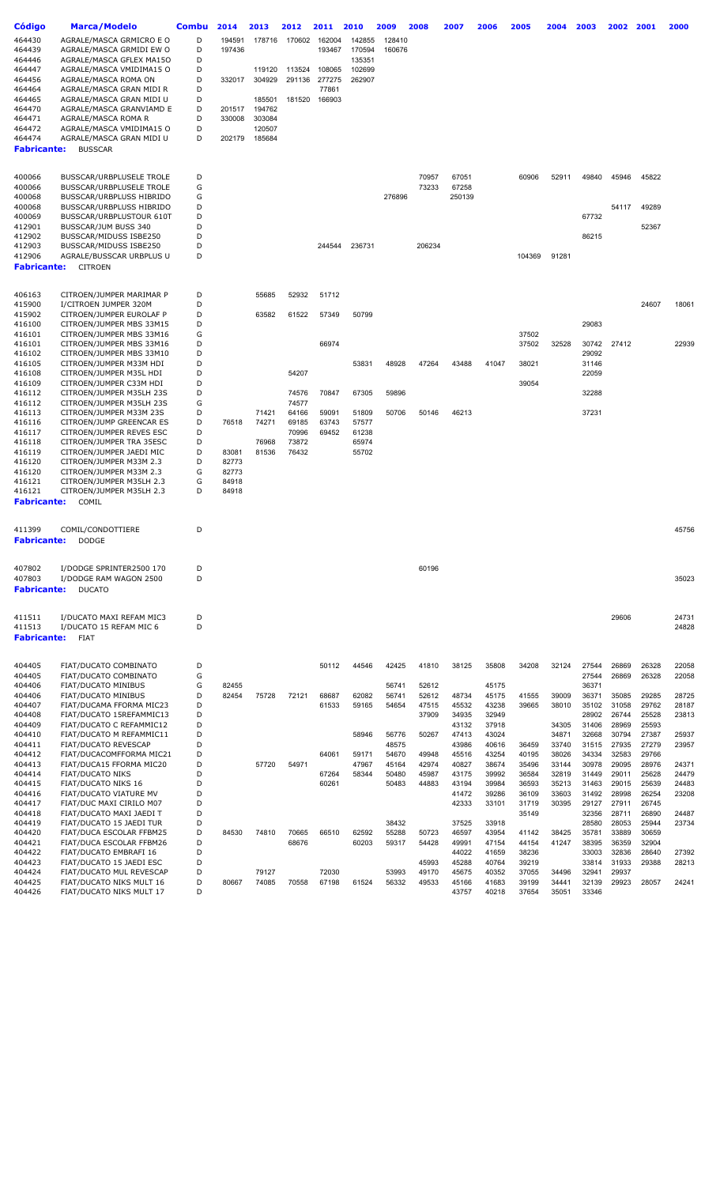| Código | Marca/Modelo | Combu | 2014 | 2013 | 2012 | 2011 | 2010 | 2009 | 2008 | 2007 | 2006 | 2005 | 2004 | 2003 | 2002 | 2001 | 2000 |
|---|---|---|---|---|---|---|---|---|---|---|---|---|---|---|---|---|---|
| 464430 | AGRALE/MASCA GRMICRO E O | D | 194591 | 178716 | 170602 | 162004 | 142855 | 128410 | | | | | | | | | |
| 464439 | AGRALE/MASCA GRMIDI EW O | D | 197436 | | | 193467 | 170594 | 160676 | | | | | | | | | |
| 464446 | AGRALE/MASCA GFLEX MA15O | D | | | | | 135351 | | | | | | | | | | |
| 464447 | AGRALE/MASCA VMIDIMA15 O | D | | 119120 | 113524 | 108065 | 102699 | | | | | | | | | | |
| 464456 | AGRALE/MASCA ROMA ON | D | 332017 | 304929 | 291136 | 277275 | 262907 | | | | | | | | | | |
| 464464 | AGRALE/MASCA GRAN MIDI R | D | | | | 77861 | | | | | | | | | | | |
| 464465 | AGRALE/MASCA GRAN MIDI U | D | | 185501 | 181520 | 166903 | | | | | | | | | | | |
| 464470 | AGRALE/MASCA GRANVIAMD E | D | 201517 | 194762 | | | | | | | | | | | | | |
| 464471 | AGRALE/MASCA ROMA R | D | 330008 | 303084 | | | | | | | | | | | | | |
| 464472 | AGRALE/MASCA VMIDIMA15 O | D | | 120507 | | | | | | | | | | | | | |
| 464474 | AGRALE/MASCA GRAN MIDI U | D | 202179 | 185684 | | | | | | | | | | | | | |
| **Fabricante:** | **BUSSCAR** | | | | | | | | | | | | | | | | |
| 400066 | BUSSCAR/URBPLUSELE TROLE | D | | | | | | | 70957 | 67051 | | 60906 | 52911 | 49840 | 45946 | 45822 | |
| 400066 | BUSSCAR/URBPLUSELE TROLE | G | | | | | | | 73233 | 67258 | | | | | | | |
| 400068 | BUSSCAR/URBPLUSS HIBRIDO | G | | | | | | 276896 | | 250139 | | | | | | | |
| 400068 | BUSSCAR/URBPLUSS HIBRIDO | D | | | | | | | | | | | | | 54117 | 49289 | |
| 400069 | BUSSCAR/URBPLUSTOUR 610T | D | | | | | | | | | | | | 67732 | | | |
| 412901 | BUSSCAR/JUM BUSS 340 | D | | | | | | | | | | | | | | 52367 | |
| 412902 | BUSSCAR/MIDUSS ISBE250 | D | | | | | | | | | | | | 86215 | | | |
| 412903 | BUSSCAR/MIDUSS ISBE250 | D | | | | 244544 | 236731 | | 206234 | | | | | | | | |
| 412906 | AGRALE/BUSSCAR URBPLUS U | D | | | | | | | | | | 104369 | 91281 | | | | |
| **Fabricante:** | **CITROEN** | | | | | | | | | | | | | | | | |
| 406163 | CITROEN/JUMPER MARIMAR P | D | | 55685 | 52932 | 51712 | | | | | | | | | | | |
| 415900 | I/CITROEN JUMPER 320M | D | | | | | | | | | | | | | | 24607 | 18061 |
| 415902 | CITROEN/JUMPER EUROLAF P | D | | 63582 | 61522 | 57349 | 50799 | | | | | | | | | | |
| 416100 | CITROEN/JUMPER MBS 33M15 | D | | | | | | | | | | | | 29083 | | | |
| 416101 | CITROEN/JUMPER MBS 33M16 | G | | | | | | | | | | 37502 | | | | | |
| 416101 | CITROEN/JUMPER MBS 33M16 | D | | | | 66974 | | | | | | 37502 | 32528 | 30742 | 27412 | | 22939 |
| 416102 | CITROEN/JUMPER MBS 33M10 | D | | | | | | | | | | | | 29092 | | | |
| 416105 | CITROEN/JUMPER M33M HDI | D | | | | | 53831 | 48928 | 47264 | 43488 | 41047 | 38021 | | 31146 | | | |
| 416108 | CITROEN/JUMPER M35L HDI | D | | | 54207 | | | | | | | | | 22059 | | | |
| 416109 | CITROEN/JUMPER C33M HDI | D | | | | | | | | | | 39054 | | | | | |
| 416112 | CITROEN/JUMPER M35LH 23S | D | | | 74576 | 70847 | 67305 | 59896 | | | | | | 32288 | | | |
| 416112 | CITROEN/JUMPER M35LH 23S | G | | | 74577 | | | | | | | | | | | | |
| 416113 | CITROEN/JUMPER M33M 23S | D | | 71421 | 64166 | 59091 | 51809 | 50706 | 50146 | 46213 | | | | 37231 | | | |
| 416116 | CITROEN/JUMP GREENCAR ES | D | 76518 | 74271 | 69185 | 63743 | 57577 | | | | | | | | | | |
| 416117 | CITROEN/JUMPER REVES ESC | D | | | 70996 | 69452 | 61238 | | | | | | | | | | |
| 416118 | CITROEN/JUMPER TRA 35ESC | D | | 76968 | 73872 | | 65974 | | | | | | | | | | |
| 416119 | CITROEN/JUMPER JAEDI MIC | D | 83081 | 81536 | 76432 | | 55702 | | | | | | | | | | |
| 416120 | CITROEN/JUMPER M33M 2.3 | D | 82773 | | | | | | | | | | | | | | |
| 416120 | CITROEN/JUMPER M33M 2.3 | G | 82773 | | | | | | | | | | | | | | |
| 416121 | CITROEN/JUMPER M35LH 2.3 | G | 84918 | | | | | | | | | | | | | | |
| 416121 | CITROEN/JUMPER M35LH 2.3 | D | 84918 | | | | | | | | | | | | | | |
| **Fabricante:** | **COMIL** | | | | | | | | | | | | | | | | |
| 411399 | COMIL/CONDOTTIERE | D | | | | | | | | | | | | | | | 45756 |
| **Fabricante:** | **DODGE** | | | | | | | | | | | | | | | | |
| 407802 | I/DODGE SPRINTER2500 170 | D | | | | | | | 60196 | | | | | | | | |
| 407803 | I/DODGE RAM WAGON 2500 | D | | | | | | | | | | | | | | | 35023 |
| **Fabricante:** | **DUCATO** | | | | | | | | | | | | | | | | |
| 411511 | I/DUCATO MAXI REFAM MIC3 | D | | | | | | | | | | | | | 29606 | | 24731 |
| 411513 | I/DUCATO 15 REFAM MIC 6 | D | | | | | | | | | | | | | | | 24828 |
| **Fabricante:** | **FIAT** | | | | | | | | | | | | | | | | |
| 404405 | FIAT/DUCATO COMBINATO | D | | | | 50112 | 44546 | 42425 | 41810 | 38125 | 35808 | 34208 | 32124 | 27544 | 26869 | 26328 | 22058 |
| 404405 | FIAT/DUCATO COMBINATO | G | | | | | | | | | | | | 27544 | 26869 | 26328 | 22058 |
| 404406 | FIAT/DUCATO MINIBUS | G | 82455 | | | | | 56741 | 52612 | | 45175 | | | 36371 | | | |
| 404406 | FIAT/DUCATO MINIBUS | D | 82454 | 75728 | 72121 | 68687 | 62082 | 56741 | 52612 | 48734 | 45175 | 41555 | 39009 | 36371 | 35085 | 29285 | 28725 |
| 404407 | FIAT/DUCAMA FFORMA MIC23 | D | | | | 61533 | 59165 | 54654 | 47515 | 45532 | 43238 | 39665 | 38010 | 35102 | 31058 | 29762 | 28187 |
| 404408 | FIAT/DUCATO 15REFAMMIC13 | D | | | | | | | 37909 | 34935 | 32949 | | | 28902 | 26744 | 25528 | 23813 |
| 404409 | FIAT/DUCATO C REFAMMIC12 | D | | | | | | | | 43132 | 37918 | | 34305 | 31406 | 28969 | 25593 | |
| 404410 | FIAT/DUCATO M REFAMMIC11 | D | | | | | 58946 | 56776 | 50267 | 47413 | 43024 | | 34871 | 32668 | 30794 | 27387 | 25937 |
| 404411 | FIAT/DUCATO REVESCAP | D | | | | | | 48575 | | 43986 | 40616 | 36459 | 33740 | 31515 | 27935 | 27279 | 23957 |
| 404412 | FIAT/DUCACOMFFORMA MIC21 | D | | | | 64061 | 59171 | 54670 | 49948 | 45516 | 43254 | 40195 | 38026 | 34334 | 32583 | 29766 | |
| 404413 | FIAT/DUCA15 FFORMA MIC20 | D | | 57720 | 54971 | | 47967 | 45164 | 42974 | 40827 | 38674 | 35496 | 33144 | 30978 | 29095 | 28976 | 24371 |
| 404414 | FIAT/DUCATO NIKS | D | | | | 67264 | 58344 | 50480 | 45987 | 43175 | 39992 | 36584 | 32819 | 31449 | 29011 | 25628 | 24479 |
| 404415 | FIAT/DUCATO NIKS 16 | D | | | | 60261 | | 50483 | 44883 | 43194 | 39984 | 36593 | 35213 | 31463 | 29015 | 25639 | 24483 |
| 404416 | FIAT/DUCATO VIATURE MV | D | | | | | | | | 41472 | 39286 | 36109 | 33603 | 31492 | 28998 | 26254 | 23208 |
| 404417 | FIAT/DUC MAXI CIRILO M07 | D | | | | | | | | 42333 | 33101 | 31719 | 30395 | 29127 | 27911 | 26745 | |
| 404418 | FIAT/DUCATO MAXI JAEDI T | D | | | | | | | | | | 35149 | | 32356 | 28711 | 26890 | 24487 |
| 404419 | FIAT/DUCATO 15 JAEDI TUR | D | | | | | | 38432 | | 37525 | 33918 | | | 28580 | 28053 | 25944 | 23734 |
| 404420 | FIAT/DUCA ESCOLAR FFBM25 | D | 84530 | 74810 | 70665 | 66510 | 62592 | 55288 | 50723 | 46597 | 43954 | 41142 | 38425 | 35781 | 33889 | 30659 | |
| 404421 | FIAT/DUCA ESCOLAR FFBM26 | D | | | 68676 | | 60203 | 59317 | 54428 | 49991 | 47154 | 44154 | 41247 | 38395 | 36359 | 32904 | |
| 404422 | FIAT/DUCATO EMBRAFI 16 | D | | | | | | | | 44022 | 41659 | 38236 | | 33003 | 32836 | 28640 | 27392 |
| 404423 | FIAT/DUCATO 15 JAEDI ESC | D | | | | | | | 45993 | 45288 | 40764 | 39219 | | 33814 | 31933 | 29388 | 28213 |
| 404424 | FIAT/DUCATO MUL REVESCAP | D | | 79127 | | 72030 | | 53993 | 49170 | 45675 | 40352 | 37055 | 34496 | 32941 | 29937 | | |
| 404425 | FIAT/DUCATO NIKS MULT 16 | D | 80667 | 74085 | 70558 | 67198 | 61524 | 56332 | 49533 | 45166 | 41683 | 39199 | 34441 | 32139 | 29923 | 28057 | 24241 |
| 404426 | FIAT/DUCATO NIKS MULT 17 | D | | | | | | | | 43757 | 40218 | 37654 | 35051 | 33346 | | | |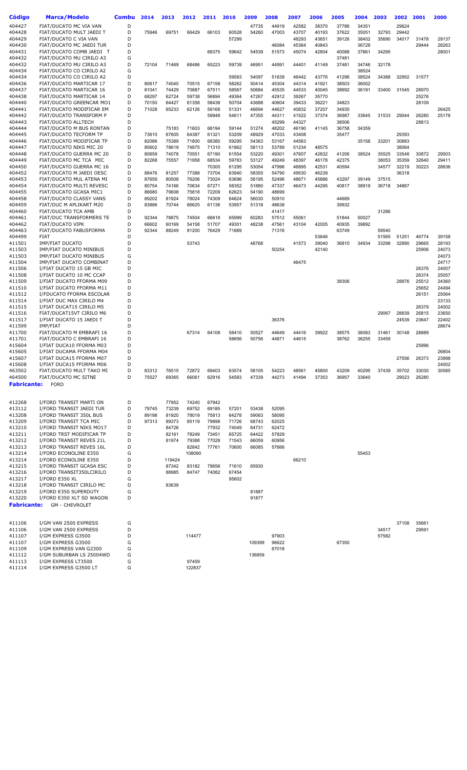| Código | Marca/Modelo | Combu | 2014 | 2013 | 2012 | 2011 | 2010 | 2009 | 2008 | 2007 | 2006 | 2005 | 2004 | 2003 | 2002 | 2001 | 2000 |
|---|---|---|---|---|---|---|---|---|---|---|---|---|---|---|---|---|---|
| 404427 | FIAT/DUCATO MC VIA VAN | D | | | | | | 47735 | 44919 | 42582 | 38370 | 37786 | 34351 | | 29624 | | |
| 404428 | FIAT/DUCATO MULT JAEDI T | D | 75946 | 69751 | 66429 | 66103 | 60528 | 54260 | 47003 | 43707 | 40193 | 37622 | 35051 | 32793 | 29442 | | |
| 404429 | FIAT/DUCATO C VIA VAN | D | | | | | 57299 | | | 46293 | 43651 | 39126 | 38402 | 35690 | 34017 | 31478 | 29137 |
| 404430 | FIAT/DUCATO MC JAEDI TUR | D | | | | | | | 46084 | 45364 | 40843 | | 36728 | | | 29444 | 28263 |
| 404431 | FIAT/DUCATO COMB JAEDI T | D | | | | 68375 | 59642 | 54539 | 51573 | 45074 | 42804 | 40088 | 37861 | 34295 | | | 28001 |
| 404432 | FIAT/DUCATO MU CIRILO A3 | G | | | | | | | | | | 37481 | | | | | |
| 404432 | FIAT/DUCATO MU CIRILO A3 | D | 72104 | 71469 | 68486 | 65223 | 59739 | 46951 | 44991 | 44401 | 41149 | 37481 | 34746 | 32178 | | | |
| 404434 | FIAT/DUCATO CO CIRILO A2 | G | | | | | | | | | | | 38524 | | | | |
| 404434 | FIAT/DUCATO CO CIRILO A2 | D | | | | | 59583 | 54097 | 51839 | 46442 | 43776 | 41296 | 38524 | 34388 | 32952 | 31577 | |
| 404436 | FIAT/DUCATO MARTICAR 17 | D | 80617 | 74040 | 70515 | 67158 | 58262 | 50414 | 45304 | 44314 | 41921 | 38503 | 36002 | | | | |
| 404437 | FIAT/DUCATO MARTICAR 16 | D | 81041 | 74429 | 70887 | 67511 | 58567 | 50684 | 45535 | 44533 | 40045 | 38692 | 36191 | 33400 | 31545 | 28970 | |
| 404438 | FIAT/DUCATO MARTICAR 14 | D | 68297 | 62724 | 59738 | 56894 | 49364 | 47267 | 42912 | 39267 | 35770 | | | | | 25276 | |
| 404440 | FIAT/DUCATO GREENCAR MO1 | D | 70150 | 64427 | 61358 | 58438 | 50704 | 43688 | 40604 | 39433 | 36221 | 34823 | | | | 28109 | |
| 404441 | FIAT/DUCATO MODIFICAR EM | D | 71028 | 65233 | 62126 | 59168 | 51331 | 46694 | 44627 | 40832 | 37207 | 34935 | | | | | 26425 |
| 404442 | FIAT/DUCATO TRANSFORM P | D | | | | 59948 | 54611 | 47355 | 44311 | 41522 | 37374 | 36987 | 33645 | 31533 | 29044 | 26280 | 25178 |
| 404443 | FIAT/DUCATO ALLTECH | D | | | | | | | 45299 | 44327 | | 38506 | | | | 28813 | |
| 404444 | FIAT/DUCATO M BUS RONTAN | D | | 75183 | 71603 | 68194 | 59144 | 51274 | 48202 | 46190 | 41145 | 36758 | 34359 | | | | |
| 404445 | FIAT/DUCATO TECFORM TP | D | 73610 | 67605 | 64387 | 61321 | 53209 | 48929 | 47033 | 43408 | | 35477 | | | 29393 | | |
| 404446 | FIAT/DUCATO MODIFICAR TP | D | 82086 | 75389 | 71800 | 68380 | 59295 | 54363 | 53167 | 44563 | | | 35158 | 33201 | 30883 | | |
| 404447 | FIAT/DUCATO NIKS MIC 20 | D | 85602 | 78619 | 74875 | 71310 | 61862 | 58113 | 53789 | 51234 | 48575 | | | | 38064 | | |
| 404448 | FIAT/DUCATO GUERRA MC 20 | D | 80659 | 74078 | 70551 | 67190 | 61554 | 53220 | 49301 | 47607 | 42832 | 41206 | 38524 | 35525 | 33548 | 30872 | 29503 |
| 404449 | FIAT/DUCATO MC TCA MIC | D | 82268 | 75557 | 71958 | 68534 | 59783 | 53127 | 49249 | 48397 | 46178 | 42375 | | 38053 | 35359 | 32640 | 29411 |
| 404450 | FIAT/DUCATO GUERRA MC 16 | D | | | | 70300 | 61295 | 53054 | 47996 | 46895 | 42531 | 40594 | | 34577 | 32219 | 30223 | 28836 |
| 404452 | FIAT/DUCATO M JAEDI OESC | D | 88476 | 81257 | 77388 | 73704 | 63940 | 58355 | 54790 | 49530 | 46239 | | | | 36318 | | |
| 404453 | FIAT/DUCATO MUL ATENA MI | D | 87659 | 80508 | 76206 | 73024 | 63696 | 58195 | 52496 | 48671 | 45886 | 43297 | 39149 | 37515 | | | |
| 404454 | FIAT/DUCATO MULTI REVESC | D | 80754 | 74166 | 70634 | 67271 | 58352 | 51880 | 47337 | 46473 | 44295 | 40817 | 38919 | 36718 | 34867 | | |
| 404455 | FIAT/DUCATO GCASA MIC1 | D | 86680 | 79608 | 75818 | 72209 | 62623 | 54190 | 48699 | | | | | | | | |
| 404458 | FIAT/DUCATO CLASSY VANS | D | 89202 | 81924 | 78024 | 74309 | 64824 | 56030 | 50910 | | | 44689 | | | | | |
| 404459 | FIAT/DUC M APLIKART M20 | D | 83886 | 70744 | 66625 | 61136 | 53957 | 51318 | 48638 | | | 39932 | | | | | |
| 404460 | FIAT/DUCATO TCA AMB | D | | | | | | | 41417 | | | | | 31286 | | | |
| 404461 | FIAT/DUC TRANSFORMERS TE | D | 92344 | 78875 | 74504 | 66618 | 65999 | 60283 | 57512 | 55061 | | 51844 | 50027 | | | | |
| 404462 | FIAT/DUCATO VIPK | D | 66602 | 60169 | 54158 | 51707 | 49301 | 48238 | 47561 | 43104 | 42005 | 40935 | 39892 | | | | |
| 404463 | FIAT/DUCATO FABUSFORMA | D | 92344 | 88249 | 81200 | 76429 | 71889 | | 71316 | | | 63749 | | 59540 | | | |
| 404499 | FIAT | D | | | | | | | | | 53646 | | | 51565 | 51251 | 46774 | 39158 |
| 411501 | IMP/FIAT DUCATO | D | | | 53743 | | | 48768 | | 41573 | 39040 | 36810 | 34934 | 33298 | 32890 | 29665 | 28193 |
| 411503 | IMP/FIAT DUCATO MINIBUS | D | | | | | | | 50254 | | 42140 | | | | | 25906 | 24073 |
| 411503 | IMP/FIAT DUCATO MINIBUS | G | | | | | | | | | | | | | | | 24073 |
| 411504 | IMP/FIAT DUCATO COMBINAT | D | | | | | | | | 46475 | | | | | | | 24717 |
| 411506 | I/FIAT DUCATO 15 GB MIC | D | | | | | | | | | | | | | | 26376 | 24007 |
| 411508 | I/FIAT DUCATO 10 MC CCAP | D | | | | | | | | | | | | | | 26374 | 25057 |
| 411509 | I/FIAT DUCATO FFORMA M09 | D | | | | | | | | | | 38306 | | | 28876 | 25512 | 24360 |
| 411510 | I/FIAT DUCATO FFORMA M11 | D | | | | | | | | | | | | | | 25652 | 24494 |
| 411512 | I/FDUCATO FFORMA ESCOLAR | D | | | | | | | | | | | | | | 26151 | 25064 |
| 411514 | I/FIAT DUC MAX CIRILO M4 | D | | | | | | | | | | | | | | | 23133 |
| 411515 | I/FIAT DUCAT15 CIRILO M5 | D | | | | | | | | | | | | | | 26379 | 24002 |
| 411516 | FIAT/DUCAT15VT CIRILO M6 | D | | | | | | | | | | | | 29067 | 28839 | 26815 | 23650 |
| 411517 | I/FIAT DUCATO 15 JAEDI T | D | | | | | | | 36376 | | | | | | 24539 | 23647 | 22402 |
| 411599 | IMP/FIAT | D | | | | | | | | | | | | | | | 28674 |
| 411700 | FIAT/DUCATO M EMBRAFI 16 | D | | | 67314 | 64108 | 58410 | 50527 | 44649 | 44416 | 39922 | 38575 | 36083 | 31461 | 30148 | 28889 | |
| 411701 | FIAT/DUCATO C EMBRAFI 16 | D | | | | | 58656 | 50756 | 44871 | 44615 | | 38762 | 36255 | 33459 | | | |
| 415604 | I/FIAT DUCA10 FFORMA M03 | D | | | | | | | | | | | | | | 25996 | |
| 415605 | I/FIAT DUCAMA FFORMA M04 | D | | | | | | | | | | | | | | | 26804 |
| 415607 | I/FIAT DUCA15 FFORMA M07 | D | | | | | | | | | | | | | 27556 | 26373 | 23998 |
| 415608 | I/FIAT DUCA15 FFORMA M06 | D | | | | | | | | | | | | | | | 24002 |
| 463502 | FIAT/DUCATO MULT TAKO MI | D | 83312 | 76515 | 72872 | 69403 | 63574 | 58105 | 54223 | 48561 | 45800 | 43209 | 40295 | 37439 | 35702 | 33030 | 30585 |
| 464500 | FIAT/DUCATO MC SITNE | D | 75527 | 69365 | 66061 | 62916 | 54583 | 47339 | 44273 | 41494 | 37353 | 36957 | 33640 | | 29023 | 26280 | |

**Fabricante:** FORD

| Código | Marca/Modelo | Combu | 2014 | 2013 | 2012 | 2011 | 2010 | 2009 | 2008 | 2007 | 2006 | 2005 | 2004 | 2003 | 2002 | 2001 | 2000 |
|---|---|---|---|---|---|---|---|---|---|---|---|---|---|---|---|---|---|
| 412268 | I/FORD TRANSIT MARTI ON | D | | 77952 | 74240 | 67942 | | | | | | | | | | | |
| 413112 | I/FORD TRANSIT JAEDI TUR | D | 79745 | 73239 | 69752 | 69185 | 57201 | 53438 | 52095 | | | | | | | | |
| 413208 | I/FORD TRANSIT 350L BUS | D | 89198 | 81920 | 78019 | 75813 | 64278 | 59063 | 58095 | | | | | | | | |
| 413209 | I/FORD TRANSIT TCA MIC | D | 97313 | 89373 | 85119 | 79898 | 71726 | 68743 | 62025 | | | | | | | | |
| 413210 | I/FORD TRANSIT NIKS MO17 | D | | 84726 | | 77932 | 74049 | 64731 | 62472 | | | | | | | | |
| 413211 | I/FORD TRST MODIFICAR TP | D | | 82161 | 78249 | 73451 | 65725 | 64422 | 57829 | | | | | | | | |
| 413212 | I/FORD TRANSIT REVES 21L | D | | 81974 | 79388 | 77028 | 71543 | 66059 | 60956 | | | | | | | | |
| 413213 | I/FORD TRANSIT REVES 16L | D | | | 82842 | 77761 | 70600 | 66085 | 57666 | | | | | | | | |
| 413214 | I/FORD ECONOLINE E350 | G | | | 108090 | | | | | | | | 55453 | | | | |
| 413214 | I/FORD ECONOLINE E350 | D | | 119424 | | | | | | 66210 | | | | | | | |
| 413215 | I/FORD TRANSIT GCASA ESC | D | | 87342 | 83182 | 79656 | 71610 | 65930 | | | | | | | | | |
| 413216 | I/FORD TRANSIT350LCIRILO | D | | 88985 | 84747 | 74082 | 67454 | | | | | | | | | | |
| 413217 | I/FORD E350 XL | G | | | | | 95602 | | | | | | | | | | |
| 413218 | I/FORD TRANSIT CIRILO MC | D | | 83639 | | | | | | | | | | | | | |
| 413219 | I/FORD E350 SUPERDUTY | G | | | | | | 81887 | | | | | | | | | |
| 413220 | I/FORD E350 XLT SD WAGON | D | | | | | | 91877 | | | | | | | | | |

**Fabricante:** GM - CHEVROLET

| Código | Marca/Modelo | Combu | 2014 | 2013 | 2012 | 2011 | 2010 | 2009 | 2008 | 2007 | 2006 | 2005 | 2004 | 2003 | 2002 | 2001 | 2000 |
|---|---|---|---|---|---|---|---|---|---|---|---|---|---|---|---|---|---|
| 411106 | I/GM VAN 2500 EXPRESS | G | | | | | | | | | | | | | 37108 | 35661 | |
| 411106 | I/GM VAN 2500 EXPRESS | D | | | | | | | | | | | | 34517 | | 29591 | |
| 411107 | I/GM EXPRESS G3500 | D | | | 114477 | | | | 97903 | | | | | 57582 | | | |
| 411107 | I/GM EXPRESS G3500 | G | | | | | | 109399 | 96622 | | | 67350 | | | | | |
| 411109 | I/GM EXPRESS VAN G2300 | G | | | | | | | 67018 | | | | | | | | |
| 411112 | I/GM SUBURBAN LS 25004WD | G | | | | | | 136859 | | | | | | | | | |
| 411113 | I/GM EXPRESS LT3500 | G | | | 97459 | | | | | | | | | | | | |
| 411114 | I/GM EXPRESS G3500 LT | G | | | 122837 | | | | | | | | | | | | |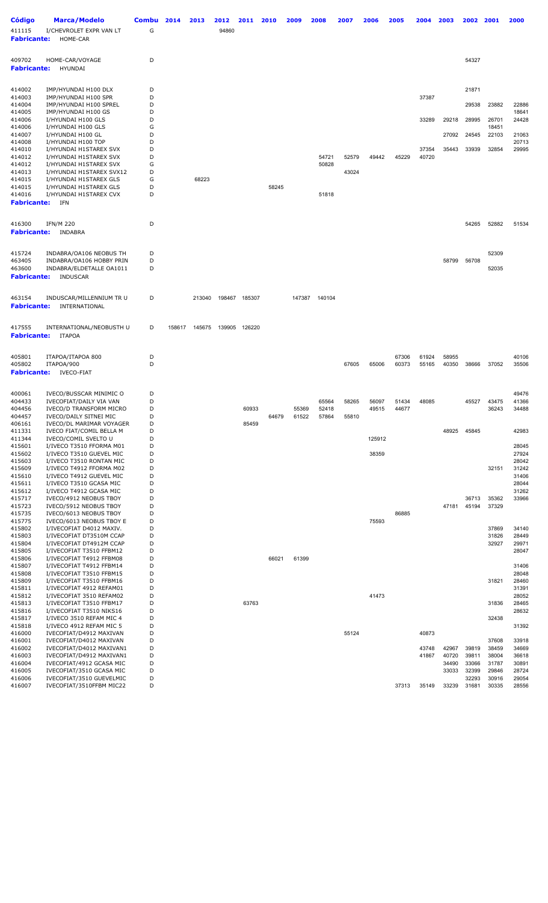| Código | Marca/Modelo | Combu | 2014 | 2013 | 2012 | 2011 | 2010 | 2009 | 2008 | 2007 | 2006 | 2005 | 2004 | 2003 | 2002 | 2001 | 2000 |
|---|---|---|---|---|---|---|---|---|---|---|---|---|---|---|---|---|---|
| 411115 | I/CHEVROLET EXPR VAN LT | G | | | 94860 | | | | | | | | | | | | |
| **Fabricante:** | HOME-CAR | | | | | | | | | | | | | | | | |
| 409702 | HOME-CAR/VOYAGE | D | | | | | | | | | | | | | 54327 | | |
| **Fabricante:** | HYUNDAI | | | | | | | | | | | | | | | | |
| 414002 | IMP/HYUNDAI H100 DLX | D | | | | | | | | | | | | | 21871 | | |
| 414003 | IMP/HYUNDAI H100 SPR | D | | | | | | | | | | | 37387 | | | | |
| 414004 | IMP/HYUNDAI H100 SPREL | D | | | | | | | | | | | | | 29538 | 23882 | 22886 |
| 414005 | IMP/HYUNDAI H100 GS | D | | | | | | | | | | | | | | | 18641 |
| 414006 | I/HYUNDAI H100 GLS | D | | | | | | | | | | | 33289 | 29218 | 28995 | 26701 | 24428 |
| 414006 | I/HYUNDAI H100 GLS | G | | | | | | | | | | | | | | 18451 | |
| 414007 | I/HYUNDAI H100 GL | D | | | | | | | | | | | | 27092 | 24545 | 22103 | 21063 |
| 414008 | I/HYUNDAI H100 TOP | D | | | | | | | | | | | | | | | 20713 |
| 414010 | I/HYUNDAI H1STAREX SVX | D | | | | | | | | | | | 37354 | 35443 | 33939 | 32854 | 29995 |
| 414012 | I/HYUNDAI H1STAREX SVX | D | | | | | | | 54721 | 52579 | 49442 | 45229 | 40720 | | | | |
| 414012 | I/HYUNDAI H1STAREX SVX | G | | | | | | | 50828 | | | | | | | | |
| 414013 | I/HYUNDAI H1STAREX SVX12 | D | | | | | | | | 43024 | | | | | | | |
| 414015 | I/HYUNDAI H1STAREX GLS | G | | 68223 | | | | | | | | | | | | | |
| 414015 | I/HYUNDAI H1STAREX GLS | D | | | | | 58245 | | | | | | | | | | |
| 414016 | I/HYUNDAI H1STAREX CVX | D | | | | | | | 51818 | | | | | | | | |
| **Fabricante:** | IFN | | | | | | | | | | | | | | | | |
| 416300 | IFN/M 220 | D | | | | | | | | | | | | | 54265 | 52882 | 51534 |
| **Fabricante:** | INDABRA | | | | | | | | | | | | | | | | |
| 415724 | INDABRA/OA106 NEOBUS TH | D | | | | | | | | | | | | | | 52309 | |
| 463405 | INDABRA/OA106 HOBBY PRIN | D | | | | | | | | | | | | 58799 | 56708 | | |
| 463600 | INDABRA/ELDETALLE OA1011 | D | | | | | | | | | | | | | | 52035 | |
| **Fabricante:** | INDUSCAR | | | | | | | | | | | | | | | | |
| 463154 | INDUSCAR/MILLENNIUM TR U | D | | 213040 | 198467 | 185307 | | 147387 | 140104 | | | | | | | | |
| **Fabricante:** | INTERNATIONAL | | | | | | | | | | | | | | | | |
| 417555 | INTERNATIONAL/NEOBUSTH U | D | 158617 | 145675 | 139905 | 126220 | | | | | | | | | | | |
| **Fabricante:** | ITAPOA | | | | | | | | | | | | | | | | |
| 405801 | ITAPOA/ITAPOA 800 | D | | | | | | | | | | 67306 | 61924 | 58955 | | | 40106 |
| 405802 | ITAPOA/900 | D | | | | | | | | 67605 | 65006 | 60373 | 55165 | 40350 | 38666 | 37052 | 35506 |
| **Fabricante:** | IVECO-FIAT | | | | | | | | | | | | | | | | |
| 400061 | IVECO/BUSSCAR MINIMIC O | D | | | | | | | | | | | | | | | 49476 |
| 404433 | IVECOFIAT/DAILY VIA VAN | D | | | | | | | 65564 | 58265 | 56097 | 51434 | 48085 | | 45527 | 43475 | 41366 |
| 404456 | IVECO/D TRANSFORM MICRO | D | | | | 60933 | | 55369 | 52418 | | 49515 | 44677 | | | | 36243 | 34488 |
| 404457 | IVECO/DAILY SITNEI MIC | D | | | | | 64679 | 61522 | 57864 | 55810 | | | | | | | |
| 406161 | IVECO/DL MARIMAR VOYAGER | D | | | | 85459 | | | | | | | | | | | |
| 411331 | IVECO FIAT/COMIL BELLA M | D | | | | | | | | | | | | 48925 | 45845 | | 42983 |
| 411344 | IVECO/COMIL SVELTO U | D | | | | | | | | | 125912 | | | | | | |
| 415601 | I/IVECO T3510 FFORMA M01 | D | | | | | | | | | | | | | | | 28045 |
| 415602 | I/IVECO T3510 GUEVEL MIC | D | | | | | | | | | 38359 | | | | | | 27924 |
| 415603 | I/IVECO T3510 RONTAN MIC | D | | | | | | | | | | | | | | | 28042 |
| 415609 | I/IVECO T4912 FFORMA M02 | D | | | | | | | | | | | | | | 32151 | 31242 |
| 415610 | I/IVECO T4912 GUEVEL MIC | D | | | | | | | | | | | | | | | 31406 |
| 415611 | I/IVECO T3510 GCASA MIC | D | | | | | | | | | | | | | | | 28044 |
| 415612 | I/IVECO T4912 GCASA MIC | D | | | | | | | | | | | | | | | 31262 |
| 415717 | IVECO/4912 NEOBUS TBOY | D | | | | | | | | | | | | | 36713 | 35362 | 33966 |
| 415723 | IVECO/5912 NEOBUS TBOY | D | | | | | | | | | | | | 47181 | 45194 | 37329 | |
| 415735 | IVECO/6013 NEOBUS TBOY | D | | | | | | | | | | 86885 | | | | | |
| 415775 | IVECO/6013 NEOBUS TBOY E | D | | | | | | | | | 75593 | | | | | | |
| 415802 | I/IVECOFIAT D4012 MAXIV. | D | | | | | | | | | | | | | | 37869 | 34140 |
| 415803 | I/IVECOFIAT DT3510M CCAP | D | | | | | | | | | | | | | | 31826 | 28449 |
| 415804 | I/IVECOFIAT DT4912M CCAP | D | | | | | | | | | | | | | | 32927 | 29971 |
| 415805 | I/IVECOFIAT T3510 FFBM12 | D | | | | | | | | | | | | | | | 28047 |
| 415806 | I/IVECOFIAT T4912 FFBM08 | D | | | | | 66021 | 61399 | | | | | | | | | |
| 415807 | I/IVECOFIAT T4912 FFBM14 | D | | | | | | | | | | | | | | | 31406 |
| 415808 | I/IVECOFIAT T3510 FFBM15 | D | | | | | | | | | | | | | | | 28048 |
| 415809 | I/IVECOFIAT T3510 FFBM16 | D | | | | | | | | | | | | | | 31821 | 28460 |
| 415811 | I/IVECOFIAT 4912 REFAM01 | D | | | | | | | | | | | | | | | 31391 |
| 415812 | I/IVECOFIAT 3510 REFAM02 | D | | | | | | | | | 41473 | | | | | | 28052 |
| 415813 | I/IVECOFIAT T3510 FFBM17 | D | | | | 63763 | | | | | | | | | | 31836 | 28465 |
| 415816 | I/IVECOFIAT T3510 NIKS16 | D | | | | | | | | | | | | | | | 28632 |
| 415817 | I/IVECO 3510 REFAM MIC 4 | D | | | | | | | | | | | | | | 32438 | |
| 415818 | I/IVECO 4912 REFAM MIC 5 | D | | | | | | | | | | | | | | | 31392 |
| 416000 | IVECOFIAT/D4912 MAXIVAN | D | | | | | | | | 55124 | | | 40873 | | | | |
| 416001 | IVECOFIAT/D4012 MAXIVAN | D | | | | | | | | | | | | | | 37608 | 33918 |
| 416002 | IVECOFIAT/D4012 MAXIVAN1 | D | | | | | | | | | | | 43748 | 42967 | 39819 | 38459 | 34669 |
| 416003 | IVECOFIAT/D4912 MAXIVAN1 | D | | | | | | | | | | | 41867 | 40720 | 39811 | 38004 | 36618 |
| 416004 | IVECOFIAT/4912 GCASA MIC | D | | | | | | | | | | | | 34490 | 33066 | 31787 | 30891 |
| 416005 | IVECOFIAT/3510 GCASA MIC | D | | | | | | | | | | | | 33033 | 32399 | 29846 | 28724 |
| 416006 | IVECOFIAT/3510 GUEVELMIC | D | | | | | | | | | | | | | 32293 | 30916 | 29054 |
| 416007 | IVECOFIAT/3510FFBM MIC22 | D | | | | | | | | | | 37313 | 35149 | 33239 | 31681 | 30335 | 28556 |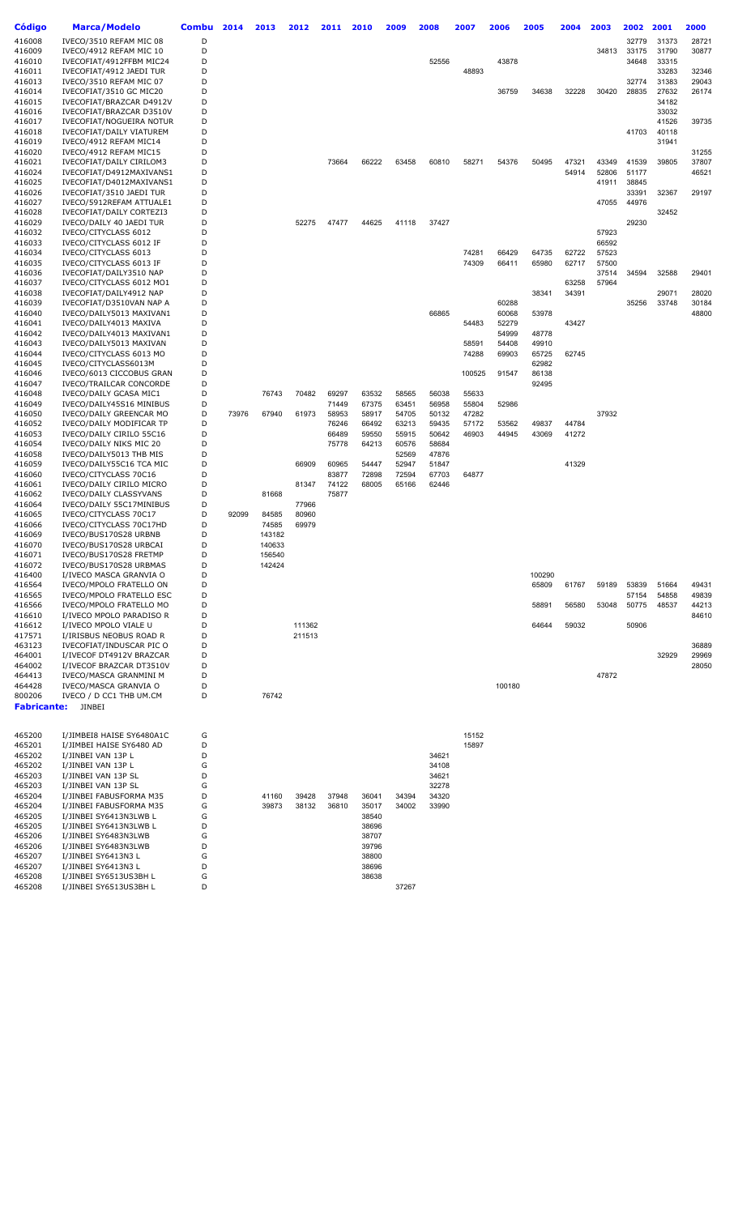| Código | Marca/Modelo | Combu | 2014 | 2013 | 2012 | 2011 | 2010 | 2009 | 2008 | 2007 | 2006 | 2005 | 2004 | 2003 | 2002 | 2001 | 2000 |
|---|---|---|---|---|---|---|---|---|---|---|---|---|---|---|---|---|---|
| 416008 | IVECO/3510 REFAM MIC 08 | D | | | | | | | | | | | | | 32779 | 31373 | 28721 |
| 416009 | IVECO/4912 REFAM MIC 10 | D | | | | | | | | | | | | 34813 | 33175 | 31790 | 30877 |
| 416010 | IVECOFIAT/4912FFBM MIC24 | D | | | | | | | 52556 | | 43878 | | | | 34648 | 33315 | |
| 416011 | IVECOFIAT/4912 JAEDI TUR | D | | | | | | | | 48893 | | | | | | 33283 | 32346 |
| 416013 | IVECO/3510 REFAM MIC 07 | D | | | | | | | | | | | | | 32774 | 31383 | 29043 |
| 416014 | IVECOFIAT/3510 GC MIC20 | D | | | | | | | | | 36759 | 34638 | 32228 | 30420 | 28835 | 27632 | 26174 |
| 416015 | IVECOFIAT/BRAZCAR D4912V | D | | | | | | | | | | | | | | 34182 | |
| 416016 | IVECOFIAT/BRAZCAR D3510V | D | | | | | | | | | | | | | | 33032 | |
| 416017 | IVECOFIAT/NOGUEIRA NOTUR | D | | | | | | | | | | | | | | 41526 | 39735 |
| 416018 | IVECOFIAT/DAILY VIATUREM | D | | | | | | | | | | | | | 41703 | 40118 | |
| 416019 | IVECO/4912 REFAM MIC14 | D | | | | | | | | | | | | | | 31941 | |
| 416020 | IVECO/4912 REFAM MIC15 | D | | | | | | | | | | | | | | | 31255 |
| 416021 | IVECOFIAT/DAILY CIRILOM3 | D | | | | 73664 | 66222 | 63458 | 60810 | 58271 | 54376 | 50495 | 47321 | 43349 | 41539 | 39805 | 37807 |
| 416024 | IVECOFIAT/D4912MAXIVANS1 | D | | | | | | | | | | | 54914 | 52806 | 51177 | | 46521 |
| 416025 | IVECOFIAT/D4012MAXIVANS1 | D | | | | | | | | | | | | 41911 | 38845 | | |
| 416026 | IVECOFIAT/3510 JAEDI TUR | D | | | | | | | | | | | | | 33391 | 32367 | 29197 |
| 416027 | IVECO/5912REFAM ATTUALE1 | D | | | | | | | | | | | | 47055 | 44976 | | |
| 416028 | IVECOFIAT/DAILY CORTEZI3 | D | | | | | | | | | | | | | | 32452 | |
| 416029 | IVECO/DAILY 40 JAEDI TUR | D | | | 52275 | 47477 | 44625 | 41118 | 37427 | | | | | | 29230 | | |
| 416032 | IVECO/CITYCLASS 6012 | D | | | | | | | | | | | | 57923 | | | |
| 416033 | IVECO/CITYCLASS 6012 IF | D | | | | | | | | | | | | 66592 | | | |
| 416034 | IVECO/CITYCLASS 6013 | D | | | | | | | | 74281 | 66429 | 64735 | 62722 | 57523 | | | |
| 416035 | IVECO/CITYCLASS 6013 IF | D | | | | | | | | 74309 | 66411 | 65980 | 62717 | 57500 | | | |
| 416036 | IVECOFIAT/DAILY3510 NAP | D | | | | | | | | | | | | 37514 | 34594 | 32588 | 29401 |
| 416037 | IVECO/CITYCLASS 6012 MO1 | D | | | | | | | | | | | 63258 | 57964 | | | |
| 416038 | IVECOFIAT/DAILY4912 NAP | D | | | | | | | | | | 38341 | 34391 | | | 29071 | 28020 |
| 416039 | IVECOFIAT/D3510VAN NAP A | D | | | | | | | | | 60288 | | | | 35256 | 33748 | 30184 |
| 416040 | IVECO/DAILY5013 MAXIVAN1 | D | | | | | | | 66865 | | 60068 | 53978 | | | | | 48800 |
| 416041 | IVECO/DAILY4013 MAXIVA | D | | | | | | | | 54483 | 52279 | | 43427 | | | | |
| 416042 | IVECO/DAILY4013 MAXIVAN1 | D | | | | | | | | | 54999 | 48778 | | | | | |
| 416043 | IVECO/DAILY5013 MAXIVAN | D | | | | | | | | 58591 | 54408 | 49910 | | | | | |
| 416044 | IVECO/CITYCLASS 6013 MO | D | | | | | | | | 74288 | 69903 | 65725 | 62745 | | | | |
| 416045 | IVECO/CITYCLASS6013M | D | | | | | | | | | | 62982 | | | | | |
| 416046 | IVECO/6013 CICCOBUS GRAN | D | | | | | | | | 100525 | 91547 | 86138 | | | | | |
| 416047 | IVECO/TRAILCAR CONCORDE | D | | | | | | | | | | 92495 | | | | | |
| 416048 | IVECO/DAILY GCASA MIC1 | D | | 76743 | 70482 | 69297 | 63532 | 58565 | 56038 | 55633 | | | | | | | |
| 416049 | IVECO/DAILY45S16 MINIBUS | D | | | | 71449 | 67375 | 63451 | 56958 | 55804 | 52986 | | | | | | |
| 416050 | IVECO/DAILY GREENCAR MO | D | 73976 | 67940 | 61973 | 58953 | 58917 | 54705 | 50132 | 47282 | | | | 37932 | | | |
| 416052 | IVECO/DAILY MODIFICAR TP | D | | | | 76246 | 66492 | 63213 | 59435 | 57172 | 53562 | 49837 | 44784 | | | | |
| 416053 | IVECO/DAILY CIRILO 55C16 | D | | | | 66489 | 59550 | 55915 | 50642 | 46903 | 44945 | 43069 | 41272 | | | | |
| 416054 | IVECO/DAILY NIKS MIC 20 | D | | | | 75778 | 64213 | 60576 | 58684 | | | | | | | | |
| 416058 | IVECO/DAILY5013 THB MIS | D | | | | | | 52569 | 47876 | | | | | | | | |
| 416059 | IVECO/DAILY55C16 TCA MIC | D | | | 66909 | 60965 | 54447 | 52947 | 51847 | | | | 41329 | | | | |
| 416060 | IVECO/CITYCLASS 70C16 | D | | | | 83877 | 72898 | 72594 | 67703 | 64877 | | | | | | | |
| 416061 | IVECO/DAILY CIRILO MICRO | D | | | 81347 | 74122 | 68005 | 65166 | 62446 | | | | | | | | |
| 416062 | IVECO/DAILY CLASSYVANS | D | | 81668 | | 75877 | | | | | | | | | | | |
| 416064 | IVECO/DAILY 55C17MINIBUS | D | | | 77966 | | | | | | | | | | | | |
| 416065 | IVECO/CITYCLASS 70C17 | D | 92099 | 84585 | 80960 | | | | | | | | | | | | |
| 416066 | IVECO/CITYCLASS 70C17HD | D | | 74585 | 69979 | | | | | | | | | | | | |
| 416069 | IVECO/BUS170S28 URBNB | D | | 143182 | | | | | | | | | | | | | |
| 416070 | IVECO/BUS170S28 URBCAI | D | | 140633 | | | | | | | | | | | | | |
| 416071 | IVECO/BUS170S28 FRETMP | D | | 156540 | | | | | | | | | | | | | |
| 416072 | IVECO/BUS170S28 URBMAS | D | | 142424 | | | | | | | | | | | | | |
| 416400 | I/IVECO MASCA GRANVIA O | D | | | | | | | | | | 100290 | | | | | |
| 416564 | IVECO/MPOLO FRATELLO ON | D | | | | | | | | | | 65809 | 61767 | 59189 | 53839 | 51664 | 49431 |
| 416565 | IVECO/MPOLO FRATELLO ESC | D | | | | | | | | | | | | | 57154 | 54858 | 49839 |
| 416566 | IVECO/MPOLO FRATELLO MO | D | | | | | | | | | | 58891 | 56580 | 53048 | 50775 | 48537 | 44213 |
| 416610 | I/IVECO MPOLO PARADISO R | D | | | | | | | | | | | | | | | 84610 |
| 416612 | I/IVECO MPOLO VIALE U | D | | | 111362 | | | | | | | 64644 | 59032 | | 50906 | | |
| 417571 | I/IRISBUS NEOBUS ROAD R | D | | | 211513 | | | | | | | | | | | | |
| 463123 | IVECOFIAT/INDUSCAR PIC O | D | | | | | | | | | | | | | | | 36889 |
| 464001 | I/IVECOF DT4912V BRAZCAR | D | | | | | | | | | | | | | | 32929 | 29969 |
| 464002 | I/IVECOF BRAZCAR DT3510V | D | | | | | | | | | | | | | | | 28050 |
| 464413 | IVECO/MASCA GRANMINI M | D | | | | | | | | | | | | 47872 | | | |
| 464428 | IVECO/MASCA GRANVIA O | D | | | | | | | | | 100180 | | | | | | |
| 800206 | IVECO / D CC1 THB UM.CM | D | | 76742 | | | | | | | | | | | | | |

**Fabricante:** JINBEI

| Código | Marca/Modelo | Combu | 2014 | 2013 | 2012 | 2011 | 2010 | 2009 | 2008 | 2007 | 2006 | 2005 | 2004 | 2003 | 2002 | 2001 | 2000 |
|---|---|---|---|---|---|---|---|---|---|---|---|---|---|---|---|---|---|
| 465200 | I/JIMBEI8 HAISE SY6480A1C | G | | | | | | | | 15152 | | | | | | | |
| 465201 | I/JIMBEI HAISE SY6480 AD | D | | | | | | | | 15897 | | | | | | | |
| 465202 | I/JINBEI VAN 13P L | D | | | | | | | 34621 | | | | | | | | |
| 465202 | I/JINBEI VAN 13P L | G | | | | | | | 34108 | | | | | | | | |
| 465203 | I/JINBEI VAN 13P SL | D | | | | | | | 34621 | | | | | | | | |
| 465203 | I/JINBEI VAN 13P SL | G | | | | | | | 32278 | | | | | | | | |
| 465204 | I/JINBEI FABUSFORMA M35 | D | | 41160 | 39428 | 37948 | 36041 | 34394 | 34320 | | | | | | | | |
| 465204 | I/JINBEI FABUSFORMA M35 | G | | 39873 | 38132 | 36810 | 35017 | 34002 | 33990 | | | | | | | | |
| 465205 | I/JINBEI SY6413N3LWB L | G | | | | | 38540 | | | | | | | | | | |
| 465205 | I/JINBEI SY6413N3LWB L | D | | | | | 38696 | | | | | | | | | | |
| 465206 | I/JINBEI SY6483N3LWB | G | | | | | 38707 | | | | | | | | | | |
| 465206 | I/JINBEI SY6483N3LWB | D | | | | | 39796 | | | | | | | | | | |
| 465207 | I/JINBEI SY6413N3 L | G | | | | | 38800 | | | | | | | | | | |
| 465207 | I/JINBEI SY6413N3 L | D | | | | | 38696 | | | | | | | | | | |
| 465208 | I/JINBEI SY6513US3BH L | G | | | | | 38638 | | | | | | | | | | |
| 465208 | I/JINBEI SY6513US3BH L | D | | | | | | 37267 | | | | | | | | | |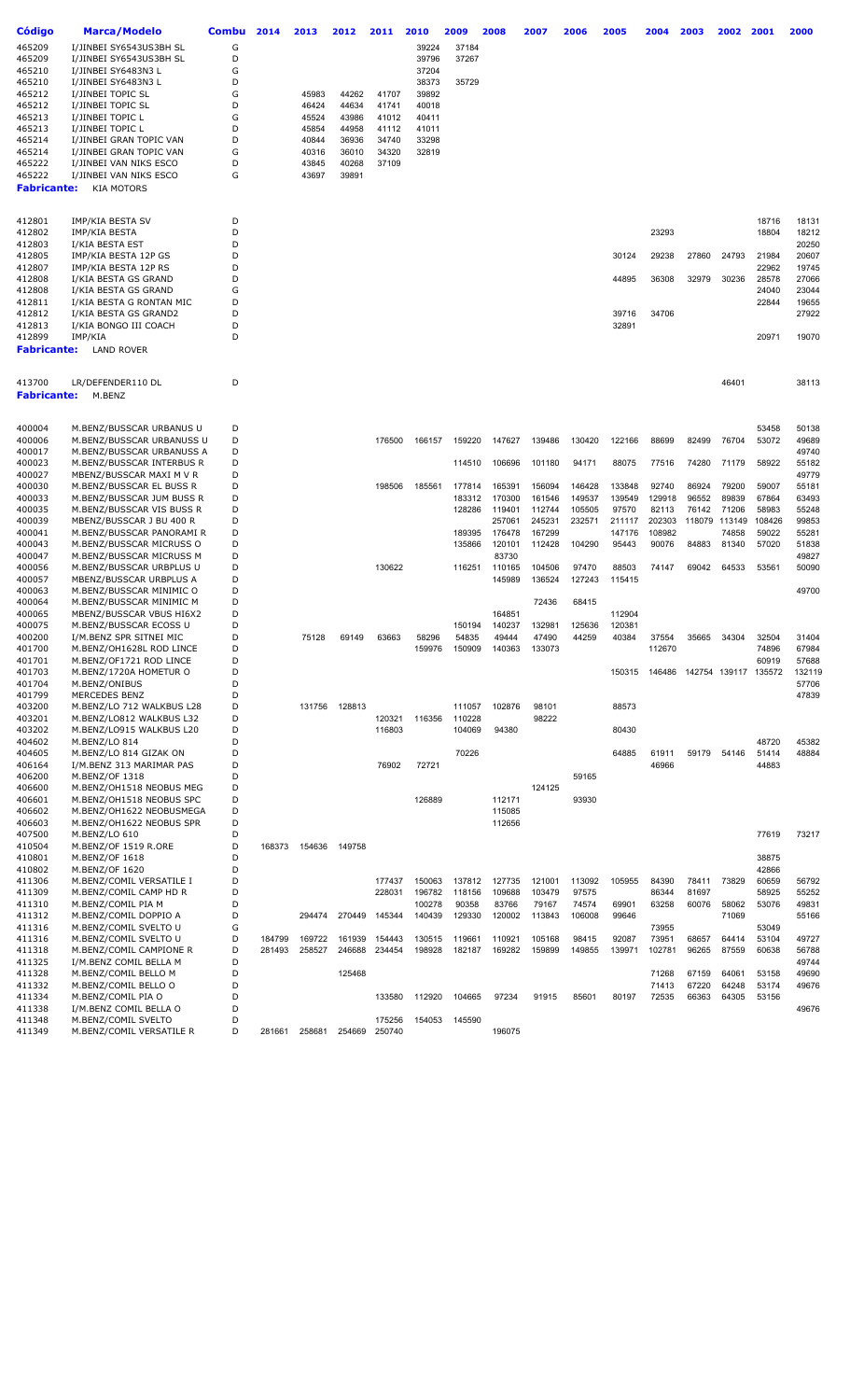| Código | Marca/Modelo | Combu | 2014 | 2013 | 2012 | 2011 | 2010 | 2009 | 2008 | 2007 | 2006 | 2005 | 2004 | 2003 | 2002 | 2001 | 2000 |
|---|---|---|---|---|---|---|---|---|---|---|---|---|---|---|---|---|---|
| 465209 | I/JINBEI SY6543US3BH SL | G | | | | | 39224 | 37184 | | | | | | | | | |
| 465209 | I/JINBEI SY6543US3BH SL | D | | | | | 39796 | 37267 | | | | | | | | | |
| 465210 | I/JINBEI SY6483N3 L | G | | | | | 37204 | | | | | | | | | | |
| 465210 | I/JINBEI SY6483N3 L | D | | | | | 38373 | 35729 | | | | | | | | | |
| 465212 | I/JINBEI TOPIC SL | G | | 45983 | 44262 | 41707 | 39892 | | | | | | | | | | |
| 465212 | I/JINBEI TOPIC SL | D | | 46424 | 44634 | 41741 | 40018 | | | | | | | | | | |
| 465213 | I/JINBEI TOPIC L | G | | 45524 | 43986 | 41012 | 40411 | | | | | | | | | | |
| 465213 | I/JINBEI TOPIC L | D | | 45854 | 44958 | 41112 | 41011 | | | | | | | | | | |
| 465214 | I/JINBEI GRAN TOPIC VAN | D | | 40844 | 36936 | 34740 | 33298 | | | | | | | | | | |
| 465214 | I/JINBEI GRAN TOPIC VAN | G | | 40316 | 36010 | 34320 | 32819 | | | | | | | | | | |
| 465222 | I/JINBEI VAN NIKS ESCO | D | | 43845 | 40268 | 37109 | | | | | | | | | | | |
| 465222 | I/JINBEI VAN NIKS ESCO | G | | 43697 | 39891 | | | | | | | | | | | | |
| **Fabricante:** | KIA MOTORS | | | | | | | | | | | | | | | | |
| 412801 | IMP/KIA BESTA SV | D | | | | | | | | | | | | | | 18716 | 18131 |
| 412802 | IMP/KIA BESTA | D | | | | | | | | | | | 23293 | | | 18804 | 18212 |
| 412803 | I/KIA BESTA EST | D | | | | | | | | | | | | | | | 20250 |
| 412805 | IMP/KIA BESTA 12P GS | D | | | | | | | | | | 30124 | 29238 | 27860 | 24793 | 21984 | 20607 |
| 412807 | IMP/KIA BESTA 12P RS | D | | | | | | | | | | | | | | 22962 | 19745 |
| 412808 | I/KIA BESTA GS GRAND | D | | | | | | | | | | 44895 | 36308 | 32979 | 30236 | 28578 | 27066 |
| 412808 | I/KIA BESTA GS GRAND | G | | | | | | | | | | | | | | 24040 | 23044 |
| 412811 | I/KIA BESTA G RONTAN MIC | D | | | | | | | | | | | | | | 22844 | 19655 |
| 412812 | I/KIA BESTA GS GRAND2 | D | | | | | | | | | | 39716 | 34706 | | | | 27922 |
| 412813 | I/KIA BONGO III COACH | D | | | | | | | | | | 32891 | | | | | |
| 412899 | IMP/KIA | D | | | | | | | | | | | | | | 20971 | 19070 |
| **Fabricante:** | LAND ROVER | | | | | | | | | | | | | | | | |
| 413700 | LR/DEFENDER110 DL | D | | | | | | | | | | | | | 46401 | | 38113 |
| **Fabricante:** | M.BENZ | | | | | | | | | | | | | | | | |
| 400004 | M.BENZ/BUSSCAR URBANUS U | D | | | | | | | | | | | | | | 53458 | 50138 |
| 400006 | M.BENZ/BUSSCAR URBANUSS U | D | | | | 176500 | 166157 | 159220 | 147627 | 139486 | 130420 | 122166 | 88699 | 82499 | 76704 | 53072 | 49689 |
| 400017 | M.BENZ/BUSSCAR URBANUSS A | D | | | | | | | | | | | | | | | 49740 |
| 400023 | M.BENZ/BUSSCAR INTERBUS R | D | | | | | | 114510 | 106696 | 101180 | 94171 | 88075 | 77516 | 74280 | 71179 | 58922 | 55182 |
| 400027 | MBENZ/BUSSCAR MAXI M V R | D | | | | | | | | | | | | | | | 49779 |
| 400030 | M.BENZ/BUSSCAR EL BUSS R | D | | | | 198506 | 185561 | 177814 | 165391 | 156094 | 146428 | 133848 | 92740 | 86924 | 79200 | 59007 | 55181 |
| 400033 | M.BENZ/BUSSCAR JUM BUSS R | D | | | | | | 183312 | 170300 | 161546 | 149537 | 139549 | 129918 | 96552 | 89839 | 67864 | 63493 |
| 400035 | M.BENZ/BUSSCAR VIS BUSS R | D | | | | | | 128286 | 119401 | 112744 | 105505 | 97570 | 82113 | 76142 | 71206 | 58983 | 55248 |
| 400039 | MBENZ/BUSSCAR J BU 400 R | D | | | | | | | 257061 | 245231 | 232571 | 211117 | 202303 | 118079 | 113149 | 108426 | 99853 |
| 400041 | M.BENZ/BUSSCAR PANORAMI R | D | | | | | | 189395 | 176478 | 167299 | | 147176 | 108982 | | 74858 | 59022 | 55281 |
| 400043 | M.BENZ/BUSSCAR MICRUSS O | D | | | | | | 135866 | 120101 | 112428 | 104290 | 95443 | 90076 | 84883 | 81340 | 57020 | 51838 |
| 400047 | M.BENZ/BUSSCAR MICRUSS M | D | | | | | | | 83730 | | | | | | | | 49827 |
| 400056 | M.BENZ/BUSSCAR URBPLUS U | D | | | | 130622 | | 116251 | 110165 | 104506 | 97470 | 88503 | 74147 | 69042 | 64533 | 53561 | 50090 |
| 400057 | MBENZ/BUSSCAR URBPLUS A | D | | | | | | | 145989 | 136524 | 127243 | 115415 | | | | | |
| 400063 | M.BENZ/BUSSCAR MINIMIC O | D | | | | | | | | | | | | | | | 49700 |
| 400064 | M.BENZ/BUSSCAR MINIMIC M | D | | | | | | | | 72436 | 68415 | | | | | | |
| 400065 | MBENZ/BUSSCAR VBUS HI6X2 | D | | | | | | | 164851 | | | 112904 | | | | | |
| 400075 | M.BENZ/BUSSCAR ECOSS U | D | | | | | | 150194 | 140237 | 132981 | 125636 | 120381 | | | | | |
| 400200 | I/M.BENZ SPR SITNEI MIC | D | | 75128 | 69149 | 63663 | 58296 | 54835 | 49444 | 47490 | 44259 | 40384 | 37554 | 35665 | 34304 | 32504 | 31404 |
| 401700 | M.BENZ/OH1628L ROD LINCE | D | | | | | 159976 | 150909 | 140363 | 133073 | | | 112670 | | | 74896 | 67984 |
| 401701 | M.BENZ/OF1721 ROD LINCE | D | | | | | | | | | | | | | | 60919 | 57688 |
| 401703 | M.BENZ/1720A HOMETUR O | D | | | | | | | | | | 150315 | 146486 | 142754 | 139117 | 135572 | 132119 |
| 401704 | M.BENZ/ONIBUS | D | | | | | | | | | | | | | | | 57706 |
| 401799 | MERCEDES BENZ | D | | | | | | | | | | | | | | | 47839 |
| 403200 | M.BENZ/LO 712 WALKBUS L28 | D | | 131756 | 128813 | | | 111057 | 102876 | 98101 | | 88573 | | | | | |
| 403201 | M.BENZ/LO812 WALKBUS L32 | D | | | | 120321 | 116356 | 110228 | | 98222 | | | | | | | |
| 403202 | M.BENZ/LO915 WALKBUS L20 | D | | | | 116803 | | 104069 | 94380 | | | 80430 | | | | | |
| 404602 | M.BENZ/LO 814 | D | | | | | | | | | | | | | | 48720 | 45382 |
| 404605 | M.BENZ/LO 814 GIZAK ON | D | | | | | | 70226 | | | | 64885 | 61911 | 59179 | 54146 | 51414 | 48884 |
| 406164 | I/M.BENZ 313 MARIMAR PAS | D | | | | 76902 | 72721 | | | | | | 46966 | | | 44883 | |
| 406200 | M.BENZ/OF 1318 | D | | | | | | | | | 59165 | | | | | | |
| 406600 | M.BENZ/OH1518 NEOBUS MEG | D | | | | | | | | 124125 | | | | | | | |
| 406601 | M.BENZ/OH1518 NEOBUS SPC | D | | | | | 126889 | | 112171 | | 93930 | | | | | | |
| 406602 | M.BENZ/OH1622 NEOBUSMEGA | D | | | | | | | 115085 | | | | | | | | |
| 406603 | M.BENZ/OH1622 NEOBUS SPR | D | | | | | | | 112656 | | | | | | | | |
| 407500 | M.BENZ/LO 610 | D | | | | | | | | | | | | | | 77619 | 73217 |
| 410504 | M.BENZ/OF 1519 R.ORE | D | 168373 | 154636 | 149758 | | | | | | | | | | | | |
| 410801 | M.BENZ/OF 1618 | D | | | | | | | | | | | | | | 38875 | |
| 410802 | M.BENZ/OF 1620 | D | | | | | | | | | | | | | | 42866 | |
| 411306 | M.BENZ/COMIL VERSATILE I | D | | | | 177437 | 150063 | 137812 | 127735 | 121001 | 113092 | 105955 | 84390 | 78411 | 73829 | 60659 | 56792 |
| 411309 | M.BENZ/COMIL CAMP HD R | D | | | | 228031 | 196782 | 118156 | 109688 | 103479 | 97575 | | 86344 | 81697 | | 58925 | 55252 |
| 411310 | M.BENZ/COMIL PIA M | D | | | | | 100278 | 90358 | 83766 | 79167 | 74574 | 69901 | 63258 | 60076 | 58062 | 53076 | 49831 |
| 411312 | M.BENZ/COMIL DOPPIO A | D | | 294474 | 270449 | 145344 | 140439 | 129330 | 120002 | 113843 | 106008 | 99646 | | | 71069 | | 55166 |
| 411316 | M.BENZ/COMIL SVELTO U | G | | | | | | | | | | | 73955 | | | 53049 | |
| 411316 | M.BENZ/COMIL SVELTO U | D | 184799 | 169722 | 161939 | 154443 | 130515 | 119661 | 110921 | 105168 | 98415 | 92087 | 73951 | 68657 | 64414 | 53104 | 49727 |
| 411318 | M.BENZ/COMIL CAMPIONE R | D | 281493 | 258527 | 246688 | 234454 | 198928 | 182187 | 169282 | 159899 | 149855 | 139971 | 102781 | 96265 | 87559 | 60638 | 56788 |
| 411325 | I/M.BENZ COMIL BELLA M | D | | | | | | | | | | | | | | | 49744 |
| 411328 | M.BENZ/COMIL BELLO M | D | | | 125468 | | | | | | | | 71268 | 67159 | 64061 | 53158 | 49690 |
| 411332 | M.BENZ/COMIL BELLO O | D | | | | | | | | | | | 71413 | 67220 | 64248 | 53174 | 49676 |
| 411334 | M.BENZ/COMIL PIA O | D | | | | 133580 | 112920 | 104665 | 97234 | 91915 | 85601 | 80197 | 72535 | 66363 | 64305 | 53156 | |
| 411338 | I/M.BENZ COMIL BELLA O | D | | | | | | | | | | | | | | | 49676 |
| 411348 | M.BENZ/COMIL SVELTO | D | | | | 175256 | 154053 | 145590 | | | | | | | | | |
| 411349 | M.BENZ/COMIL VERSATILE R | D | 281661 | 258681 | 254669 | 250740 | | | 196075 | | | | | | | | |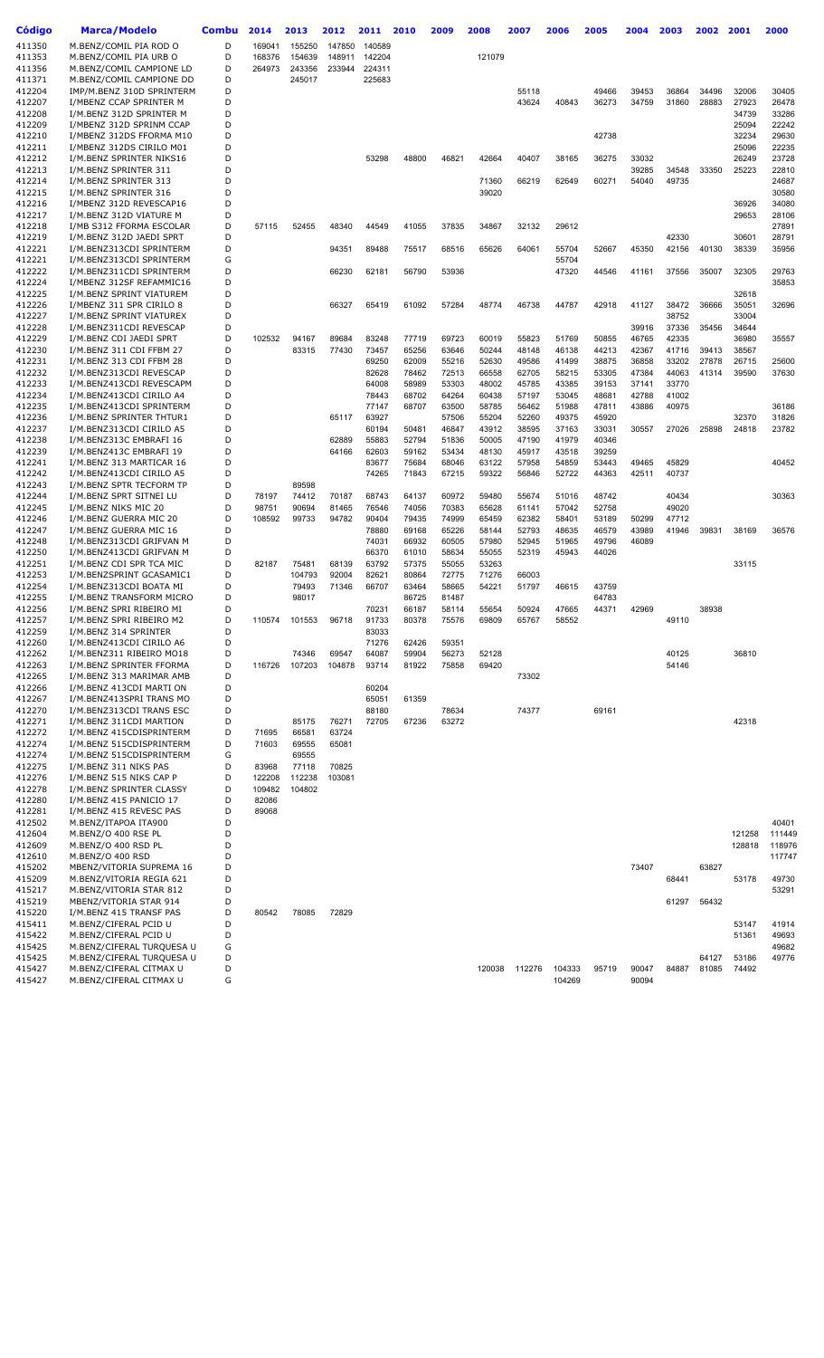| Código | Marca/Modelo | Combu | 2014 | 2013 | 2012 | 2011 | 2010 | 2009 | 2008 | 2007 | 2006 | 2005 | 2004 | 2003 | 2002 | 2001 | 2000 |
|---|---|---|---|---|---|---|---|---|---|---|---|---|---|---|---|---|---|
| 411350 | M.BENZ/COMIL PIA ROD O | D | 169041 | 155250 | 147850 | 140589 | | | | | | | | | | | |
| 411353 | M.BENZ/COMIL PIA URB O | D | 168376 | 154639 | 148911 | 142204 | | | | | | | | | | | |
| 411356 | M.BENZ/COMIL CAMPIONE LD | D | 264973 | 243356 | 233944 | 224311 | | | 121079 | | | | | | | | |
| 411371 | M.BENZ/COMIL CAMPIONE DD | D | | 245017 | | 225683 | | | | | | | | | | | |
| 412204 | IMP/M.BENZ 310D SPRINTERM | D | | | | | | | | 55118 | | 49466 | 39453 | 36864 | 34496 | 32006 | 30405 |
| 412207 | I/MBENZ CCAP SPRINTER M | D | | | | | | | | 43624 | 40843 | 36273 | 34759 | 31860 | 28883 | 27923 | 26478 |
| 412208 | I/M.BENZ 312D SPRINTER M | D | | | | | | | | | | | | | | 34739 | 33286 |
| 412209 | I/MBENZ 312D SPRINM CCAP | D | | | | | | | | | | | | | | 25094 | 22242 |
| 412210 | I/M.BENZ 312DS FFORMA M10 | D | | | | | | | | | | 42738 | | | | 32234 | 29630 |
| 412211 | I/MBENZ 312DS CIRILO M01 | D | | | | | | | | | | | | | | 25096 | 22235 |
| 412212 | I/M.BENZ SPRINTER NIKS16 | D | | | | 53298 | 48800 | 46821 | 42664 | 40407 | 38165 | 36275 | 33032 | | | 26249 | 23728 |
| 412213 | I/M.BENZ SPRINTER 311 | D | | | | | | | | | | | 39285 | 34548 | 33350 | 25223 | 22810 |
| 412214 | I/M.BENZ SPRINTER 313 | D | | | | | | | 71360 | 66219 | 62649 | 60271 | 54040 | 49735 | | | 24687 |
| 412215 | I/M.BENZ SPRINTER 316 | D | | | | | | | 39020 | | | | | | | | 30580 |
| 412216 | I/MBENZ 312D REVESCAP16 | D | | | | | | | | | | | | | | 36926 | 34080 |
| 412217 | I/M.BENZ 312D VIATURE M | D | | | | | | | | | | | | | | 29653 | 28106 |
| 412218 | I/MB S312 FFORMA ESCOLAR | D | 57115 | 52455 | 48340 | 44549 | 41055 | 37835 | 34867 | 32132 | 29612 | | | | | | 27891 |
| 412219 | I/M.BENZ 312D JAEDI SPRT | D | | | | | | | | | | | | 42330 | | 30601 | 28791 |
| 412221 | I/M.BENZ313CDI SPRINTERM | D | | | 94351 | 89488 | 75517 | 68516 | 65626 | 64061 | 55704 | 52667 | 45350 | 42156 | 40130 | 38339 | 35956 |
| 412221 | I/M.BENZ313CDI SPRINTERM | G | | | | | | | | | 55704 | | | | | | |
| 412222 | I/M.BENZ311CDI SPRINTERM | D | | | 66230 | 62181 | 56790 | 53936 | | | 47320 | 44546 | 41161 | 37556 | 35007 | 32305 | 29763 |
| 412224 | I/MBENZ 312SF REFAMMIC16 | D | | | | | | | | | | | | | | | 35853 |
| 412225 | I/M.BENZ SPRINT VIATUREM | D | | | | | | | | | | | | | | 32618 | |
| 412226 | I/MBENZ 311 SPR CIRILO 8 | D | | | 66327 | 65419 | 61092 | 57284 | 48774 | 46738 | 44787 | 42918 | 41127 | 38472 | 36666 | 35051 | 32696 |
| 412227 | I/M.BENZ SPRINT VIATUREX | D | | | | | | | | | | | | | | 33004 | |
| 412228 | I/M.BENZ311CDI REVESCAP | D | | | | | | | | | | | 39916 | 37336 | 35456 | 34644 | |
| 412229 | I/M.BENZ CDI JAEDI SPRT | D | 102532 | 94167 | 89684 | 83248 | 77719 | 69723 | 60019 | 55823 | 51769 | 50855 | 46765 | 42335 | | 36980 | 35557 |
| 412230 | I/M.BENZ 311 CDI FFBM 27 | D | | 83315 | 77430 | 73457 | 65256 | 63646 | 50244 | 48148 | 46138 | 44213 | 42367 | 41716 | 39413 | 38567 | |
| 412231 | I/M.BENZ 313 CDI FFBM 28 | D | | | | 69250 | 62009 | 55216 | 52630 | 49586 | 41499 | 38875 | 36858 | 33202 | 27878 | 26715 | 25600 |
| 412232 | I/M.BENZ313CDI REVESCAP | D | | | | 82628 | 78462 | 72513 | 66558 | 62705 | 58215 | 53305 | 47384 | 44063 | 41314 | 39590 | 37630 |
| 412233 | I/M.BENZ413CDI REVESCAPM | D | | | | 64008 | 58989 | 53303 | 48002 | 45785 | 43385 | 39153 | 37141 | 33770 | | | |
| 412234 | I/M.BENZ413CDI CIRILO A4 | D | | | | 78443 | 68702 | 64264 | 60438 | 57197 | 53045 | 48681 | 42788 | 41002 | | | |
| 412235 | I/M.BENZ413CDI SPRINTERM | D | | | | 77147 | 68707 | 63500 | 58785 | 56462 | 51988 | 47811 | 43886 | 40975 | | | 36186 |
| 412236 | I/M.BENZ SPRINTER THTUR1 | D | | | 65117 | 63927 | | 57506 | 55204 | 52260 | 49375 | 45920 | | | | 32370 | 31826 |
| 412237 | I/M.BENZ313CDI CIRILO A5 | D | | | | 60194 | 50481 | 46847 | 43912 | 38595 | 37163 | 33031 | 30557 | 27026 | 25898 | 24818 | 23782 |
| 412238 | I/M.BENZ313C EMBRAFI 16 | D | | | 62889 | 55883 | 52794 | 51836 | 50005 | 47190 | 41979 | 40346 | | | | | |
| 412239 | I/M.BENZ413C EMBRAFI 19 | D | | | 64166 | 62603 | 59162 | 53434 | 48130 | 45917 | 43518 | 39259 | | | | | |
| 412241 | I/M.BENZ 313 MARTICAR 16 | D | | | | 83677 | 75684 | 68046 | 63122 | 57958 | 54859 | 53443 | 49465 | 45829 | | | 40452 |
| 412242 | I/M.BENZ413CDI CIRILO A5 | D | | | | 74265 | 71843 | 67215 | 59322 | 56846 | 52722 | 44363 | 42511 | 40737 | | | |
| 412243 | I/M.BENZ SPTR TECFORM TP | D | | 89598 | | | | | | | | | | | | | |
| 412244 | I/M.BENZ SPRT SITNEI LU | D | 78197 | 74412 | 70187 | 68743 | 64137 | 60972 | 59480 | 55674 | 51016 | 48742 | | 40434 | | | 30363 |
| 412245 | I/M.BENZ NIKS MIC 20 | D | 98751 | 90694 | 81465 | 76546 | 74056 | 70383 | 65628 | 61141 | 57042 | 52758 | | 49020 | | | |
| 412246 | I/M.BENZ GUERRA MIC 20 | D | 108592 | 99733 | 94782 | 90404 | 79435 | 74999 | 65459 | 62382 | 58401 | 53189 | 50299 | 47712 | | | |
| 412247 | I/M.BENZ GUERRA MIC 16 | D | | | | 78880 | 69168 | 65226 | 58144 | 52793 | 48635 | 46579 | 43989 | 41946 | 39831 | 38169 | 36576 |
| 412248 | I/M.BENZ313CDI GRIFVAN M | D | | | | 74031 | 66932 | 60505 | 57980 | 52945 | 51965 | 49796 | 46089 | | | | |
| 412250 | I/M.BENZ413CDI GRIFVAN M | D | | | | 66370 | 61010 | 58634 | 55055 | 52319 | 45943 | 44026 | | | | | |
| 412251 | I/M.BENZ CDI SPR TCA MIC | D | 82187 | 75481 | 68139 | 63792 | 57375 | 55055 | 53263 | | | | | | | 33115 | |
| 412253 | I/M.BENZSPRINT GCASAMIC1 | D | | 104793 | 92004 | 82621 | 80864 | 72775 | 71276 | 66003 | | | | | | | |
| 412254 | I/M.BENZ313CDI BOATA MI | D | | 79493 | 71346 | 66707 | 63464 | 58665 | 54221 | 51797 | 46615 | 43759 | | | | | |
| 412255 | I/M.BENZ TRANSFORM MICRO | D | | 98017 | | | 86725 | 81487 | | | | 64783 | | | | | |
| 412256 | I/M.BENZ SPRI RIBEIRO MI | D | | | | 70231 | 66187 | 58114 | 55654 | 50924 | 47665 | 44371 | 42969 | | 38938 | | |
| 412257 | I/M.BENZ SPRI RIBEIRO M2 | D | 110574 | 101553 | 96718 | 91733 | 80378 | 75576 | 69809 | 65767 | 58552 | | | 49110 | | | |
| 412259 | I/M.BENZ 314 SPRINTER | D | | | | 83033 | | | | | | | | | | | |
| 412260 | I/M.BENZ413CDI CIRILO A6 | D | | | | 71276 | 62426 | 59351 | | | | | | | | | |
| 412262 | I/M.BENZ311 RIBEIRO MO18 | D | | 74346 | 69547 | 64087 | 59904 | 56273 | 52128 | | | | | 40125 | | 36810 | |
| 412263 | I/M.BENZ SPRINTER FFORMA | D | 116726 | 107203 | 104878 | 93714 | 81922 | 75858 | 69420 | | | | | 54146 | | | |
| 412265 | I/M.BENZ 313 MARIMAR AMB | D | | | | | | | | 73302 | | | | | | | |
| 412266 | I/M.BENZ 413CDI MARTI ON | D | | | | 60204 | | | | | | | | | | | |
| 412267 | I/M.BENZ413SPRI TRANS MO | D | | | | 65051 | 61359 | | | | | | | | | | |
| 412270 | I/M.BENZ313CDI TRANS ESC | D | | | | 88180 | | 78634 | | 74377 | | 69161 | | | | | |
| 412271 | I/M.BENZ 311CDI MARTION | D | | 85175 | 76271 | 72705 | 67236 | 63272 | | | | | | | | 42318 | |
| 412272 | I/M.BENZ 415CDISPRINTERM | D | 71695 | 66581 | 63724 | | | | | | | | | | | | |
| 412274 | I/M.BENZ 515CDISPRINTERM | D | 71603 | 69555 | 65081 | | | | | | | | | | | | |
| 412274 | I/M.BENZ 515CDISPRINTERM | G | | 69555 | | | | | | | | | | | | | |
| 412275 | I/M.BENZ 311 NIKS PAS | D | 83968 | 77118 | 70825 | | | | | | | | | | | | |
| 412276 | I/M.BENZ 515 NIKS CAP P | D | 122208 | 112238 | 103081 | | | | | | | | | | | | |
| 412278 | I/M.BENZ SPRINTER CLASSY | D | 109482 | 104802 | | | | | | | | | | | | | |
| 412280 | I/M.BENZ 415 PANICIO 17 | D | 82086 | | | | | | | | | | | | | | |
| 412281 | I/M.BENZ 415 REVESC PAS | D | 89068 | | | | | | | | | | | | | | |
| 412502 | M.BENZ/ITAPOA ITA900 | D | | | | | | | | | | | | | | | 40401 |
| 412604 | M.BENZ/O 400 RSE PL | D | | | | | | | | | | | | | | 121258 | 111449 |
| 412609 | M.BENZ/O 400 RSD PL | D | | | | | | | | | | | | | | 128818 | 118976 |
| 412610 | M.BENZ/O 400 RSD | D | | | | | | | | | | | | | | | 117747 |
| 415202 | MBENZ/VITORIA SUPREMA 16 | D | | | | | | | | | | | 73407 | | 63827 | | |
| 415209 | M.BENZ/VITORIA REGIA 621 | D | | | | | | | | | | | | 68441 | | 53178 | 49730 |
| 415217 | M.BENZ/VITORIA STAR 812 | D | | | | | | | | | | | | | | | 53291 |
| 415219 | MBENZ/VITORIA STAR 914 | D | | | | | | | | | | | | 61297 | 56432 | | |
| 415220 | I/M.BENZ 415 TRANSF PAS | D | 80542 | 78085 | 72829 | | | | | | | | | | | | |
| 415411 | M.BENZ/CIFERAL PCID U | D | | | | | | | | | | | | | | 53147 | 41914 |
| 415422 | M.BENZ/CIFERAL PCID U | D | | | | | | | | | | | | | | 51361 | 49693 |
| 415425 | M.BENZ/CIFERAL TURQUESA U | G | | | | | | | | | | | | | | | 49682 |
| 415425 | M.BENZ/CIFERAL TURQUESA U | D | | | | | | | | | | | | | 64127 | 53186 | 49776 |
| 415427 | M.BENZ/CIFERAL CITMAX U | D | | | | | | | 120038 | 112276 | 104333 | 95719 | 90047 | 84887 | 81085 | 74492 | |
| 415427 | M.BENZ/CIFERAL CITMAX U | G | | | | | | | | | 104269 | | 90094 | | | | |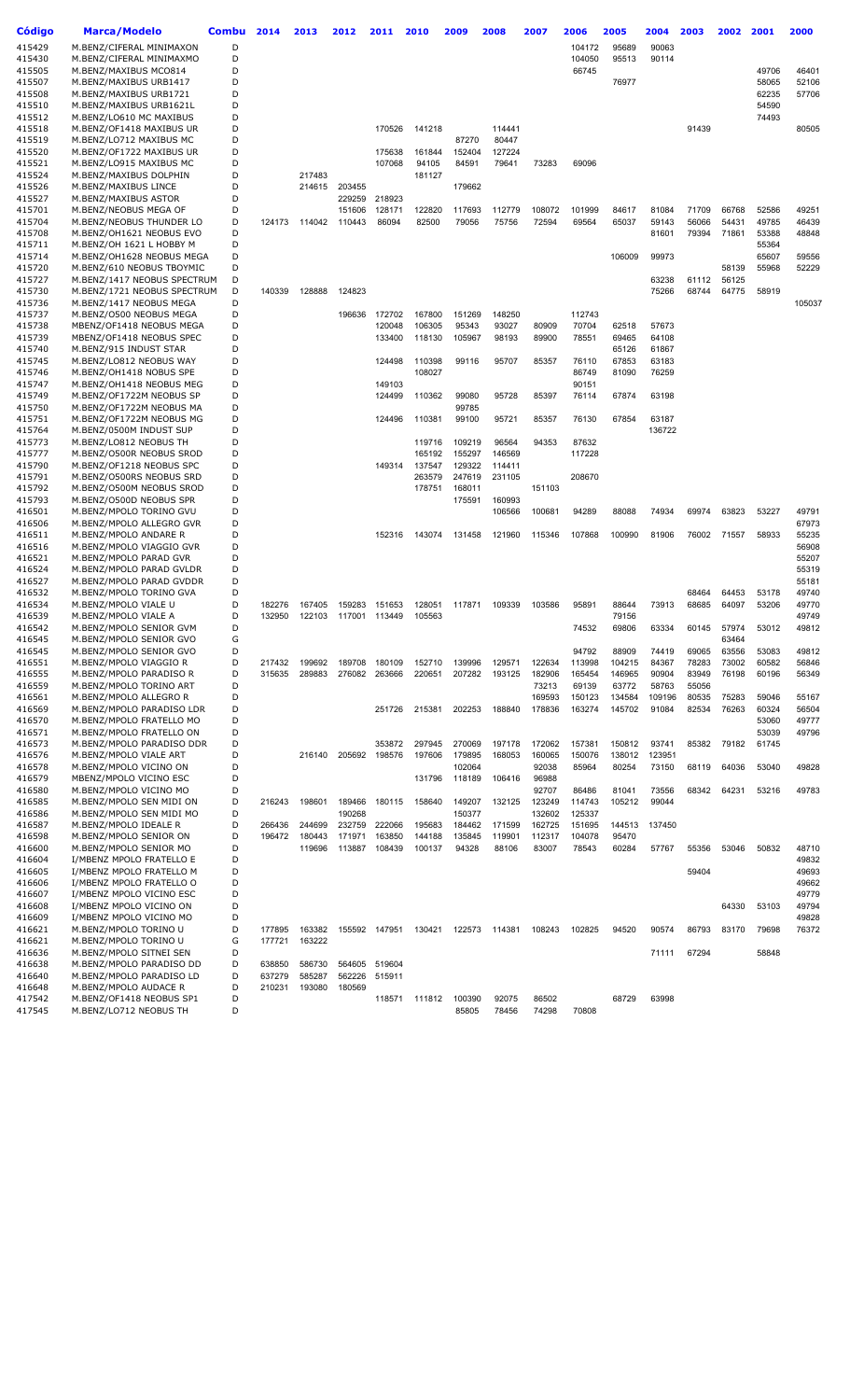| Código | Marca/Modelo | Combu | 2014 | 2013 | 2012 | 2011 | 2010 | 2009 | 2008 | 2007 | 2006 | 2005 | 2004 | 2003 | 2002 | 2001 | 2000 |
|---|---|---|---|---|---|---|---|---|---|---|---|---|---|---|---|---|---|
| 415429 | M.BENZ/CIFERAL MINIMAXON | D | | | | | | | | | 104172 | 95689 | 90063 | | | | |
| 415430 | M.BENZ/CIFERAL MINIMAXMO | D | | | | | | | | | 104050 | 95513 | 90114 | | | | |
| 415505 | M.BENZ/MAXIBUS MCO814 | D | | | | | | | | | 66745 | | | | | 49706 | 46401 |
| 415507 | M.BENZ/MAXIBUS URB1417 | D | | | | | | | | | | 76977 | | | | 58065 | 52106 |
| 415508 | M.BENZ/MAXIBUS URB1721 | D | | | | | | | | | | | | | | 62235 | 57706 |
| 415510 | M.BENZ/MAXIBUS URB1621L | D | | | | | | | | | | | | | | 54590 | |
| 415512 | M.BENZ/LO610 MC MAXIBUS | D | | | | | | | | | | | | | | 74493 | |
| 415518 | M.BENZ/OF1418 MAXIBUS UR | D | | | | 170526 | 141218 | | 114441 | | | | | 91439 | | | 80505 |
| 415519 | M.BENZ/LO712 MAXIBUS MC | D | | | | | | 87270 | 80447 | | | | | | | | |
| 415520 | M.BENZ/OF1722 MAXIBUS UR | D | | | | 175638 | 161844 | 152404 | 127224 | | | | | | | | |
| 415521 | M.BENZ/LO915 MAXIBUS MC | D | | | | 107068 | 94105 | 84591 | 79641 | 73283 | 69096 | | | | | | |
| 415524 | M.BENZ/MAXIBUS DOLPHIN | D | | 217483 | | | 181127 | | | | | | | | | | |
| 415526 | M.BENZ/MAXIBUS LINCE | D | | 214615 | 203455 | | | 179662 | | | | | | | | | |
| 415527 | M.BENZ/MAXIBUS ASTOR | D | | | 229259 | 218923 | | | | | | | | | | | |
| 415701 | M.BENZ/NEOBUS MEGA OF | D | | | 151606 | 128171 | 122820 | 117693 | 112779 | 108072 | 101999 | 84617 | 81084 | 71709 | 66768 | 52586 | 49251 |
| 415704 | M.BENZ/NEOBUS THUNDER LO | D | 124173 | 114042 | 110443 | 86094 | 82500 | 79056 | 75756 | 72594 | 69564 | 65037 | 59143 | 56066 | 54431 | 49785 | 46439 |
| 415708 | M.BENZ/OH1621 NEOBUS EVO | D | | | | | | | | | | | 81601 | 79394 | 71861 | 53388 | 48848 |
| 415711 | M.BENZ/OH 1621 L HOBBY M | D | | | | | | | | | | | | | | 55364 | |
| 415714 | M.BENZ/OH1628 NEOBUS MEGA | D | | | | | | | | | | 106009 | 99973 | | | 65607 | 59556 |
| 415720 | M.BENZ/610 NEOBUS TBOYMIC | D | | | | | | | | | | | | | 58139 | 55968 | 52229 |
| 415727 | M.BENZ/1417 NEOBUS SPECTRUM | D | | | | | | | | | | | 63238 | 61112 | 56125 | | |
| 415730 | M.BENZ/1721 NEOBUS SPECTRUM | D | 140339 | 128888 | 124823 | | | | | | | | 75266 | 68744 | 64775 | 58919 | |
| 415736 | M.BENZ/1417 NEOBUS MEGA | D | | | | | | | | | | | | | | | 105037 |
| 415737 | M.BENZ/O500 NEOBUS MEGA | D | | | 196636 | 172702 | 167800 | 151269 | 148250 | | 112743 | | | | | | |
| 415738 | MBENZ/OF1418 NEOBUS MEGA | D | | | | 120048 | 106305 | 95343 | 93027 | 80909 | 70704 | 62518 | 57673 | | | | |
| 415739 | MBENZ/OF1418 NEOBUS SPEC | D | | | | 133400 | 118130 | 105967 | 98193 | 89900 | 78551 | 69465 | 64108 | | | | |
| 415740 | M.BENZ/915 INDUST STAR | D | | | | | | | | | | 65126 | 61867 | | | | |
| 415745 | M.BENZ/LO812 NEOBUS WAY | D | | | | 124498 | 110398 | 99116 | 95707 | 85357 | 76110 | 67853 | 63183 | | | | |
| 415746 | M.BENZ/OH1418 NOBUS SPE | D | | | | | 108027 | | | | 86749 | 81090 | 76259 | | | | |
| 415747 | M.BENZ/OH1418 NEOBUS MEG | D | | | | 149103 | | | | | 90151 | | | | | | |
| 415749 | M.BENZ/OF1722M NEOBUS SP | D | | | | 124499 | 110362 | 99080 | 95728 | 85397 | 76114 | 67874 | 63198 | | | | |
| 415750 | M.BENZ/OF1722M NEOBUS MA | D | | | | | | 99785 | | | | | | | | | |
| 415751 | M.BENZ/OF1722M NEOBUS MG | D | | | | 124496 | 110381 | 99100 | 95721 | 85357 | 76130 | 67854 | 63187 | | | | |
| 415764 | M.BENZ/0500M INDUST SUP | D | | | | | | | | | | | 136722 | | | | |
| 415773 | M.BENZ/LO812 NEOBUS TH | D | | | | | 119716 | 109219 | 96564 | 94353 | 87632 | | | | | | |
| 415777 | M.BENZ/O500R NEOBUS SROD | D | | | | | 165192 | 155297 | 146569 | | 117228 | | | | | | |
| 415790 | M.BENZ/OF1218 NEOBUS SPC | D | | | | 149314 | 137547 | 129322 | 114411 | | | | | | | | |
| 415791 | M.BENZ/O500RS NEOBUS SRD | D | | | | | 263579 | 247619 | 231105 | | 208670 | | | | | | |
| 415792 | M.BENZ/O500M NEOBUS SROD | D | | | | | 178751 | 168011 | | 151103 | | | | | | | |
| 415793 | M.BENZ/O500D NEOBUS SPR | D | | | | | | 175591 | 160993 | | | | | | | | |
| 416501 | M.BENZ/MPOLO TORINO GVU | D | | | | | | | 106566 | 100681 | 94289 | 88088 | 74934 | 69974 | 63823 | 53227 | 49791 |
| 416506 | M.BENZ/MPOLO ALLEGRO GVR | D | | | | | | | | | | | | | | | 67973 |
| 416511 | M.BENZ/MPOLO ANDARE R | D | | | | 152316 | 143074 | 131458 | 121960 | 115346 | 107868 | 100990 | 81906 | 76002 | 71557 | 58933 | 55235 |
| 416516 | M.BENZ/MPOLO VIAGGIO GVR | D | | | | | | | | | | | | | | | 56908 |
| 416521 | M.BENZ/MPOLO PARAD GVR | D | | | | | | | | | | | | | | | 55207 |
| 416524 | M.BENZ/MPOLO PARAD GVLDR | D | | | | | | | | | | | | | | | 55319 |
| 416527 | M.BENZ/MPOLO PARAD GVDDR | D | | | | | | | | | | | | | | | 55181 |
| 416532 | M.BENZ/MPOLO TORINO GVA | D | | | | | | | | | | | | 68464 | 64453 | 53178 | 49740 |
| 416534 | M.BENZ/MPOLO VIALE U | D | 182276 | 167405 | 159283 | 151653 | 128051 | 117871 | 109339 | 103586 | 95891 | 88644 | 73913 | 68685 | 64097 | 53206 | 49770 |
| 416539 | M.BENZ/MPOLO VIALE A | D | 132950 | 122103 | 117001 | 113449 | 105563 | | | | | 79156 | | | | | 49749 |
| 416542 | M.BENZ/MPOLO SENIOR GVM | D | | | | | | | | | 74532 | 69806 | 63334 | 60145 | 57974 | 53012 | 49812 |
| 416545 | M.BENZ/MPOLO SENIOR GVO | G | | | | | | | | | | | | | 63464 | | |
| 416545 | M.BENZ/MPOLO SENIOR GVO | D | | | | | | | | | 94792 | 88909 | 74419 | 69065 | 63556 | 53083 | 49812 |
| 416551 | M.BENZ/MPOLO VIAGGIO R | D | 217432 | 199692 | 189708 | 180109 | 152710 | 139996 | 129571 | 122634 | 113998 | 104215 | 84367 | 78283 | 73002 | 60582 | 56846 |
| 416555 | M.BENZ/MPOLO PARADISO R | D | 315635 | 289883 | 276082 | 263666 | 220651 | 207282 | 193125 | 182906 | 165454 | 146965 | 90904 | 83949 | 76198 | 60196 | 56349 |
| 416559 | M.BENZ/MPOLO TORINO ART | D | | | | | | | | 73213 | 69139 | 63772 | 58763 | 55056 | | | |
| 416561 | M.BENZ/MPOLO ALLEGRO R | D | | | | | | | | 169593 | 150123 | 134584 | 109196 | 80535 | 75283 | 59046 | 55167 |
| 416569 | M.BENZ/MPOLO PARADISO LDR | D | | | | 251726 | 215381 | 202253 | 188840 | 178836 | 163274 | 145702 | 91084 | 82534 | 76263 | 60324 | 56504 |
| 416570 | M.BENZ/MPOLO FRATELLO MO | D | | | | | | | | | | | | | | 53060 | 49777 |
| 416571 | M.BENZ/MPOLO FRATELLO ON | D | | | | | | | | | | | | | | 53039 | 49796 |
| 416573 | M.BENZ/MPOLO PARADISO DDR | D | | | | 353872 | 297945 | 270069 | 197178 | 172062 | 157381 | 150812 | 93741 | 85382 | 79182 | 61745 | |
| 416576 | M.BENZ/MPOLO VIALE ART | D | | 216140 | 205692 | 198576 | 197606 | 179895 | 168053 | 160065 | 150076 | 138012 | 123951 | | | | |
| 416578 | M.BENZ/MPOLO VICINO ON | D | | | | | | 102064 | | 92038 | 85964 | 80254 | 73150 | 68119 | 64036 | 53040 | 49828 |
| 416579 | MBENZ/MPOLO VICINO ESC | D | | | | | 131796 | 118189 | 106416 | 96988 | | | | | | | |
| 416580 | M.BENZ/MPOLO VICINO MO | D | | | | | | | | 92707 | 86486 | 81041 | 73556 | 68342 | 64231 | 53216 | 49783 |
| 416585 | M.BENZ/MPOLO SEN MIDI ON | D | 216243 | 198601 | 189466 | 180115 | 158640 | 149207 | 132125 | 123249 | 114743 | 105212 | 99044 | | | | |
| 416586 | M.BENZ/MPOLO SEN MIDI MO | D | | | 190268 | | | 150377 | | 132602 | 125337 | | | | | | |
| 416587 | M.BENZ/MPOLO IDEALE R | D | 266436 | 244699 | 232759 | 222066 | 195683 | 184462 | 171599 | 162725 | 151695 | 144513 | 137450 | | | | |
| 416598 | M.BENZ/MPOLO SENIOR ON | D | 196472 | 180443 | 171971 | 163850 | 144188 | 135845 | 119901 | 112317 | 104078 | 95470 | | | | | |
| 416600 | M.BENZ/MPOLO SENIOR MO | D | | 119696 | 113887 | 108439 | 100137 | 94328 | 88106 | 83007 | 78543 | 60284 | 57767 | 55356 | 53046 | 50832 | 48710 |
| 416604 | I/MBENZ MPOLO FRATELLO E | D | | | | | | | | | | | | | | | 49832 |
| 416605 | I/MBENZ MPOLO FRATELLO M | D | | | | | | | | | | | | 59404 | | | 49693 |
| 416606 | I/MBENZ MPOLO FRATELLO O | D | | | | | | | | | | | | | | | 49662 |
| 416607 | I/MBENZ MPOLO VICINO ESC | D | | | | | | | | | | | | | | | 49779 |
| 416608 | I/MBENZ MPOLO VICINO ON | D | | | | | | | | | | | | | 64330 | 53103 | 49794 |
| 416609 | I/MBENZ MPOLO VICINO MO | D | | | | | | | | | | | | | | | 49828 |
| 416621 | M.BENZ/MPOLO TORINO U | D | 177895 | 163382 | 155592 | 147951 | 130421 | 122573 | 114381 | 108243 | 102825 | 94520 | 90574 | 86793 | 83170 | 79698 | 76372 |
| 416621 | M.BENZ/MPOLO TORINO U | G | 177721 | 163222 | | | | | | | | | | | | | |
| 416636 | M.BENZ/MPOLO SITNEI SEN | D | | | | | | | | | | | 71111 | 67294 | | 58848 | |
| 416638 | M.BENZ/MPOLO PARADISO DD | D | 638850 | 586730 | 564605 | 519604 | | | | | | | | | | | |
| 416640 | M.BENZ/MPOLO PARADISO LD | D | 637279 | 585287 | 562226 | 515911 | | | | | | | | | | | |
| 416648 | M.BENZ/MPOLO AUDACE R | D | 210231 | 193080 | 180569 | | | | | | | | | | | | |
| 417542 | M.BENZ/OF1418 NEOBUS SP1 | D | | | | 118571 | 111812 | 100390 | 92075 | 86502 | | 68729 | 63998 | | | | |
| 417545 | M.BENZ/LO712 NEOBUS TH | D | | | | | | 85805 | 78456 | 74298 | 70808 | | | | | | |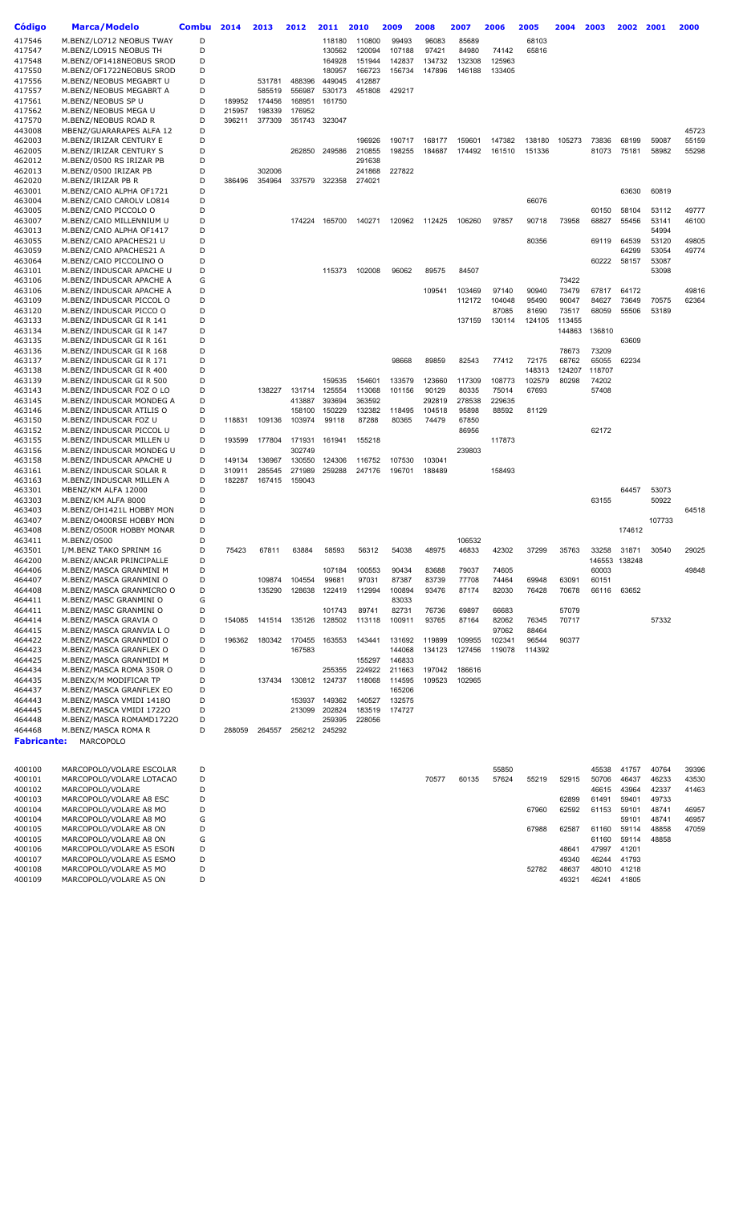| Código | Marca/Modelo | Combu | 2014 | 2013 | 2012 | 2011 | 2010 | 2009 | 2008 | 2007 | 2006 | 2005 | 2004 | 2003 | 2002 | 2001 | 2000 |
|---|---|---|---|---|---|---|---|---|---|---|---|---|---|---|---|---|---|
| 417546 | M.BENZ/LO712 NEOBUS TWAY | D | | | | 118180 | 110800 | 99493 | 96083 | 85689 | | 68103 | | | | | |
| 417547 | M.BENZ/LO915 NEOBUS TH | D | | | | 130562 | 120094 | 107188 | 97421 | 84980 | 74142 | 65816 | | | | | |
| 417548 | M.BENZ/OF1418NEOBUS SROD | D | | | | 164928 | 151944 | 142837 | 134732 | 132308 | 125963 | | | | | | |
| 417550 | M.BENZ/OF1722NEOBUS SROD | D | | | | 180957 | 166723 | 156734 | 147896 | 146188 | 133405 | | | | | | |
| 417556 | M.BENZ/NEOBUS MEGABRT U | D | | 531781 | 488396 | 449045 | 412887 | | | | | | | | | | |
| 417557 | M.BENZ/NEOBUS MEGABRT A | D | | 585519 | 556987 | 530173 | 451808 | 429217 | | | | | | | | | |
| 417561 | M.BENZ/NEOBUS SP U | D | 189952 | 174456 | 168951 | 161750 | | | | | | | | | | | |
| 417562 | M.BENZ/NEOBUS MEGA U | D | 215957 | 198339 | 176952 | | | | | | | | | | | | |
| 417570 | M.BENZ/NEOBUS ROAD R | D | 396211 | 377309 | 351743 | 323047 | | | | | | | | | | | |
| 443008 | MBENZ/GUARARAPES ALFA 12 | D | | | | | | | | | | | | | | | 45723 |
| 462003 | M.BENZ/IRIZAR CENTURY E | D | | | | | 196926 | 190717 | 168177 | 159601 | 147382 | 138180 | 105273 | 73836 | 68199 | 59087 | 55159 |
| 462005 | M.BENZ/IRIZAR CENTURY S | D | | | 262850 | 249586 | 210855 | 198255 | 184687 | 174492 | 161510 | 151336 | | 81073 | 75181 | 58982 | 55298 |
| 462012 | M.BENZ/0500 RS IRIZAR PB | D | | | | | 291638 | | | | | | | | | | |
| 462013 | M.BENZ/0500 IRIZAR PB | D | | 302006 | | | 241868 | 227822 | | | | | | | | | |
| 462020 | M.BENZ/IRIZAR PB R | D | 386496 | 354964 | 337579 | 322358 | 274021 | | | | | | | | | | |
| 463001 | M.BENZ/CAIO ALPHA OF1721 | D | | | | | | | | | | | | | 63630 | 60819 | |
| 463004 | M.BENZ/CAIO CAROLV LO814 | D | | | | | | | | | | 66076 | | | | | |
| 463005 | M.BENZ/CAIO PICCOLO O | D | | | | | | | | | | | | 60150 | 58104 | 53112 | 49777 |
| 463007 | M.BENZ/CAIO MILLENNIUM U | D | | | 174224 | 165700 | 140271 | 120962 | 112425 | 106260 | 97857 | 90718 | 73958 | 68827 | 55456 | 53141 | 46100 |
| 463013 | M.BENZ/CAIO ALPHA OF1417 | D | | | | | | | | | | | | | | 54994 | |
| 463055 | M.BENZ/CAIO APACHES21 U | D | | | | | | | | | | 80356 | | 69119 | 64539 | 53120 | 49805 |
| 463059 | M.BENZ/CAIO APACHES21 A | D | | | | | | | | | | | | | 64299 | 53054 | 49774 |
| 463064 | M.BENZ/CAIO PICCOLINO O | D | | | | | | | | | | | | 60222 | 58157 | 53087 | |
| 463101 | M.BENZ/INDUSCAR APACHE U | D | | | | 115373 | 102008 | 96062 | 89575 | 84507 | | | | | | 53098 | |
| 463106 | M.BENZ/INDUSCAR APACHE A | G | | | | | | | | | | | 73422 | | | | |
| 463106 | M.BENZ/INDUSCAR APACHE A | D | | | | | | | 109541 | 103469 | 97140 | 90940 | 73479 | 67817 | 64172 | | 49816 |
| 463109 | M.BENZ/INDUSCAR PICCOL O | D | | | | | | | | 112172 | 104048 | 95490 | 90047 | 84627 | 73649 | 70575 | 62364 |
| 463120 | M.BENZ/INDUSCAR PICCO O | D | | | | | | | | | 87085 | 81690 | 73517 | 68059 | 55506 | 53189 | |
| 463133 | M.BENZ/INDUSCAR GI R 141 | D | | | | | | | | 137159 | 130114 | 124105 | 113455 | | | | |
| 463134 | M.BENZ/INDUSCAR GI R 147 | D | | | | | | | | | | | 144863 | 136810 | | | |
| 463135 | M.BENZ/INDUSCAR GI R 161 | D | | | | | | | | | | | | | 63609 | | |
| 463136 | M.BENZ/INDUSCAR GI R 168 | D | | | | | | | | | | | 78673 | 73209 | | | |
| 463137 | M.BENZ/INDUSCAR GI R 171 | D | | | | | | 98668 | 89859 | 82543 | 77412 | 72175 | 68762 | 65055 | 62234 | | |
| 463138 | M.BENZ/INDUSCAR GI R 400 | D | | | | | | | | | | 148313 | 124207 | 118707 | | | |
| 463139 | M.BENZ/INDUSCAR GI R 500 | D | | | | 159535 | 154601 | 133579 | 123660 | 117309 | 108773 | 102579 | 80298 | 74202 | | | |
| 463143 | M.BENZ/INDUSCAR FOZ O LO | D | | 138227 | 131714 | 125554 | 113068 | 101156 | 90129 | 80335 | 75014 | 67693 | | 57408 | | | |
| 463145 | M.BENZ/INDUSCAR MONDEG A | D | | | 413887 | 393694 | 363592 | | 292819 | 278538 | 229635 | | | | | | |
| 463146 | M.BENZ/INDUSCAR ATILIS O | D | | | 158100 | 150229 | 132382 | 118495 | 104518 | 95898 | 88592 | 81129 | | | | | |
| 463150 | M.BENZ/INDUSCAR FOZ U | D | 118831 | 109136 | 103974 | 99118 | 87288 | 80365 | 74479 | 67850 | | | | | | | |
| 463152 | M.BENZ/INDUSCAR PICCOL U | D | | | | | | | | 86956 | | | | 62172 | | | |
| 463155 | M.BENZ/INDUSCAR MILLEN U | D | 193599 | 177804 | 171931 | 161941 | 155218 | | | | 117873 | | | | | | |
| 463156 | M.BENZ/INDUSCAR MONDEG U | D | | | 302749 | | | | | 239803 | | | | | | | |
| 463158 | M.BENZ/INDUSCAR APACHE U | D | 149134 | 136967 | 130550 | 124306 | 116752 | 107530 | 103041 | | | | | | | | |
| 463161 | M.BENZ/INDUSCAR SOLAR R | D | 310911 | 285545 | 271989 | 259288 | 247176 | 196701 | 188489 | | 158493 | | | | | | |
| 463163 | M.BENZ/INDUSCAR MILLEN A | D | 182287 | 167415 | 159043 | | | | | | | | | | | | |
| 463301 | MBENZ/KM ALFA 12000 | D | | | | | | | | | | | | | 64457 | 53073 | |
| 463303 | M.BENZ/KM ALFA 8000 | D | | | | | | | | | | | | 63155 | | 50922 | |
| 463403 | M.BENZ/OH1421L HOBBY MON | D | | | | | | | | | | | | | | | 64518 |
| 463407 | M.BENZ/O400RSE HOBBY MON | D | | | | | | | | | | | | | | 107733 | |
| 463408 | M.BENZ/O500R HOBBY MONAR | D | | | | | | | | | | | | | 174612 | | |
| 463411 | M.BENZ/O500 | D | | | | | | | | 106532 | | | | | | | |
| 463501 | I/M.BENZ TAKO SPRINM 16 | D | 75423 | 67811 | 63884 | 58593 | 56312 | 54038 | 48975 | 46833 | 42302 | 37299 | 35763 | 33258 | 31871 | 30540 | 29025 |
| 464200 | M.BENZ/ANCAR PRINCIPALLE | D | | | | | | | | | | | | 146553 | 138248 | | |
| 464406 | M.BENZ/MASCA GRANMINI M | D | | | | 107184 | 100553 | 90434 | 83688 | 79037 | 74605 | | | 60003 | | | 49848 |
| 464407 | M.BENZ/MASCA GRANMINI O | D | | 109874 | 104554 | 99681 | 97031 | 87387 | 83739 | 77708 | 74464 | 69948 | 63091 | 60151 | | | |
| 464408 | M.BENZ/MASCA GRANMICRO O | D | | 135290 | 128638 | 122419 | 112994 | 100894 | 93476 | 87174 | 82030 | 76428 | 70678 | 66116 | 63652 | | |
| 464411 | M.BENZ/MASC GRANMINI O | G | | | | | | 83033 | | | | | | | | | |
| 464411 | M.BENZ/MASC GRANMINI O | D | | | | 101743 | 89741 | 82731 | 76736 | 69897 | 66683 | | 57079 | | | | |
| 464414 | M.BENZ/MASCA GRAVIA O | D | 154085 | 141514 | 135126 | 128502 | 113118 | 100911 | 93765 | 87164 | 82062 | 76345 | 70717 | | | 57332 | |
| 464415 | M.BENZ/MASCA GRANVIA L O | D | | | | | | | | | 97062 | 88464 | | | | | |
| 464422 | M.BENZ/MASCA GRANMIDI O | D | 196362 | 180342 | 170455 | 163553 | 143441 | 131692 | 119899 | 109955 | 102341 | 96544 | 90377 | | | | |
| 464423 | M.BENZ/MASCA GRANFLEX O | D | | | 167583 | | | 144068 | 134123 | 127456 | 119078 | 114392 | | | | | |
| 464425 | M.BENZ/MASCA GRANMIDI M | D | | | | | 155297 | 146833 | | | | | | | | | |
| 464434 | M.BENZ/MASCA ROMA 350R O | D | | | | 255355 | 224922 | 211663 | 197042 | 186616 | | | | | | | |
| 464435 | M.BENZX/M MODIFICAR TP | D | | 137434 | 130812 | 124737 | 118068 | 114595 | 109523 | 102965 | | | | | | | |
| 464437 | M.BENZ/MASCA GRANFLEX EO | D | | | | | | 165206 | | | | | | | | | |
| 464443 | M.BENZ/MASCA VMIDI 1418O | D | | | 153937 | 149362 | 140527 | 132575 | | | | | | | | | |
| 464445 | M.BENZ/MASCA VMIDI 1722O | D | | | 213099 | 202824 | 183519 | 174727 | | | | | | | | | |
| 464448 | M.BENZ/MASCA ROMAMD1722O | D | | | | 259395 | 228056 | | | | | | | | | | |
| 464468 | M.BENZ/MASCA ROMA R | D | 288059 | 264557 | 256212 | 245292 | | | | | | | | | | | |

**Fabricante:** MARCOPOLO

| Código | Marca/Modelo | Combu | 2014 | 2013 | 2012 | 2011 | 2010 | 2009 | 2008 | 2007 | 2006 | 2005 | 2004 | 2003 | 2002 | 2001 | 2000 |
|---|---|---|---|---|---|---|---|---|---|---|---|---|---|---|---|---|---|
| 400100 | MARCOPOLO/VOLARE ESCOLAR | D | | | | | | | | | 55850 | | | 45538 | 41757 | 40764 | 39396 |
| 400101 | MARCOPOLO/VOLARE LOTACAO | D | | | | | | | 70577 | 60135 | 57624 | 55219 | 52915 | 50706 | 46437 | 46233 | 43530 |
| 400102 | MARCOPOLO/VOLARE | D | | | | | | | | | | | | 46615 | 43964 | 42337 | 41463 |
| 400103 | MARCOPOLO/VOLARE A8 ESC | D | | | | | | | | | | | 62899 | 61491 | 59401 | 49733 | |
| 400104 | MARCOPOLO/VOLARE A8 MO | D | | | | | | | | | | 67960 | 62592 | 61153 | 59101 | 48741 | 46957 |
| 400104 | MARCOPOLO/VOLARE A8 MO | G | | | | | | | | | | | | | 59101 | 48741 | 46957 |
| 400105 | MARCOPOLO/VOLARE A8 ON | D | | | | | | | | | | 67988 | 62587 | 61160 | 59114 | 48858 | 47059 |
| 400105 | MARCOPOLO/VOLARE A8 ON | G | | | | | | | | | | | | 61160 | 59114 | 48858 | |
| 400106 | MARCOPOLO/VOLARE A5 ESON | D | | | | | | | | | | | 48641 | 47997 | 41201 | | |
| 400107 | MARCOPOLO/VOLARE A5 ESMO | D | | | | | | | | | | | 49340 | 46244 | 41793 | | |
| 400108 | MARCOPOLO/VOLARE A5 MO | D | | | | | | | | | | 52782 | 48637 | 48010 | 41218 | | |
| 400109 | MARCOPOLO/VOLARE A5 ON | D | | | | | | | | | | | 49321 | 46241 | 41805 | | |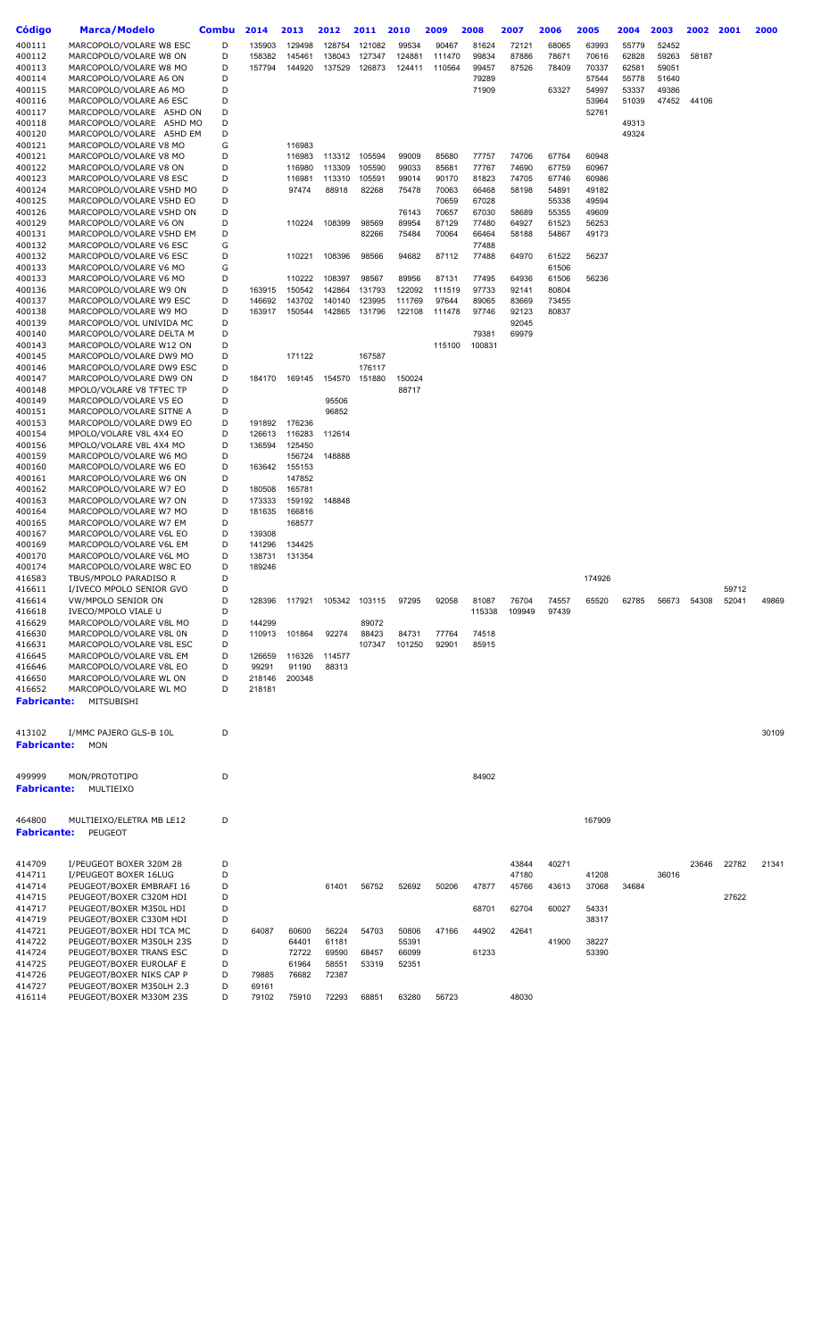| Código | Marca/Modelo | Combu | 2014 | 2013 | 2012 | 2011 | 2010 | 2009 | 2008 | 2007 | 2006 | 2005 | 2004 | 2003 | 2002 | 2001 | 2000 |
|---|---|---|---|---|---|---|---|---|---|---|---|---|---|---|---|---|---|
| 400111 | MARCOPOLO/VOLARE W8 ESC | D | 135903 | 129498 | 128754 | 121082 | 99534 | 90467 | 81624 | 72121 | 68065 | 63993 | 55779 | 52452 | | | |
| 400112 | MARCOPOLO/VOLARE W8 ON | D | 158382 | 145461 | 138043 | 127347 | 124881 | 111470 | 99834 | 87886 | 78671 | 70616 | 62828 | 59263 | 58187 | | |
| 400113 | MARCOPOLO/VOLARE W8 MO | D | 157794 | 144920 | 137529 | 126873 | 124411 | 110564 | 99457 | 87526 | 78409 | 70337 | 62581 | 59051 | | | |
| 400114 | MARCOPOLO/VOLARE A6 ON | D | | | | | | | 79289 | | | 57544 | 55778 | 51640 | | | |
| 400115 | MARCOPOLO/VOLARE A6 MO | D | | | | | | | 71909 | | 63327 | 54997 | 53337 | 49386 | | | |
| 400116 | MARCOPOLO/VOLARE A6 ESC | D | | | | | | | | | | 53964 | 51039 | 47452 | 44106 | | |
| 400117 | MARCOPOLO/VOLARE A5HD ON | D | | | | | | | | | | 52761 | | | | | |
| 400118 | MARCOPOLO/VOLARE A5HD MO | D | | | | | | | | | | | 49313 | | | | |
| 400120 | MARCOPOLO/VOLARE A5HD EM | D | | | | | | | | | | | 49324 | | | | |
| 400121 | MARCOPOLO/VOLARE V8 MO | G | | 116983 | | | | | | | | | | | | | |
| 400121 | MARCOPOLO/VOLARE V8 MO | D | | 116983 | 113312 | 105594 | 99009 | 85680 | 77757 | 74706 | 67764 | 60948 | | | | | |
| 400122 | MARCOPOLO/VOLARE V8 ON | D | | 116980 | 113309 | 105590 | 99033 | 85681 | 77767 | 74690 | 67759 | 60967 | | | | | |
| 400123 | MARCOPOLO/VOLARE V8 ESC | D | | 116981 | 113310 | 105591 | 99014 | 90170 | 81823 | 74705 | 67746 | 60986 | | | | | |
| 400124 | MARCOPOLO/VOLARE V5HD MO | D | | 97474 | 88918 | 82268 | 75478 | 70063 | 66468 | 58198 | 54891 | 49182 | | | | | |
| 400125 | MARCOPOLO/VOLARE V5HD EO | D | | | | | | 70659 | 67028 | | 55338 | 49594 | | | | | |
| 400126 | MARCOPOLO/VOLARE V5HD ON | D | | | | | 76143 | 70657 | 67030 | 58689 | 55355 | 49609 | | | | | |
| 400129 | MARCOPOLO/VOLARE V6 ON | D | | 110224 | 108399 | 98569 | 89954 | 87129 | 77480 | 64927 | 61523 | 56253 | | | | | |
| 400131 | MARCOPOLO/VOLARE V5HD EM | D | | | | 82266 | 75484 | 70064 | 66464 | 58188 | 54867 | 49173 | | | | | |
| 400132 | MARCOPOLO/VOLARE V6 ESC | G | | | | | | | 77488 | | | | | | | | |
| 400132 | MARCOPOLO/VOLARE V6 ESC | D | | 110221 | 108396 | 98566 | 94682 | 87112 | 77488 | 64970 | 61522 | 56237 | | | | | |
| 400133 | MARCOPOLO/VOLARE V6 MO | G | | | | | | | | | 61506 | | | | | | |
| 400133 | MARCOPOLO/VOLARE V6 MO | D | | 110222 | 108397 | 98567 | 89956 | 87131 | 77495 | 64936 | 61506 | 56236 | | | | | |
| 400136 | MARCOPOLO/VOLARE W9 ON | D | 163915 | 150542 | 142864 | 131793 | 122092 | 111519 | 97733 | 92141 | 80804 | | | | | | |
| 400137 | MARCOPOLO/VOLARE W9 ESC | D | 146692 | 143702 | 140140 | 123995 | 111769 | 97644 | 89065 | 83669 | 73455 | | | | | | |
| 400138 | MARCOPOLO/VOLARE W9 MO | D | 163917 | 150544 | 142865 | 131796 | 122108 | 111478 | 97746 | 92123 | 80837 | | | | | | |
| 400139 | MARCOPOLO/VOL UNIVIDA MC | D | | | | | | | | 92045 | | | | | | | |
| 400140 | MARCOPOLO/VOLARE DELTA M | D | | | | | | | 79381 | 69979 | | | | | | | |
| 400143 | MARCOPOLO/VOLARE W12 ON | D | | | | | | 115100 | 100831 | | | | | | | | |
| 400145 | MARCOPOLO/VOLARE DW9 MO | D | | 171122 | | 167587 | | | | | | | | | | | |
| 400146 | MARCOPOLO/VOLARE DW9 ESC | D | | | | 176117 | | | | | | | | | | | |
| 400147 | MARCOPOLO/VOLARE DW9 ON | D | 184170 | 169145 | 154570 | 151880 | 150024 | | | | | | | | | | |
| 400148 | MPOLO/VOLARE V8 TFTEC TP | D | | | | | 88717 | | | | | | | | | | |
| 400149 | MARCOPOLO/VOLARE V5 EO | D | | | 95506 | | | | | | | | | | | | |
| 400151 | MARCOPOLO/VOLARE SITNE A | D | | | 96852 | | | | | | | | | | | | |
| 400153 | MARCOPOLO/VOLARE DW9 EO | D | 191892 | 176236 | | | | | | | | | | | | | |
| 400154 | MPOLO/VOLARE V8L 4X4 EO | D | 126613 | 116283 | 112614 | | | | | | | | | | | | |
| 400156 | MPOLO/VOLARE V8L 4X4 MO | D | 136594 | 125450 | | | | | | | | | | | | | |
| 400159 | MARCOPOLO/VOLARE W6 MO | D | | 156724 | 148888 | | | | | | | | | | | | |
| 400160 | MARCOPOLO/VOLARE W6 EO | D | 163642 | 155153 | | | | | | | | | | | | | |
| 400161 | MARCOPOLO/VOLARE W6 ON | D | | 147852 | | | | | | | | | | | | | |
| 400162 | MARCOPOLO/VOLARE W7 EO | D | 180508 | 165781 | | | | | | | | | | | | | |
| 400163 | MARCOPOLO/VOLARE W7 ON | D | 173333 | 159192 | 148848 | | | | | | | | | | | | |
| 400164 | MARCOPOLO/VOLARE W7 MO | D | 181635 | 166816 | | | | | | | | | | | | | |
| 400165 | MARCOPOLO/VOLARE W7 EM | D | | 168577 | | | | | | | | | | | | | |
| 400167 | MARCOPOLO/VOLARE V6L EO | D | 139308 | | | | | | | | | | | | | | |
| 400169 | MARCOPOLO/VOLARE V6L EM | D | 141296 | 134425 | | | | | | | | | | | | | |
| 400170 | MARCOPOLO/VOLARE V6L MO | D | 138731 | 131354 | | | | | | | | | | | | | |
| 400174 | MARCOPOLO/VOLARE W8C EO | D | 189246 | | | | | | | | | | | | | | |
| 416583 | TBUS/MPOLO PARADISO R | D | | | | | | | | | | 174926 | | | | | |
| 416611 | I/IVECO MPOLO SENIOR GVO | D | | | | | | | | | | | | | | 59712 | |
| 416614 | VW/MPOLO SENIOR ON | D | 128396 | 117921 | 105342 | 103115 | 97295 | 92058 | 81087 | 76704 | 74557 | 65520 | 62785 | 56673 | 54308 | 52041 | 49869 |
| 416618 | IVECO/MPOLO VIALE U | D | | | | | | | 115338 | 109949 | 97439 | | | | | | |
| 416629 | MARCOPOLO/VOLARE V8L MO | D | 144299 | | | 89072 | | | | | | | | | | | |
| 416630 | MARCOPOLO/VOLARE V8L 0N | D | 110913 | 101864 | 92274 | 88423 | 84731 | 77764 | 74518 | | | | | | | | |
| 416631 | MARCOPOLO/VOLARE V8L ESC | D | | | | 107347 | 101250 | 92901 | 85915 | | | | | | | | |
| 416645 | MARCOPOLO/VOLARE V8L EM | D | 126659 | 116326 | 114577 | | | | | | | | | | | | |
| 416646 | MARCOPOLO/VOLARE V8L EO | D | 99291 | 91190 | 88313 | | | | | | | | | | | | |
| 416650 | MARCOPOLO/VOLARE WL ON | D | 218146 | 200348 | | | | | | | | | | | | | |
| 416652 | MARCOPOLO/VOLARE WL MO | D | 218181 | | | | | | | | | | | | | | |

**Fabricante:** MITSUBISHI

| Código | Marca/Modelo | Combu | 2014 | 2013 | 2012 | 2011 | 2010 | 2009 | 2008 | 2007 | 2006 | 2005 | 2004 | 2003 | 2002 | 2001 | 2000 |
|---|---|---|---|---|---|---|---|---|---|---|---|---|---|---|---|---|---|
| 413102 | I/MMC PAJERO GLS-B 10L | D | | | | | | | | | | | | | | | 30109 |

**Fabricante:** MON

| Código | Marca/Modelo | Combu | 2014 | 2013 | 2012 | 2011 | 2010 | 2009 | 2008 | 2007 | 2006 | 2005 | 2004 | 2003 | 2002 | 2001 | 2000 |
|---|---|---|---|---|---|---|---|---|---|---|---|---|---|---|---|---|---|
| 499999 | MON/PROTOTIPO | D | | | | | | | 84902 | | | | | | | | |

**Fabricante:** MULTIEIXO

| Código | Marca/Modelo | Combu | 2014 | 2013 | 2012 | 2011 | 2010 | 2009 | 2008 | 2007 | 2006 | 2005 | 2004 | 2003 | 2002 | 2001 | 2000 |
|---|---|---|---|---|---|---|---|---|---|---|---|---|---|---|---|---|---|
| 464800 | MULTIEIXO/ELETRA MB LE12 | D | | | | | | | | | | 167909 | | | | | |

**Fabricante:** PEUGEOT

| Código | Marca/Modelo | Combu | 2014 | 2013 | 2012 | 2011 | 2010 | 2009 | 2008 | 2007 | 2006 | 2005 | 2004 | 2003 | 2002 | 2001 | 2000 |
|---|---|---|---|---|---|---|---|---|---|---|---|---|---|---|---|---|---|
| 414709 | I/PEUGEOT BOXER 320M 28 | D | | | | | | | | 43844 | 40271 | | | | 23646 | 22782 | 21341 |
| 414711 | I/PEUGEOT BOXER 16LUG | D | | | | | | | | 47180 | | 41208 | | 36016 | | | |
| 414714 | PEUGEOT/BOXER EMBRAFI 16 | D | | | 61401 | 56752 | 52692 | 50206 | 47877 | 45766 | 43613 | 37068 | 34684 | | | | |
| 414715 | PEUGEOT/BOXER C320M HDI | D | | | | | | | | | | | | | | 27622 | |
| 414717 | PEUGEOT/BOXER M350L HDI | D | | | | | | | 68701 | 62704 | 60027 | 54331 | | | | | |
| 414719 | PEUGEOT/BOXER C330M HDI | D | | | | | | | | | | 38317 | | | | | |
| 414721 | PEUGEOT/BOXER HDI TCA MC | D | 64087 | 60600 | 56224 | 54703 | 50806 | 47166 | 44902 | 42641 | | | | | | | |
| 414722 | PEUGEOT/BOXER M350LH 23S | D | | 64401 | 61181 | | 55391 | | | | 41900 | 38227 | | | | | |
| 414724 | PEUGEOT/BOXER TRANS ESC | D | | 72722 | 69590 | 68457 | 66099 | | 61233 | | | 53390 | | | | | |
| 414725 | PEUGEOT/BOXER EUROLAF E | D | | 61964 | 58551 | 53319 | 52351 | | | | | | | | | | |
| 416126 | PEUGEOT/BOXER NIKS CAP P | D | 79885 | 76682 | 72387 | | | | | | | | | | | | |
| 414727 | PEUGEOT/BOXER M350LH 2.3 | D | 69161 | | | | | | | | | | | | | | |
| 416114 | PEUGEOT/BOXER M330M 23S | D | 79102 | 75910 | 72293 | 68851 | 63280 | 56723 | | 48030 | | | | | | | |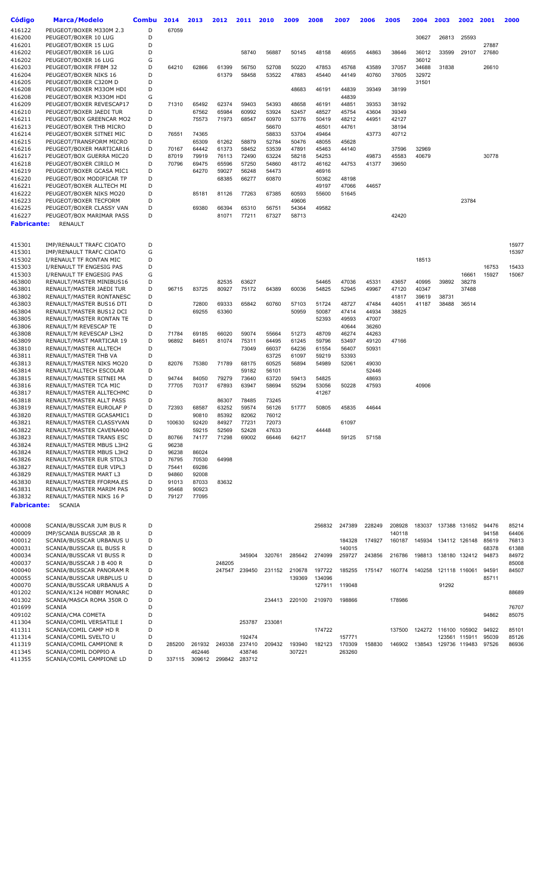| Código | Marca/Modelo | Combu | 2014 | 2013 | 2012 | 2011 | 2010 | 2009 | 2008 | 2007 | 2006 | 2005 | 2004 | 2003 | 2002 | 2001 | 2000 |
|---|---|---|---|---|---|---|---|---|---|---|---|---|---|---|---|---|---|
| 416122 | PEUGEOT/BOXER M330M 2.3 | D | 67059 | | | | | | | | | | | | | | |
| 416200 | PEUGEOT/BOXER 10 LUG | D | | | | | | | | | | | 30627 | 26813 | 25593 | | |
| 416201 | PEUGEOT/BOXER 15 LUG | D | | | | | | | | | | | | | | 27887 | |
| 416202 | PEUGEOT/BOXER 16 LUG | D | | | | 58740 | 56887 | 50145 | 48158 | 46955 | 44863 | 38646 | 36012 | 33599 | 29107 | 27680 | |
| 416202 | PEUGEOT/BOXER 16 LUG | G | | | | | | | | | | | 36012 | | | | |
| 416203 | PEUGEOT/BOXER FFBM 32 | D | 64210 | 62866 | 61399 | 56750 | 52708 | 50220 | 47853 | 45768 | 43589 | 37057 | 34688 | 31838 | | 26610 | |
| 416204 | PEUGEOT/BOXER NIKS 16 | D | | | 61379 | 58458 | 53522 | 47883 | 45440 | 44149 | 40760 | 37605 | 32972 | | | | |
| 416205 | PEUGEOT/BOXER C320M D | D | | | | | | | | | | | 31501 | | | | |
| 416208 | PEUGEOT/BOXER M330M HDI | D | | | | | | 48683 | 46191 | 44839 | 39349 | 38199 | | | | | |
| 416208 | PEUGEOT/BOXER M330M HDI | G | | | | | | | | 44839 | | | | | | | |
| 416209 | PEUGEOT/BOXER REVESCAP17 | D | 71310 | 65492 | 62374 | 59403 | 54393 | 48658 | 46191 | 44851 | 39353 | 38192 | | | | | |
| 416210 | PEUGEOT/BOXER JAEDI TUR | D | | 67562 | 65984 | 60992 | 53924 | 52457 | 48527 | 45754 | 43604 | 39349 | | | | | |
| 416211 | PEUGEOT/BOX GREENCAR MO2 | D | | 75573 | 71973 | 68547 | 60970 | 53776 | 50419 | 48212 | 44951 | 42127 | | | | | |
| 416213 | PEUGEOT/BOXER THB MICRO | D | | | | | 56670 | | 46501 | 44761 | | 38194 | | | | | |
| 416214 | PEUGEOT/BOXER SITNEI MIC | D | 76551 | 74365 | | | 58833 | 53704 | 49464 | | 43773 | 40712 | | | | | |
| 416215 | PEUGEOT/TRANSFORM MICRO | D | | 65309 | 61262 | 58879 | 52784 | 50476 | 48055 | 45628 | | | | | | | |
| 416216 | PEUGEOT/BOXER MARTICAR16 | D | 70167 | 64442 | 61373 | 58452 | 53539 | 47891 | 45463 | 44140 | | 37596 | 32969 | | | | |
| 416217 | PEUGEOT/BOX GUERRA MIC20 | D | 87019 | 79919 | 76113 | 72490 | 63224 | 58218 | 54253 | | 49873 | 45583 | 40679 | | | 30778 | |
| 416218 | PEUGEOT/BOXER CIRILO M | D | 70796 | 69475 | 65596 | 57250 | 54860 | 48172 | 46162 | 44753 | 41377 | 39650 | | | | | |
| 416219 | PEUGEOT/BOXER GCASA MIC1 | D | | 64270 | 59027 | 56248 | 54473 | | 46916 | | | | | | | | |
| 416220 | PEUGEOT/BOX MODIFICAR TP | D | | | 68385 | 66277 | 60870 | | 50362 | 48198 | | | | | | | |
| 416221 | PEUGEOT/BOXER ALLTECH MI | D | | | | | | | 49197 | 47066 | 44657 | | | | | | |
| 416222 | PEUGEOT/BOXER NIKS MO20 | D | | 85181 | 81126 | 77263 | 67385 | 60593 | 55600 | 51645 | | | | | | | |
| 416223 | PEUGEOT/BOXER TECFORM | D | | | | | | 49606 | | | | | | | 23784 | | |
| 416225 | PEUGEOT/BOXER CLASSY VAN | D | | 69380 | 66394 | 65310 | 56751 | 54364 | 49582 | | | | | | | | |
| 416227 | PEUGEOT/BOX MARIMAR PASS | D | | | 81071 | 77211 | 67327 | 58713 | | | | 42420 | | | | | |
| **Fabricante:** | RENAULT | | | | | | | | | | | | | | | | |
| 415301 | IMP/RENAULT TRAFC CIOATO | D | | | | | | | | | | | | | | | 15977 |
| 415301 | IMP/RENAULT TRAFC CIOATO | G | | | | | | | | | | | | | | | 15397 |
| 415302 | I/RENAULT TF RONTAN MIC | D | | | | | | | | | | | 18513 | | | | |
| 415303 | I/RENAULT TF ENGESIG PAS | D | | | | | | | | | | | | | | 16753 | 15433 |
| 415303 | I/RENAULT TF ENGESIG PAS | G | | | | | | | | | | | | | 16661 | 15927 | 15067 |
| 463800 | RENAULT/MASTER MINIBUS16 | D | | | 82535 | 63627 | | | 54465 | 47036 | 45331 | 43657 | 40995 | 39892 | 38278 | | |
| 463801 | RENAULT/MASTER JAEDI TUR | D | 96715 | 83725 | 80927 | 75172 | 64389 | 60036 | 54825 | 52945 | 49967 | 47120 | 40347 | | 37488 | | |
| 463802 | RENAULT/MASTER RONTANESC | D | | | | | | | | | | 41817 | 39619 | 38731 | | | |
| 463803 | RENAULT/MASTER BUS16 DTI | D | | 72800 | 69333 | 65842 | 60760 | 57103 | 51724 | 48727 | 47484 | 44051 | 41187 | 38488 | 36514 | | |
| 463804 | RENAULT/MASTER BUS12 DCI | D | | 69255 | 63360 | | | 50959 | 50087 | 47414 | 44934 | 38825 | | | | | |
| 463805 | RENAULT/MASTER RONTAN TE | D | | | | | | | 52393 | 49593 | 47007 | | | | | | |
| 463806 | RENAULT/M REVESCAP TE | D | | | | | | | | 40644 | 36260 | | | | | | |
| 463808 | RENAULT/M REVESCAP L3H2 | D | 71784 | 69185 | 66020 | 59074 | 55664 | 51273 | 48709 | 46274 | 44263 | | | | | | |
| 463809 | RENAULT/MAST MARTICAR 19 | D | 96892 | 84651 | 81074 | 75311 | 64495 | 61245 | 59796 | 53497 | 49120 | 47166 | | | | | |
| 463810 | RENAULT/MASTER ALLTECH | D | | | | 73049 | 66037 | 64236 | 61554 | 56407 | 50931 | | | | | | |
| 463811 | RENAULT/MASTER THB VA | D | | | | | 63725 | 61097 | 59219 | 53393 | | | | | | | |
| 463813 | RENAULT/MASTER NIKS MO20 | D | 82076 | 75380 | 71789 | 68175 | 60525 | 56894 | 54989 | 52061 | 49030 | | | | | | |
| 463814 | RENAULT/ALLTECH ESCOLAR | D | | | | 59182 | 56101 | | | | 52446 | | | | | | |
| 463815 | RENAULT/MASTER SITNEI MA | D | 94744 | 84050 | 79279 | 73640 | 63720 | 59413 | 54825 | | 48693 | | | | | | |
| 463816 | RENAULT/MASTER TCA MIC | D | 77705 | 70317 | 67893 | 63947 | 58694 | 55294 | 53056 | 50228 | 47593 | | 40906 | | | | |
| 463817 | RENAULT/MASTER ALLTECHMC | D | | | | | | | 41267 | | | | | | | | |
| 463818 | RENAULT/MASTER ALLT PASS | D | | | 86307 | 78485 | 73245 | | | | | | | | | | |
| 463819 | RENAULT/MASTER EUROLAF P | D | 72393 | 68587 | 63252 | 59574 | 56126 | 51777 | 50805 | 45835 | 44644 | | | | | | |
| 463820 | RENAULT/MASTER GCASAMIC1 | D | | 90810 | 85392 | 82062 | 76012 | | | | | | | | | | |
| 463821 | RENAULT/MASTER CLASSYVAN | D | 100630 | 92420 | 84927 | 77231 | 72073 | | | 61097 | | | | | | | |
| 463822 | RENAULT/MASTER CAVENA400 | D | | 59215 | 52569 | 52428 | 47633 | | 44448 | | | | | | | | |
| 463823 | RENAULT/MASTER TRANS ESC | D | 80766 | 74177 | 71298 | 69002 | 66446 | 64217 | | 59125 | 57158 | | | | | | |
| 463824 | RENAULT/MASTER MBUS L3H2 | G | 96238 | | | | | | | | | | | | | | |
| 463824 | RENAULT/MASTER MBUS L3H2 | D | 96238 | 86024 | | | | | | | | | | | | | |
| 463826 | RENAULT/MASTER EUR STDL3 | D | 76795 | 70530 | 64998 | | | | | | | | | | | | |
| 463827 | RENAULT/MASTER EUR VIPL3 | D | 75441 | 69286 | | | | | | | | | | | | | |
| 463829 | RENAULT/MASTER MART L3 | D | 94860 | 92008 | | | | | | | | | | | | | |
| 463830 | RENAULT/MASTER FFORMA.ES | D | 91013 | 87033 | 83632 | | | | | | | | | | | | |
| 463831 | RENAULT/MASTER MARIM PAS | D | 95468 | 90923 | | | | | | | | | | | | | |
| 463832 | RENAULT/MASTER NIKS 16 P | D | 79127 | 77095 | | | | | | | | | | | | | |
| **Fabricante:** | SCANIA | | | | | | | | | | | | | | | | |
| 400008 | SCANIA/BUSSCAR JUM BUS R | D | | | | | | | 256832 | 247389 | 228249 | 208928 | 183037 | 137388 | 131652 | 94476 | 85214 |
| 400009 | IMP/SCANIA BUSSCAR JB R | D | | | | | | | | | | 140118 | | | | 94158 | 64406 |
| 400012 | SCANIA/BUSSCAR URBANUS U | D | | | | | | | | 184328 | 174927 | 160187 | 145934 | 134112 | 126148 | 85619 | 76813 |
| 400031 | SCANIA/BUSSCAR EL BUSS R | D | | | | | | | | 140015 | | | | | | 68378 | 61388 |
| 400034 | SCANIA/BUSSCAR VI BUSS R | D | | | | 345904 | 320761 | 285642 | 274099 | 259727 | 243856 | 216786 | 198813 | 138180 | 132412 | 94873 | 84972 |
| 400037 | SCANIA/BUSSCAR J B 400 R | D | | | 248205 | | | | | | | | | | | | 85008 |
| 400040 | SCANIA/BUSSCAR PANORAM R | D | | | 247547 | 239450 | 231152 | 210678 | 197722 | 185255 | 175147 | 160774 | 140258 | 121118 | 116061 | 94591 | 84507 |
| 400055 | SCANIA/BUSSCAR URBPLUS U | D | | | | | | 139369 | 134096 | | | | | | | 85711 | |
| 400070 | SCANIA/BUSSCAR URBANUS A | D | | | | | | 127911 | 119048 | | | | | 91292 | | | |
| 401202 | SCANIA/K124 HOBBY MONARC | D | | | | | | | | | | | | | | | 88689 |
| 401302 | SCANIA/MASCA ROMA 350R O | D | | | | | 234413 | 220100 | 210970 | 198866 | | 178986 | | | | | |
| 401699 | SCANIA | D | | | | | | | | | | | | | | | 76707 |
| 409102 | SCANIA/CMA COMETA | D | | | | | | | | | | | | | | 94862 | 85075 |
| 411304 | SCANIA/COMIL VERSATILE I | D | | | | 253787 | 233081 | | | | | | | | | | |
| 411311 | SCANIA/COMIL CAMP HD R | D | | | | | | | 174722 | | | 137500 | 124272 | 116100 | 105902 | 94922 | 85101 |
| 411314 | SCANIA/COMIL SVELTO U | D | | | | 192474 | | | | 157771 | | | | 123561 | 115911 | 95039 | 85126 |
| 411319 | SCANIA/COMIL CAMPIONE R | D | 285200 | 261932 | 249338 | 237410 | 209432 | 193940 | 182123 | 170309 | 158830 | 146902 | 138543 | 129736 | 119483 | 97526 | 86936 |
| 411345 | SCANIA/COMIL DOPPIO A | D | | 462446 | | 438746 | | 307221 | | 263260 | | | | | | | |
| 411355 | SCANIA/COMIL CAMPIONE LD | D | 337115 | 309612 | 299842 | 283712 | | | | | | | | | | | |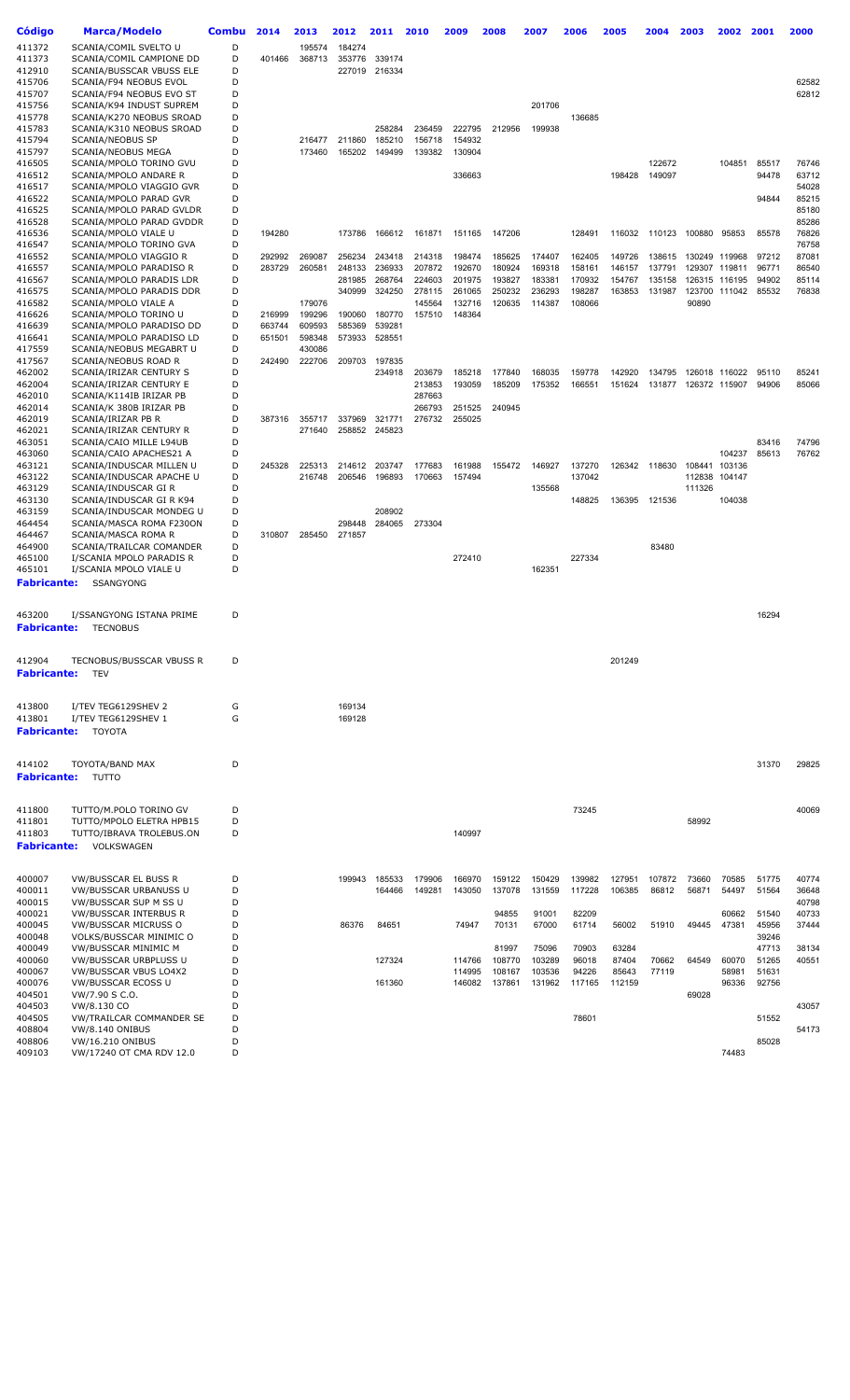| Código | Marca/Modelo | Combu | 2014 | 2013 | 2012 | 2011 | 2010 | 2009 | 2008 | 2007 | 2006 | 2005 | 2004 | 2003 | 2002 | 2001 | 2000 |
|---|---|---|---|---|---|---|---|---|---|---|---|---|---|---|---|---|---|
| 411372 | SCANIA/COMIL SVELTO U | D | | 195574 | 184274 | | | | | | | | | | | | |
| 411373 | SCANIA/COMIL CAMPIONE DD | D | 401466 | 368713 | 353776 | 339174 | | | | | | | | | | | |
| 412910 | SCANIA/BUSSCAR VBUSS ELE | D | | | 227019 | 216334 | | | | | | | | | | | |
| 415706 | SCANIA/F94 NEOBUS EVOL | D | | | | | | | | | | | | | | | 62582 |
| 415707 | SCANIA/F94 NEOBUS EVO ST | D | | | | | | | | | | | | | | | 62812 |
| 415756 | SCANIA/K94 INDUST SUPREM | D | | | | | | | | 201706 | | | | | | | |
| 415778 | SCANIA/K270 NEOBUS SROAD | D | | | | | | | | | 136685 | | | | | | |
| 415783 | SCANIA/K310 NEOBUS SROAD | D | | | | 258284 | 236459 | 222795 | 212956 | 199938 | | | | | | | |
| 415794 | SCANIA/NEOBUS SP | D | | 216477 | 211860 | 185210 | 156718 | 154932 | | | | | | | | | |
| 415797 | SCANIA/NEOBUS MEGA | D | | 173460 | 165202 | 149499 | 139382 | 130904 | | | | | | | | | |
| 416505 | SCANIA/MPOLO TORINO GVU | D | | | | | | | | | | | 122672 | | 104851 | 85517 | 76746 |
| 416512 | SCANIA/MPOLO ANDARE R | D | | | | | | 336663 | | | | 198428 | 149097 | | | 94478 | 63712 |
| 416517 | SCANIA/MPOLO VIAGGIO GVR | D | | | | | | | | | | | | | | | 54028 |
| 416522 | SCANIA/MPOLO PARAD GVR | D | | | | | | | | | | | | | | 94844 | 85215 |
| 416525 | SCANIA/MPOLO PARAD GVLDR | D | | | | | | | | | | | | | | | 85180 |
| 416528 | SCANIA/MPOLO PARAD GVDDR | D | | | | | | | | | | | | | | | 85286 |
| 416536 | SCANIA/MPOLO VIALE U | D | 194280 | | 173786 | 166612 | 161871 | 151165 | 147206 | | 128491 | 116032 | 110123 | 100880 | 95853 | 85578 | 76826 |
| 416547 | SCANIA/MPOLO TORINO GVA | D | | | | | | | | | | | | | | | 76758 |
| 416552 | SCANIA/MPOLO VIAGGIO R | D | 292992 | 269087 | 256234 | 243418 | 214318 | 198474 | 185625 | 174407 | 162405 | 149726 | 138615 | 130249 | 119968 | 97212 | 87081 |
| 416557 | SCANIA/MPOLO PARADISO R | D | 283729 | 260581 | 248133 | 236933 | 207872 | 192670 | 180924 | 169318 | 158161 | 146157 | 137791 | 129307 | 119811 | 96771 | 86540 |
| 416567 | SCANIA/MPOLO PARADIS LDR | D | | | 281985 | 268764 | 224603 | 201975 | 193827 | 183381 | 170932 | 154767 | 135158 | 126315 | 116195 | 94902 | 85114 |
| 416575 | SCANIA/MPOLO PARADIS DDR | D | | | 340999 | 324250 | 278115 | 261065 | 250232 | 236293 | 198287 | 163853 | 131987 | 123700 | 111042 | 85532 | 76838 |
| 416582 | SCANIA/MPOLO VIALE A | D | | 179076 | | | 145564 | 132716 | 120635 | 114387 | 108066 | | | 90890 | | | |
| 416626 | SCANIA/MPOLO TORINO U | D | 216999 | 199296 | 190060 | 180770 | 157510 | 148364 | | | | | | | | | |
| 416639 | SCANIA/MPOLO PARADISO DD | D | 663744 | 609593 | 585369 | 539281 | | | | | | | | | | | |
| 416641 | SCANIA/MPOLO PARADISO LD | D | 651501 | 598348 | 573933 | 528551 | | | | | | | | | | | |
| 417559 | SCANIA/NEOBUS MEGABRT U | D | | 430086 | | | | | | | | | | | | | |
| 417567 | SCANIA/NEOBUS ROAD R | D | 242490 | 222706 | 209703 | 197835 | | | | | | | | | | | |
| 462002 | SCANIA/IRIZAR CENTURY S | D | | | | 234918 | 203679 | 185218 | 177840 | 168035 | 159778 | 142920 | 134795 | 126018 | 116022 | 95110 | 85241 |
| 462004 | SCANIA/IRIZAR CENTURY E | D | | | | | 213853 | 193059 | 185209 | 175352 | 166551 | 151624 | 131877 | 126372 | 115907 | 94906 | 85066 |
| 462010 | SCANIA/K114IB IRIZAR PB | D | | | | | 287663 | | | | | | | | | | |
| 462014 | SCANIA/K 380B IRIZAR PB | D | | | | | 266793 | 251525 | 240945 | | | | | | | | |
| 462019 | SCANIA/IRIZAR PB R | D | 387316 | 355717 | 337969 | 321771 | 276732 | 255025 | | | | | | | | | |
| 462021 | SCANIA/IRIZAR CENTURY R | D | | 271640 | 258852 | 245823 | | | | | | | | | | | |
| 463051 | SCANIA/CAIO MILLE L94UB | D | | | | | | | | | | | | | | 83416 | 74796 |
| 463060 | SCANIA/CAIO APACHES21 A | D | | | | | | | | | | | | | 104237 | 85613 | 76762 |
| 463121 | SCANIA/INDUSCAR MILLEN U | D | 245328 | 225313 | 214612 | 203747 | 177683 | 161988 | 155472 | 146927 | 137270 | 126342 | 118630 | 108441 | 103136 | | |
| 463122 | SCANIA/INDUSCAR APACHE U | D | | 216748 | 206546 | 196893 | 170663 | 157494 | | | 137042 | | | 112838 | 104147 | | |
| 463129 | SCANIA/INDUSCAR GI R | D | | | | | | | | 135568 | | | | 111326 | | | |
| 463130 | SCANIA/INDUSCAR GI R K94 | D | | | | | | | | | 148825 | 136395 | 121536 | | 104038 | | |
| 463159 | SCANIA/INDUSCAR MONDEG U | D | | | | 208902 | | | | | | | | | | | |
| 464454 | SCANIA/MASCA ROMA F230ON | D | | | 298448 | 284065 | 273304 | | | | | | | | | | |
| 464467 | SCANIA/MASCA ROMA R | D | 310807 | 285450 | 271857 | | | | | | | | | | | | |
| 464900 | SCANIA/TRAILCAR COMANDER | D | | | | | | | | | | | 83480 | | | | |
| 465100 | I/SCANIA MPOLO PARADIS R | D | | | | | | 272410 | | | 227334 | | | | | | |
| 465101 | I/SCANIA MPOLO VIALE U | D | | | | | | | | 162351 | | | | | | | |

**Fabricante:** SSANGYONG

| Código | Marca/Modelo | Combu | 2014 | 2013 | 2012 | 2011 | 2010 | 2009 | 2008 | 2007 | 2006 | 2005 | 2004 | 2003 | 2002 | 2001 | 2000 |
|---|---|---|---|---|---|---|---|---|---|---|---|---|---|---|---|---|---|
| 463200 | I/SSANGYONG ISTANA PRIME | D | | | | | | | | | | | | | | 16294 | |

**Fabricante:** TECNOBUS

| Código | Marca/Modelo | Combu | 2014 | 2013 | 2012 | 2011 | 2010 | 2009 | 2008 | 2007 | 2006 | 2005 | 2004 | 2003 | 2002 | 2001 | 2000 |
|---|---|---|---|---|---|---|---|---|---|---|---|---|---|---|---|---|---|
| 412904 | TECNOBUS/BUSSCAR VBUSS R | D | | | | | | | | | | 201249 | | | | | |

**Fabricante:** TEV

| Código | Marca/Modelo | Combu | 2014 | 2013 | 2012 | 2011 | 2010 | 2009 | 2008 | 2007 | 2006 | 2005 | 2004 | 2003 | 2002 | 2001 | 2000 |
|---|---|---|---|---|---|---|---|---|---|---|---|---|---|---|---|---|---|
| 413800 | I/TEV TEG6129SHEV 2 | G | | | 169134 | | | | | | | | | | | | |
| 413801 | I/TEV TEG6129SHEV 1 | G | | | 169128 | | | | | | | | | | | | |

**Fabricante:** TOYOTA

| Código | Marca/Modelo | Combu | 2014 | 2013 | 2012 | 2011 | 2010 | 2009 | 2008 | 2007 | 2006 | 2005 | 2004 | 2003 | 2002 | 2001 | 2000 |
|---|---|---|---|---|---|---|---|---|---|---|---|---|---|---|---|---|---|
| 414102 | TOYOTA/BAND MAX | D | | | | | | | | | | | | | | 31370 | 29825 |

**Fabricante:** TUTTO

| Código | Marca/Modelo | Combu | 2014 | 2013 | 2012 | 2011 | 2010 | 2009 | 2008 | 2007 | 2006 | 2005 | 2004 | 2003 | 2002 | 2001 | 2000 |
|---|---|---|---|---|---|---|---|---|---|---|---|---|---|---|---|---|---|
| 411800 | TUTTO/M.POLO TORINO GV | D | | | | | | | | | 73245 | | | | | | 40069 |
| 411801 | TUTTO/MPOLO ELETRA HPB15 | D | | | | | | | | | | | | 58992 | | | |
| 411803 | TUTTO/IBRAVA TROLEBUS.ON | D | | | | | | 140997 | | | | | | | | | |

**Fabricante:** VOLKSWAGEN

| Código | Marca/Modelo | Combu | 2014 | 2013 | 2012 | 2011 | 2010 | 2009 | 2008 | 2007 | 2006 | 2005 | 2004 | 2003 | 2002 | 2001 | 2000 |
|---|---|---|---|---|---|---|---|---|---|---|---|---|---|---|---|---|---|
| 400007 | VW/BUSSCAR EL BUSS R | D | | | 199943 | 185533 | 179906 | 166970 | 159122 | 150429 | 139982 | 127951 | 107872 | 73660 | 70585 | 51775 | 40774 |
| 400011 | VW/BUSSCAR URBANUSS U | D | | | | 164466 | 149281 | 143050 | 137078 | 131559 | 117228 | 106385 | 86812 | 56871 | 54497 | 51564 | 36648 |
| 400015 | VW/BUSSCAR SUP M SS U | D | | | | | | | | | | | | | | | 40798 |
| 400021 | VW/BUSSCAR INTERBUS R | D | | | | | | | 94855 | 91001 | 82209 | | | | 60662 | 51540 | 40733 |
| 400045 | VW/BUSSCAR MICRUSS O | D | | | 86376 | 84651 | | 74947 | 70131 | 67000 | 61714 | 56002 | 51910 | 49445 | 47381 | 45956 | 37444 |
| 400048 | VOLKS/BUSSCAR MINIMIC O | D | | | | | | | | | | | | | | 39246 | |
| 400049 | VW/BUSSCAR MINIMIC M | D | | | | | | | 81997 | 75096 | 70903 | 63284 | | | | 47713 | 38134 |
| 400060 | VW/BUSSCAR URBPLUSS U | D | | | | 127324 | | 114766 | 108770 | 103289 | 96018 | 87404 | 70662 | 64549 | 60070 | 51265 | 40551 |
| 400067 | VW/BUSSCAR VBUS LO4X2 | D | | | | | | 114995 | 108167 | 103536 | 94226 | 85643 | 77119 | | 58981 | 51631 | |
| 400076 | VW/BUSSCAR ECOSS U | D | | | | 161360 | | 146082 | 137861 | 131962 | 117165 | 112159 | | | 96336 | 92756 | |
| 404501 | VW/7.90 S C.O. | D | | | | | | | | | | | | 69028 | | | |
| 404503 | VW/8.130 CO | D | | | | | | | | | | | | | | | 43057 |
| 404505 | VW/TRAILCAR COMMANDER SE | D | | | | | | | | | 78601 | | | | | 51552 | |
| 408804 | VW/8.140 ONIBUS | D | | | | | | | | | | | | | | | 54173 |
| 408806 | VW/16.210 ONIBUS | D | | | | | | | | | | | | | | 85028 | |
| 409103 | VW/17240 OT CMA RDV 12.0 | D | | | | | | | | | | | | | 74483 | | |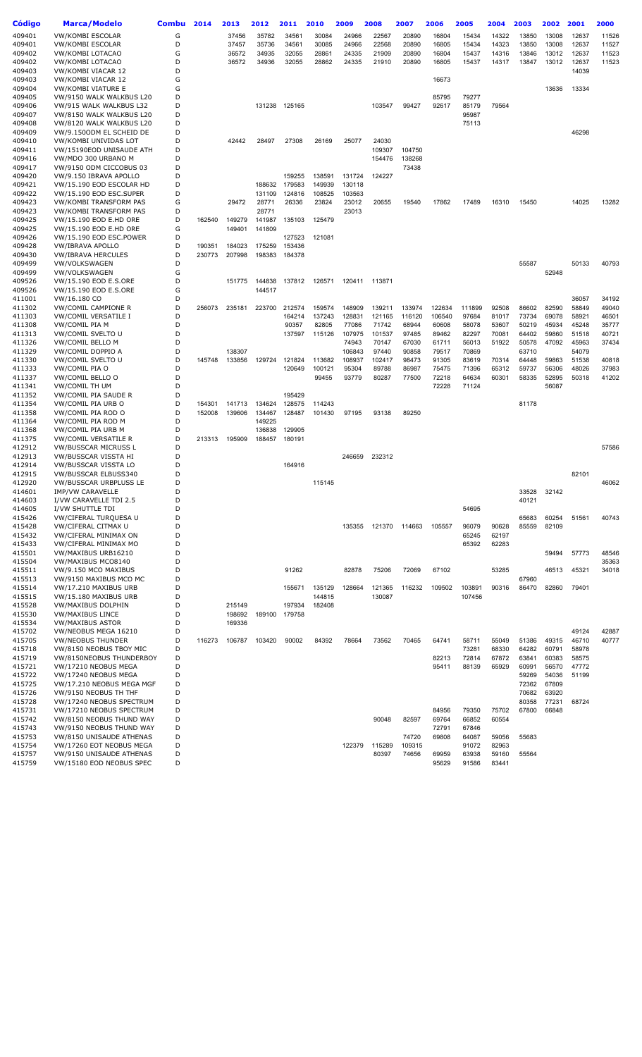| Código | Marca/Modelo | Combu | 2014 | 2013 | 2012 | 2011 | 2010 | 2009 | 2008 | 2007 | 2006 | 2005 | 2004 | 2003 | 2002 | 2001 | 2000 |
|---|---|---|---|---|---|---|---|---|---|---|---|---|---|---|---|---|---|
| 409401 | VW/KOMBI ESCOLAR | G | | 37456 | 35782 | 34561 | 30084 | 24966 | 22567 | 20890 | 16804 | 15434 | 14322 | 13850 | 13008 | 12637 | 11526 |
| 409401 | VW/KOMBI ESCOLAR | D | | 37457 | 35736 | 34561 | 30085 | 24966 | 22568 | 20890 | 16805 | 15434 | 14323 | 13850 | 13008 | 12637 | 11527 |
| 409402 | VW/KOMBI LOTACAO | G | | 36572 | 34935 | 32055 | 28861 | 24335 | 21909 | 20890 | 16804 | 15437 | 14316 | 13846 | 13012 | 12637 | 11523 |
| 409402 | VW/KOMBI LOTACAO | D | | 36572 | 34936 | 32055 | 28862 | 24335 | 21910 | 20890 | 16805 | 15437 | 14317 | 13847 | 13012 | 12637 | 11523 |
| 409403 | VW/KOMBI VIACAR 12 | D | | | | | | | | | | | | | | 14039 | |
| 409403 | VW/KOMBI VIACAR 12 | G | | | | | | | | | 16673 | | | | | | |
| 409404 | VW/KOMBI VIATURE E | G | | | | | | | | | | | | | 13636 | 13334 | |
| 409405 | VW/9150 WALK WALKBUS L20 | D | | | | | | | | | 85795 | 79277 | | | | | |
| 409406 | VW/915 WALK WALKBUS L32 | D | | | 131238 | 125165 | | | 103547 | 99427 | 92617 | 85179 | 79564 | | | | |
| 409407 | VW/8150 WALK WALKBUS L20 | D | | | | | | | | | | 95987 | | | | | |
| 409408 | VW/8120 WALK WALKBUS L20 | D | | | | | | | | | | 75113 | | | | | |
| 409409 | VW/9.150ODM EL SCHEID DE | D | | | | | | | | | | | | | | 46298 | |
| 409410 | VW/KOMBI UNIVIDAS LOT | D | | 42442 | 28497 | 27308 | 26169 | 25077 | 24030 | | | | | | | | |
| 409411 | VW/15190EOD UNISAUDE ATH | D | | | | | | | 109307 | 104750 | | | | | | | |
| 409416 | VW/MDO 300 URBANO M | D | | | | | | | 154476 | 138268 | | | | | | | |
| 409417 | VW/9150 ODM CICCOBUS 03 | D | | | | | | | | 73438 | | | | | | | |
| 409420 | VW/9.150 IBRAVA APOLLO | D | | | | 159255 | 138591 | 131724 | 124227 | | | | | | | | |
| 409421 | VW/15.190 EOD ESCOLAR HD | D | | | 188632 | 179583 | 149939 | 130118 | | | | | | | | | |
| 409422 | VW/15.190 EOD ESC.SUPER | D | | | 131109 | 124816 | 108525 | 103563 | | | | | | | | | |
| 409423 | VW/KOMBI TRANSFORM PAS | G | | 29472 | 28771 | 26336 | 23824 | 23012 | 20655 | 19540 | 17862 | 17489 | 16310 | 15450 | | 14025 | 13282 |
| 409423 | VW/KOMBI TRANSFORM PAS | D | | | 28771 | | | 23013 | | | | | | | | | |
| 409425 | VW/15.190 EOD E.HD ORE | D | 162540 | 149279 | 141987 | 135103 | 125479 | | | | | | | | | | |
| 409425 | VW/15.190 EOD E.HD ORE | G | | 149401 | 141809 | | | | | | | | | | | | |
| 409426 | VW/15.190 EOD ESC.POWER | D | | | | 127523 | 121081 | | | | | | | | | | |
| 409428 | VW/IBRAVA APOLLO | D | 190351 | 184023 | 175259 | 153436 | | | | | | | | | | | |
| 409430 | VW/IBRAVA HERCULES | D | 230773 | 207998 | 198383 | 184378 | | | | | | | | | | | |
| 409499 | VW/VOLKSWAGEN | D | | | | | | | | | | | | 55587 | | 50133 | 40793 |
| 409499 | VW/VOLKSWAGEN | G | | | | | | | | | | | | | 52948 | | |
| 409526 | VW/15.190 EOD E.S.ORE | D | | 151775 | 144838 | 137812 | 126571 | 120411 | 113871 | | | | | | | | |
| 409526 | VW/15.190 EOD E.S.ORE | G | | | 144517 | | | | | | | | | | | | |
| 411001 | VW/16.180 CO | D | | | | | | | | | | | | | | 36057 | 34192 |
| 411302 | VW/COMIL CAMPIONE R | D | 256073 | 235181 | 223700 | 212574 | 159574 | 148909 | 139211 | 133974 | 122634 | 111899 | 92508 | 86602 | 82590 | 58849 | 49040 |
| 411303 | VW/COMIL VERSATILE I | D | | | | 164214 | 137243 | 128831 | 121165 | 116120 | 106540 | 97684 | 81017 | 73734 | 69078 | 58921 | 46501 |
| 411308 | VW/COMIL PIA M | D | | | | 90357 | 82805 | 77086 | 71742 | 68944 | 60608 | 58078 | 53607 | 50219 | 45934 | 45248 | 35777 |
| 411313 | VW/COMIL SVELTO U | D | | | | 137597 | 115126 | 107975 | 101537 | 97485 | 89462 | 82297 | 70081 | 64402 | 59860 | 51518 | 40721 |
| 411326 | VW/COMIL BELLO M | D | | | | | | 74943 | 70147 | 67030 | 61711 | 56013 | 51922 | 50578 | 47092 | 45963 | 37434 |
| 411329 | VW/COMIL DOPPIO A | D | | 138307 | | | | 106843 | 97440 | 90858 | 79517 | 70869 | | 63710 | | 54079 | |
| 411330 | VW/COMIL SVELTO U | D | 145748 | 133856 | 129724 | 121824 | 113682 | 108937 | 102417 | 98473 | 91305 | 83619 | 70314 | 64448 | 59863 | 51538 | 40818 |
| 411333 | VW/COMIL PIA O | D | | | | 120649 | 100121 | 95304 | 89788 | 86987 | 75475 | 71396 | 65312 | 59737 | 56306 | 48026 | 37983 |
| 411337 | VW/COMIL BELLO O | D | | | | | 99455 | 93779 | 80287 | 77500 | 72218 | 64634 | 60301 | 58335 | 52895 | 50318 | 41202 |
| 411341 | VW/COMIL TH UM | D | | | | | | | | | 72228 | 71124 | | | 56087 | | |
| 411352 | VW/COMIL PIA SAUDE R | D | | | | 195429 | | | | | | | | | | | |
| 411354 | VW/COMIL PIA URB O | D | 154301 | 141713 | 134624 | 128575 | 114243 | | | | | | | 81178 | | | |
| 411358 | VW/COMIL PIA ROD O | D | 152008 | 139606 | 134467 | 128487 | 101430 | 97195 | 93138 | 89250 | | | | | | | |
| 411364 | VW/COMIL PIA ROD M | D | | | 149225 | | | | | | | | | | | | |
| 411368 | VW/COMIL PIA URB M | D | | | 136838 | 129905 | | | | | | | | | | | |
| 411375 | VW/COMIL VERSATILE R | D | 213313 | 195909 | 188457 | 180191 | | | | | | | | | | | |
| 412912 | VW/BUSSCAR MICRUSS L | D | | | | | | | | | | | | | | | 57586 |
| 412913 | VW/BUSSCAR VISSTA HI | D | | | | | | 246659 | 232312 | | | | | | | | |
| 412914 | VW/BUSSCAR VISSTA LO | D | | | | 164916 | | | | | | | | | | | |
| 412915 | VW/BUSSCAR ELBUSS340 | D | | | | | | | | | | | | | | 82101 | |
| 412920 | VW/BUSSCAR URBPLUSS LE | D | | | | | 115145 | | | | | | | | | | 46062 |
| 414601 | IMP/VW CARAVELLE | D | | | | | | | | | | | | 33528 | 32142 | | |
| 414603 | I/VW CARAVELLE TDI 2.5 | D | | | | | | | | | | | | 40121 | | | |
| 414605 | I/VW SHUTTLE TDI | D | | | | | | | | | | 54695 | | | | | |
| 415426 | VW/CIFERAL TURQUESA U | D | | | | | | | | | | | | 65683 | 60254 | 51561 | 40743 |
| 415428 | VW/CIFERAL CITMAX U | D | | | | | | 135355 | 121370 | 114663 | 105557 | 96079 | 90628 | 85559 | 82109 | | |
| 415432 | VW/CIFERAL MINIMAX ON | D | | | | | | | | | | 65245 | 62197 | | | | |
| 415433 | VW/CIFERAL MINIMAX MO | D | | | | | | | | | | 65392 | 62283 | | | | |
| 415501 | VW/MAXIBUS URB16210 | D | | | | | | | | | | | | | 59494 | 57773 | 48546 |
| 415504 | VW/MAXIBUS MCO8140 | D | | | | | | | | | | | | | | | 35363 |
| 415511 | VW/9.150 MCO MAXIBUS | D | | | | 91262 | | 82878 | 75206 | 72069 | 67102 | | 53285 | | 46513 | 45321 | 34018 |
| 415513 | VW/9150 MAXIBUS MCO MC | D | | | | | | | | | | | | 67960 | | | |
| 415514 | VW/17.210 MAXIBUS URB | D | | | | 155671 | 135129 | 128664 | 121365 | 116232 | 109502 | 103891 | 90316 | 86470 | 82860 | 79401 | |
| 415515 | VW/15.180 MAXIBUS URB | D | | | | | 144815 | | 130087 | | | 107456 | | | | | |
| 415528 | VW/MAXIBUS DOLPHIN | D | | 215149 | | 197934 | 182408 | | | | | | | | | | |
| 415530 | VW/MAXIBUS LINCE | D | | 198692 | 189100 | 179758 | | | | | | | | | | | |
| 415534 | VW/MAXIBUS ASTOR | D | | 169336 | | | | | | | | | | | | | |
| 415702 | VW/NEOBUS MEGA 16210 | D | | | | | | | | | | | | | | 49124 | 42887 |
| 415705 | VW/NEOBUS THUNDER | D | 116273 | 106787 | 103420 | 90002 | 84392 | 78664 | 73562 | 70465 | 64741 | 58711 | 55049 | 51386 | 49315 | 46710 | 40777 |
| 415718 | VW/8150 NEOBUS TBOY MIC | D | | | | | | | | | | 73281 | 68330 | 64282 | 60791 | 58978 | |
| 415719 | VW/8150NEOBUS THUNDERBOY | D | | | | | | | | | 82213 | 72814 | 67872 | 63841 | 60383 | 58575 | |
| 415721 | VW/17210 NEOBUS MEGA | D | | | | | | | | | 95411 | 88139 | 65929 | 60991 | 56570 | 47772 | |
| 415722 | VW/17240 NEOBUS MEGA | D | | | | | | | | | | | | 59269 | 54036 | 51199 | |
| 415725 | VW/17.210 NEOBUS MEGA MGF | D | | | | | | | | | | | | 72362 | 67809 | | |
| 415726 | VW/9150 NEOBUS TH THF | D | | | | | | | | | | | | 70682 | 63920 | | |
| 415728 | VW/17240 NEOBUS SPECTRUM | D | | | | | | | | | | | | 80358 | 77231 | 68724 | |
| 415731 | VW/17210 NEOBUS SPECTRUM | D | | | | | | | | | 84956 | 79350 | 75702 | 67800 | 66848 | | |
| 415742 | VW/8150 NEOBUS THUND WAY | D | | | | | | | 90048 | 82597 | 69764 | 66852 | 60554 | | | | |
| 415743 | VW/9150 NEOBUS THUND WAY | D | | | | | | | | | 72791 | 67846 | | | | | |
| 415753 | VW/8150 UNISAUDE ATHENAS | D | | | | | | | | 74720 | 69808 | 64087 | 59056 | 55683 | | | |
| 415754 | VW/17260 EOT NEOBUS MEGA | D | | | | | | 122379 | 115289 | 109315 | | 91072 | 82963 | | | | |
| 415757 | VW/9150 UNISAUDE ATHENAS | D | | | | | | | 80397 | 74656 | 69959 | 63938 | 59160 | 55564 | | | |
| 415759 | VW/15180 EOD NEOBUS SPEC | D | | | | | | | | | 95629 | 91586 | 83441 | | | | |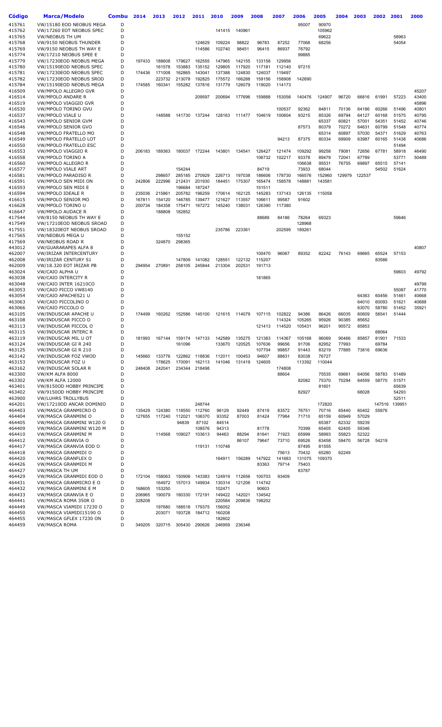| Código | Marca/Modelo | Combu | 2014 | 2013 | 2012 | 2011 | 2010 | 2009 | 2008 | 2007 | 2006 | 2005 | 2004 | 2003 | 2002 | 2001 | 2000 |
|---|---|---|---|---|---|---|---|---|---|---|---|---|---|---|---|---|---|
| 415761 | VW/15180 EOD NEOBUS MEGA | D | | | | | | | | | 95007 | 90970 | | | | | |
| 415762 | VW/17260 EOT NEOBUS SPEC | D | | | | | 141415 | 140961 | | | | 105962 | | | | | |
| 415765 | VW/NEOBUS TH UM | D | | | | | | | | | | 69622 | | | | 58963 | |
| 415768 | VW/9150 NEOBUS THUNDER | D | | | | 124629 | 109224 | 98822 | 96783 | 87252 | 77068 | 68256 | | | | 54054 | |
| 415769 | VW/9150 NEOBUS TH WAY E | D | | | | 114586 | 102740 | 98451 | 96415 | 86937 | 76792 | | | | | | |
| 415774 | VW/17210 NEOBUS SPEE E | D | | | | | | | | | 99885 | | | | | | |
| 415779 | VW/17230EOD NEOBUS MEGA | D | 197433 | 188608 | 179627 | 162555 | 147965 | 142155 | 133158 | 129956 | | | | | | | |
| 415780 | VW/15190EOD NEOBUS SPEC | D | | 161578 | 153883 | 135152 | 129805 | 117920 | 117181 | 112140 | 97215 | | | | | | |
| 415781 | VW/17230EOD NEOBUS SPEC | D | 174436 | 171008 | 162865 | 143041 | 137388 | 124830 | 124037 | 119497 | | | | | | | |
| 415782 | VW/17230EOD NEOBUS SROD | D | | 223732 | 213078 | 192825 | 175572 | 166288 | 159156 | 158908 | 142690 | | | | | | |
| 415784 | VW/15190EOD NEOBUS MEGA | D | 174585 | 160341 | 155282 | 137816 | 131779 | 126079 | 119020 | 114173 | | | | | | | |
| 416509 | VW/MPOLO ALLEGRO GVR | D | | | | | | | | | | | | | | | 45207 |
| 416514 | VW/MPOLO ANDARE R | D | | | | 209597 | 200694 | 177696 | 159888 | 153056 | 140476 | 124907 | 96720 | 66816 | 61991 | 57223 | 43400 |
| 416519 | VW/MPOLO VIAGGIO GVR | D | | | | | | | | | | | | | | | 45896 |
| 416530 | VW/MPOLO TORINO GVU | D | | | | | | | | 100537 | 92362 | 84811 | 70136 | 64186 | 60266 | 51496 | 40801 |
| 416537 | VW/MPOLO VIALE U | D | | 148588 | 141730 | 137244 | 128163 | 111477 | 104619 | 100604 | 93215 | 85326 | 69794 | 64127 | 60168 | 51575 | 40795 |
| 416543 | VW/MPOLO SENIOR GVM | D | | | | | | | | | | 65337 | 60821 | 57001 | 54351 | 51452 | 40746 |
| 416546 | VW/MPOLO SENIOR GVO | D | | | | | | | | | 87573 | 80379 | 70272 | 64631 | 60799 | 51548 | 40774 |
| 416548 | VW/MPOLO FRATELLO MO | D | | | | | | | | | | 65314 | 60897 | 57030 | 54371 | 51629 | 40763 |
| 416549 | VW/MPOLO FRATELLO LOT | D | | | | | | | | 94213 | 87375 | 80334 | 69909 | 63987 | 60165 | 51438 | 40686 |
| 416550 | VW/MPOLO FRATELLO ESC | D | | | | | | | | | | | | | | 51494 | |
| 416553 | VW/MPOLO VIAGGIO R | D | 206183 | 189363 | 180037 | 172244 | 143801 | 134541 | 126427 | 121474 | 109292 | 99258 | 79081 | 72656 | 67781 | 58918 | 46490 |
| 416558 | VW/MPOLO TORINO A | D | | | | | | | 106732 | 102217 | 93378 | 89479 | 72041 | 67789 | | 53771 | 50489 |
| 416560 | VW/MPOLO ALLEGRO R | D | | | | | | | | | 106638 | 95531 | 76755 | 69897 | 65515 | 57141 | |
| 416577 | VW/MPOLO VIALE ART | D | | | 154244 | | | | 84719 | | 73933 | 68044 | | | 54502 | 51624 | |
| 416581 | VW/MPOLO PARADISO R | D | | 298657 | 285185 | 270929 | 226713 | 197038 | 186606 | 178730 | 166576 | 152960 | 129979 | 122537 | | | |
| 416591 | VW/MPOLO SEN MIDI ON | D | 242806 | 222996 | 212431 | 201930 | 184451 | 175307 | 165474 | 158578 | 148881 | 143581 | | | | | |
| 416593 | VW/MPOLO SEN MIDI E | D | | | 196684 | 187247 | | | 151511 | | | | | | | | |
| 416594 | VW/MPOLO IDEALE R | D | 235036 | 215861 | 205782 | 196259 | 170614 | 162125 | 145283 | 137143 | 126135 | 115058 | | | | | |
| 416615 | VW/MPOLO SENIOR MO | D | 167811 | 154120 | 146785 | 139477 | 121627 | 113557 | 106611 | 99587 | 91602 | | | | | | |
| 416628 | VW/MPOLO TORINO U | D | 200734 | 184358 | 175471 | 167272 | 145240 | 138031 | 126390 | 117380 | | | | | | | |
| 416647 | VW/MPOLO AUDACE R | D | | 188808 | 182852 | | | | | | | | | | | | |
| 417544 | VW/8150 NEOBUS TH WAY E | D | | | | | | | 88689 | 84186 | 78264 | 69323 | | | | 59646 | |
| 417549 | VW/17210EOD NEOBUS SROAD | D | | | | | | | | | 128968 | | | | | | |
| 417551 | VW/18320EOT NEOBUS SROAD | D | | | | | 235786 | 223361 | | 202595 | 189261 | | | | | | |
| 417565 | VW/NEOBUS MEGA U | D | | | 155152 | | | | | | | | | | | | |
| 417569 | VW/NEOBUS ROAD R | D | | 324870 | 298365 | | | | | | | | | | | | |
| 443012 | VW/GUARARAPES ALFA 8 | D | | | | | | | | | | | | | | | 40807 |
| 462007 | VW/IRIZAR INTERCENTURY | D | | | | | | | 100470 | 96067 | 89352 | 82242 | 76143 | 69665 | 65524 | 57153 | |
| 462008 | VW/IRIZAR CENTURY S1 | D | | | 147809 | 141082 | 128551 | 122132 | 115207 | | | | | | 83586 | | |
| 462009 | VW/18.320 EOT IRIZAR PB | D | 294954 | 270891 | 258105 | 245844 | 213304 | 202531 | 191713 | | | | | | | | |
| 463024 | VW/CAIO ALPHA U | D | | | | | | | | | | | | | | 59603 | 49792 |
| 463038 | VW/CAIO INTERCITY R | D | | | | | | | 181865 | | | | | | | | |
| 463048 | VW/CAIO INTER 16210CO | D | | | | | | | | | | | | | | | 49799 |
| 463053 | VW/CAIO PICCO VW8140 | D | | | | | | | | | | | | | | 55087 | 41770 |
| 463054 | VW/CAIO APACHES21 U | D | | | | | | | | | | | | 64363 | 60456 | 51461 | 40668 |
| 463063 | VW/CAIO PICCOLINO O | D | | | | | | | | | | | | 64010 | 60093 | 51621 | 40688 |
| 463066 | VW/CAIO PICCOLO O | D | | | | | | | | | | | | 63070 | 58780 | 51452 | 35921 |
| 463105 | VW/INDUSCAR APACHE U | D | 174499 | 160262 | 152586 | 145100 | 121615 | 114079 | 107115 | 102822 | 94386 | 86426 | 66035 | 60609 | 56541 | 51444 | |
| 463108 | VW/INDUSCAR PICCO O | D | | | | | | | | 114324 | 105265 | 95926 | 90385 | 85652 | | | |
| 463113 | VW/INDUSCAR PICCOL O | D | | | | | | | 121413 | 114520 | 105431 | 96201 | 90572 | 85853 | | | |
| 463115 | VW/INDUSCAR INTERC R | D | | | | | | | | | | | | | 68064 | | |
| 463119 | VW/INDUSCAR MIL U OT | D | 181993 | 167144 | 159174 | 147133 | 142589 | 135275 | 121383 | 114367 | 105168 | 96069 | 90466 | 85857 | 81901 | 71533 | |
| 463124 | VW/INDUSCAR GI R 240 | D | | | 161096 | | 133670 | 120525 | 107636 | 99656 | 91706 | 82952 | 77993 | | 69784 | | |
| 463125 | VW/INDUSCAR GI R 210 | D | | | | | | | 107704 | 99857 | 91443 | 83219 | 77885 | 73816 | 69636 | | |
| 463142 | VW/INDUSCAR FOZ VWOD | D | 145660 | 133776 | 122862 | 118836 | 112011 | 100453 | 94607 | 88831 | 83038 | 76727 | | | | | |
| 463153 | VW/INDUSCAR FOZ U | D | | 178625 | 170091 | 162113 | 141046 | 131419 | 124605 | | 113392 | 110044 | | | | | |
| 463162 | VW/INDUSCAR SOLAR R | D | 248408 | 242041 | 234344 | 218498 | | | | 174808 | | | | | | | |
| 463300 | VW/KM ALFA 8000 | D | | | | | | | | 88604 | | 75535 | 69661 | 64056 | 58783 | 51489 | |
| 463302 | VW/KM ALFA 12000 | D | | | | | | | | | 82082 | 75370 | 70294 | 64559 | 58770 | 51571 | |
| 463401 | VW/8150OD HOBBY PRINCIPE | D | | | | | | | | | | 81601 | | | | 65639 | |
| 463402 | VW/9150OD HOBBY PRINCIPE | D | | | | | | | | | 82927 | | | 68028 | | 54293 | |
| 463900 | VW/LUHRS TROLLYBUS | D | | | | | | | | | | | | | | 52511 | |
| 464201 | VW/17210OD ANCAR DOMINIO | D | | | | 248744 | | | | | | 172820 | | | 147516 | 139951 | |
| 464403 | VW/MASCA GRANMICRO O | D | 135429 | 124380 | 118550 | 112760 | 98129 | 92449 | 87419 | 83572 | 76751 | 70716 | 65440 | 60402 | 55876 | | |
| 464404 | VW/MASCA GRANMINI O | D | 127655 | 117240 | 112021 | 106370 | 93352 | 87003 | 81424 | 77984 | 71710 | 65159 | 60949 | 57029 | | | |
| 464405 | VW/MASCA GRANMINI W120 O | D | | | 94839 | 87102 | 84514 | | | | | 65387 | 62332 | 59239 | | | |
| 464409 | VW/MASCA GRANMINI W120 M | D | | | | 108576 | 94313 | | 81778 | | 70399 | 65405 | 62405 | 59346 | | | |
| 464410 | VW/MASCA GRANMINI M | D | | 114568 | 109027 | 103613 | 94463 | 88294 | 81641 | 71923 | 65999 | 58993 | 55823 | 52322 | | | |
| 464412 | VW/MASCA GRANVIA O | D | | | | | | 86107 | 79647 | 73710 | 69526 | 63458 | 59470 | 56728 | 54219 | | |
| 464417 | VW/MASCA GRANVIA EOD O | D | | | | 119131 | 110748 | | | | 87495 | 81555 | | | | | |
| 464418 | VW/MASCA GRANMIDI O | D | | | | | | | | 75613 | 70432 | 65280 | 62249 | | | | |
| 464420 | VW/MASCA GRANFLEX O | D | | | | | 164911 | 156289 | 147922 | 141683 | 131075 | 109370 | | | | | |
| 464426 | VW/MASCA GRANMIDI M | D | | | | | | | 83363 | 79714 | 75403 | | | | | | |
| 464427 | VW/MASCA TH UM | D | | | | | | | | | 83787 | | | | | | |
| 464429 | VW/MASCA GRANMIDI EOD O | D | 172104 | 158063 | 150906 | 143383 | 124919 | 112656 | 100703 | 93409 | | | | | | | |
| 464431 | VW/MASCA GRANMICRO E O | D | | 164972 | 157013 | 149934 | 130314 | 121206 | 114742 | | | | | | | | |
| 464432 | VW/MASCA GRANMINI E M | D | 168605 | 153250 | | | 102471 | | 90603 | | | | | | | | |
| 464433 | VW/MASCA GRANVIA E O | D | 206965 | 190079 | 180330 | 172191 | 149422 | 142021 | 134542 | | | | | | | | |
| 464441 | VW/MASCA ROMA 350R O | D | 328208 | | | | 220584 | 209836 | 198202 | | | | | | | | |
| 464449 | VW/MASCA VIAMIDI 17230 O | D | | 197680 | 188518 | 179375 | 156052 | | | | | | | | | | |
| 464450 | VW/MASCA VIAMIDI15190 O | D | | 203071 | 193728 | 184712 | 160208 | | | | | | | | | | |
| 464455 | VW/MASCA GFLEX 17230 ON | D | | | | | 182602 | | | | | | | | | | |
| 464459 | VW/MASCA ROMA | D | 349205 | 320715 | 305430 | 290626 | 246959 | 236346 | | | | | | | | | |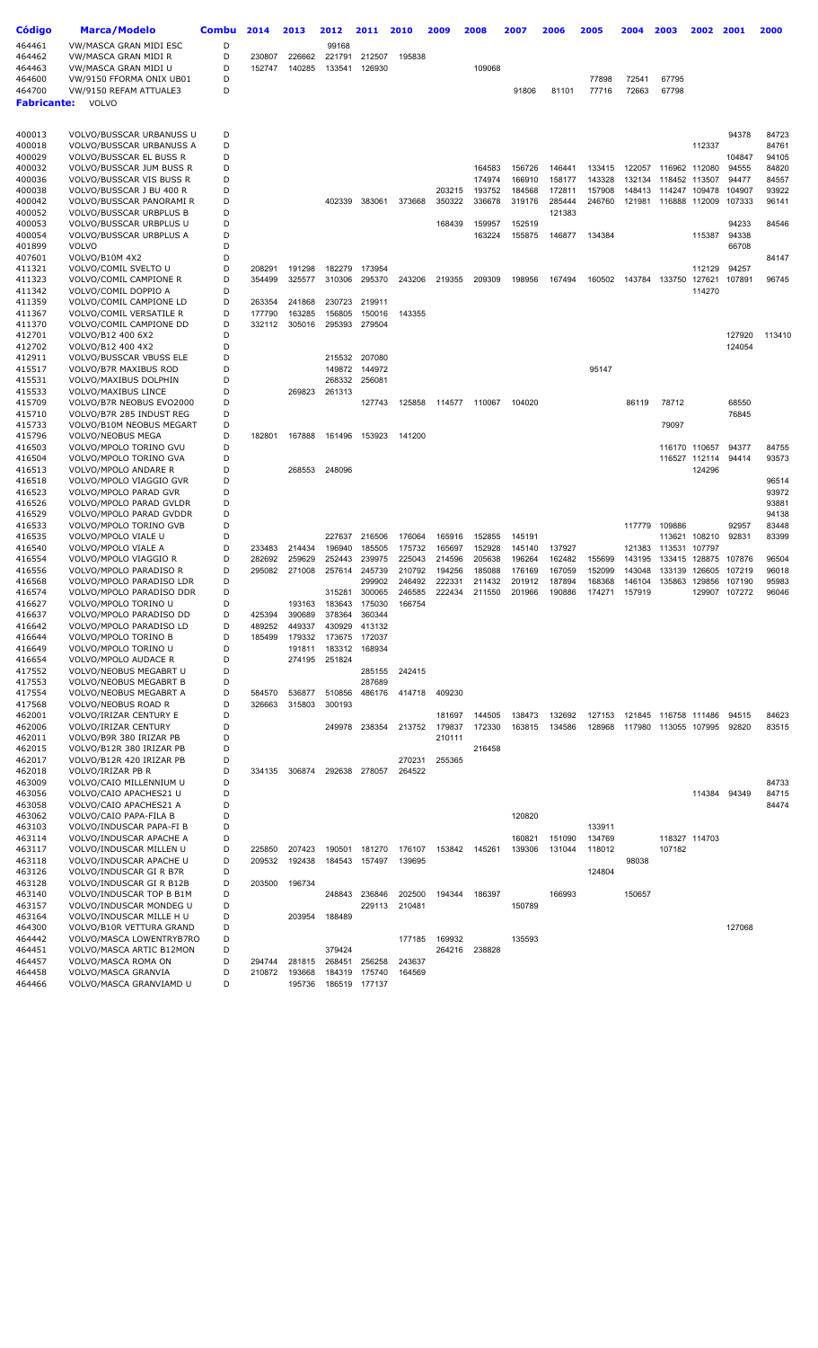| Código | Marca/Modelo | Combu | 2014 | 2013 | 2012 | 2011 | 2010 | 2009 | 2008 | 2007 | 2006 | 2005 | 2004 | 2003 | 2002 | 2001 | 2000 |
|---|---|---|---|---|---|---|---|---|---|---|---|---|---|---|---|---|---|
| 464461 | VW/MASCA GRAN MIDI ESC | D | | | 99168 | | | | | | | | | | | | |
| 464462 | VW/MASCA GRAN MIDI R | D | 230807 | 226662 | 221791 | 212507 | 195838 | | | | | | | | | | |
| 464463 | VW/MASCA GRAN MIDI U | D | 152747 | 140285 | 133541 | 126930 | | | 109068 | | | | | | | | |
| 464600 | VW/9150 FFORMA ONIX UB01 | D | | | | | | | | | | 77898 | 72541 | 67795 | | | |
| 464700 | VW/9150 REFAM ATTUALE3 | D | | | | | | | | 91806 | 81101 | 77716 | 72663 | 67798 | | | |

**Fabricante:** VOLVO

| Código | Marca/Modelo | Combu | 2014 | 2013 | 2012 | 2011 | 2010 | 2009 | 2008 | 2007 | 2006 | 2005 | 2004 | 2003 | 2002 | 2001 | 2000 |
|---|---|---|---|---|---|---|---|---|---|---|---|---|---|---|---|---|---|
| 400013 | VOLVO/BUSSCAR URBANUSS U | D | | | | | | | | | | | | | | 94378 | 84723 |
| 400018 | VOLVO/BUSSCAR URBANUSS A | D | | | | | | | | | | | | | 112337 | | 84761 |
| 400029 | VOLVO/BUSSCAR EL BUSS R | D | | | | | | | | | | | | | | 104847 | 94105 |
| 400032 | VOLVO/BUSSCAR JUM BUSS R | D | | | | | | | 164583 | 156726 | 146441 | 133415 | 122057 | 116962 | 112080 | 94555 | 84820 |
| 400036 | VOLVO/BUSSCAR VIS BUSS R | D | | | | | | | 174974 | 166910 | 158177 | 143328 | 132134 | 118452 | 113507 | 94477 | 84557 |
| 400038 | VOLVO/BUSSCAR J BU 400 R | D | | | | | | 203215 | 193752 | 184568 | 172811 | 157908 | 148413 | 114247 | 109478 | 104907 | 93922 |
| 400042 | VOLVO/BUSSCAR PANORAMI R | D | | | 402339 | 383061 | 373668 | 350322 | 336678 | 319176 | 285444 | 246760 | 121981 | 116888 | 112009 | 107333 | 96141 |
| 400052 | VOLVO/BUSSCAR URBPLUS B | D | | | | | | | | | 121383 | | | | | | |
| 400053 | VOLVO/BUSSCAR URBPLUS U | D | | | | | | 168439 | 159957 | 152519 | | | | | | 94233 | 84546 |
| 400054 | VOLVO/BUSSCAR URBPLUS A | D | | | | | | | 163224 | 155875 | 146877 | 134384 | | | 115387 | 94338 | |
| 401899 | VOLVO | D | | | | | | | | | | | | | | 66708 | |
| 407601 | VOLVO/B10M 4X2 | D | | | | | | | | | | | | | | | 84147 |
| 411321 | VOLVO/COMIL SVELTO U | D | 208291 | 191298 | 182279 | 173954 | | | | | | | | | 112129 | 94257 | |
| 411323 | VOLVO/COMIL CAMPIONE R | D | 354499 | 325577 | 310306 | 295370 | 243206 | 219355 | 209309 | 198956 | 167494 | 160502 | 143784 | 133750 | 127621 | 107891 | 96745 |
| 411342 | VOLVO/COMIL DOPPIO A | D | | | | | | | | | | | | | 114270 | | |
| 411359 | VOLVO/COMIL CAMPIONE LD | D | 263354 | 241868 | 230723 | 219911 | | | | | | | | | | | |
| 411367 | VOLVO/COMIL VERSATILE R | D | 177790 | 163285 | 156805 | 150016 | 143355 | | | | | | | | | | |
| 411370 | VOLVO/COMIL CAMPIONE DD | D | 332112 | 305016 | 295393 | 279504 | | | | | | | | | | | |
| 412701 | VOLVO/B12 400 6X2 | D | | | | | | | | | | | | | | 127920 | 113410 |
| 412702 | VOLVO/B12 400 4X2 | D | | | | | | | | | | | | | | 124054 | |
| 412911 | VOLVO/BUSSCAR VBUSS ELE | D | | | 215532 | 207080 | | | | | | | | | | | |
| 415517 | VOLVO/B7R MAXIBUS ROD | D | | | 149872 | 144972 | | | | | | 95147 | | | | | |
| 415531 | VOLVO/MAXIBUS DOLPHIN | D | | | 268332 | 256081 | | | | | | | | | | | |
| 415533 | VOLVO/MAXIBUS LINCE | D | | 269823 | 261313 | | | | | | | | | | | | |
| 415709 | VOLVO/B7R NEOBUS EVO2000 | D | | | | 127743 | 125858 | 114577 | 110067 | 104020 | | | 86119 | 78712 | | 68550 | |
| 415710 | VOLVO/B7R 285 INDUST REG | D | | | | | | | | | | | | | | 76845 | |
| 415733 | VOLVO/B10M NEOBUS MEGART | D | | | | | | | | | | | | 79097 | | | |
| 415796 | VOLVO/NEOBUS MEGA | D | 182801 | 167888 | 161496 | 153923 | 141200 | | | | | | | | | | |
| 416503 | VOLVO/MPOLO TORINO GVU | D | | | | | | | | | | | | 116170 | 110657 | 94377 | 84755 |
| 416504 | VOLVO/MPOLO TORINO GVA | D | | | | | | | | | | | | 116527 | 112114 | 94414 | 93573 |
| 416513 | VOLVO/MPOLO ANDARE R | D | | 268553 | 248096 | | | | | | | | | | 124296 | | |
| 416518 | VOLVO/MPOLO VIAGGIO GVR | D | | | | | | | | | | | | | | | 96514 |
| 416523 | VOLVO/MPOLO PARAD GVR | D | | | | | | | | | | | | | | | 93972 |
| 416526 | VOLVO/MPOLO PARAD GVLDR | D | | | | | | | | | | | | | | | 93881 |
| 416529 | VOLVO/MPOLO PARAD GVDDR | D | | | | | | | | | | | | | | | 94138 |
| 416533 | VOLVO/MPOLO TORINO GVB | D | | | | | | | | | | | 117779 | 109886 | | 92957 | 83448 |
| 416535 | VOLVO/MPOLO VIALE U | D | | | 227637 | 216506 | 176064 | 165916 | 152855 | 145191 | | | | 113621 | 108210 | 92831 | 83399 |
| 416540 | VOLVO/MPOLO VIALE A | D | 233483 | 214434 | 196940 | 185505 | 175732 | 165697 | 152928 | 145140 | 137927 | | 121383 | 113531 | 107797 | | |
| 416554 | VOLVO/MPOLO VIAGGIO R | D | 282692 | 259629 | 252443 | 239975 | 225043 | 214596 | 205638 | 196264 | 162482 | 155699 | 143195 | 133415 | 128875 | 107876 | 96504 |
| 416556 | VOLVO/MPOLO PARADISO R | D | 295082 | 271008 | 257614 | 245739 | 210792 | 194256 | 185088 | 176169 | 167059 | 152099 | 143048 | 133139 | 126605 | 107219 | 96018 |
| 416568 | VOLVO/MPOLO PARADISO LDR | D | | | | 299902 | 246492 | 222331 | 211432 | 201912 | 187894 | 168368 | 146104 | 135863 | 129856 | 107190 | 95983 |
| 416574 | VOLVO/MPOLO PARADISO DDR | D | | | 315281 | 300065 | 246585 | 222434 | 211550 | 201966 | 190886 | 174271 | 157919 | | 129907 | 107272 | 96046 |
| 416627 | VOLVO/MPOLO TORINO U | D | | 193163 | 183643 | 175030 | 166754 | | | | | | | | | | |
| 416637 | VOLVO/MPOLO PARADISO DD | D | 425394 | 390689 | 378364 | 360344 | | | | | | | | | | | |
| 416642 | VOLVO/MPOLO PARADISO LD | D | 489252 | 449337 | 430929 | 413132 | | | | | | | | | | | |
| 416644 | VOLVO/MPOLO TORINO B | D | 185499 | 179332 | 173675 | 172037 | | | | | | | | | | | |
| 416649 | VOLVO/MPOLO TORINO U | D | | 191811 | 183312 | 168934 | | | | | | | | | | | |
| 416654 | VOLVO/MPOLO AUDACE R | D | | 274195 | 251824 | | | | | | | | | | | | |
| 417552 | VOLVO/NEOBUS MEGABRT U | D | | | | 285155 | 242415 | | | | | | | | | | |
| 417553 | VOLVO/NEOBUS MEGABRT B | D | | | | 287689 | | | | | | | | | | | |
| 417554 | VOLVO/NEOBUS MEGABRT A | D | 584570 | 536877 | 510856 | 486176 | 414718 | 409230 | | | | | | | | | |
| 417568 | VOLVO/NEOBUS ROAD R | D | 326663 | 315803 | 300193 | | | | | | | | | | | | |
| 462001 | VOLVO/IRIZAR CENTURY E | D | | | | | | 181697 | 144505 | 138473 | 132692 | 127153 | 121845 | 116758 | 111486 | 94515 | 84623 |
| 462006 | VOLVO/IRIZAR CENTURY | D | | | 249978 | 238354 | 213752 | 179837 | 172330 | 163815 | 134586 | 128968 | 117980 | 113055 | 107995 | 92820 | 83515 |
| 462011 | VOLVO/B9R 380 IRIZAR PB | D | | | | | | 210111 | | | | | | | | | |
| 462015 | VOLVO/B12R 380 IRIZAR PB | D | | | | | | | 216458 | | | | | | | | |
| 462017 | VOLVO/B12R 420 IRIZAR PB | D | | | | | 270231 | 255365 | | | | | | | | | |
| 462018 | VOLVO/IRIZAR PB R | D | 334135 | 306874 | 292638 | 278057 | 264522 | | | | | | | | | | |
| 463009 | VOLVO/CAIO MILLENNIUM U | D | | | | | | | | | | | | | | | 84733 |
| 463056 | VOLVO/CAIO APACHES21 U | D | | | | | | | | | | | | | 114384 | 94349 | 84715 |
| 463058 | VOLVO/CAIO APACHES21 A | D | | | | | | | | | | | | | | | 84474 |
| 463062 | VOLVO/CAIO PAPA-FILA B | D | | | | | | | | 120820 | | | | | | | |
| 463103 | VOLVO/INDUSCAR PAPA-FI B | D | | | | | | | | | | 133911 | | | | | |
| 463114 | VOLVO/INDUSCAR APACHE A | D | | | | | | | | 160821 | 151090 | 134769 | | 118327 | 114703 | | |
| 463117 | VOLVO/INDUSCAR MILLEN U | D | 225850 | 207423 | 190501 | 181270 | 176107 | 153842 | 145261 | 139306 | 131044 | 118012 | | 107182 | | | |
| 463118 | VOLVO/INDUSCAR APACHE U | D | 209532 | 192438 | 184543 | 157497 | 139695 | | | | | | 98038 | | | | |
| 463126 | VOLVO/INDUSCAR GI R B7R | D | | | | | | | | | | 124804 | | | | | |
| 463128 | VOLVO/INDUSCAR GI R B12B | D | 203500 | 196734 | | | | | | | | | | | | | |
| 463140 | VOLVO/INDUSCAR TOP B B1M | D | | | 248843 | 236846 | 202500 | 194344 | 186397 | | 166993 | | 150657 | | | | |
| 463157 | VOLVO/INDUSCAR MONDEG U | D | | | | 229113 | 210481 | | | 150789 | | | | | | | |
| 463164 | VOLVO/INDUSCAR MILLE H U | D | | 203954 | 188489 | | | | | | | | | | | | |
| 464300 | VOLVO/B10R VETTURA GRAND | D | | | | | | | | | | | | | | 127068 | |
| 464442 | VOLVO/MASCA LOWENTRYB7RO | D | | | | | 177185 | 169932 | | 135593 | | | | | | | |
| 464451 | VOLVO/MASCA ARTIC B12MON | D | | | 379424 | | | 264216 | 238828 | | | | | | | | |
| 464457 | VOLVO/MASCA ROMA ON | D | 294744 | 281815 | 268451 | 256258 | 243637 | | | | | | | | | | |
| 464458 | VOLVO/MASCA GRANVIA | D | 210872 | 193668 | 184319 | 175740 | 164569 | | | | | | | | | | |
| 464466 | VOLVO/MASCA GRANVIAMD U | D | | 195736 | 186519 | 177137 | | | | | | | | | | | |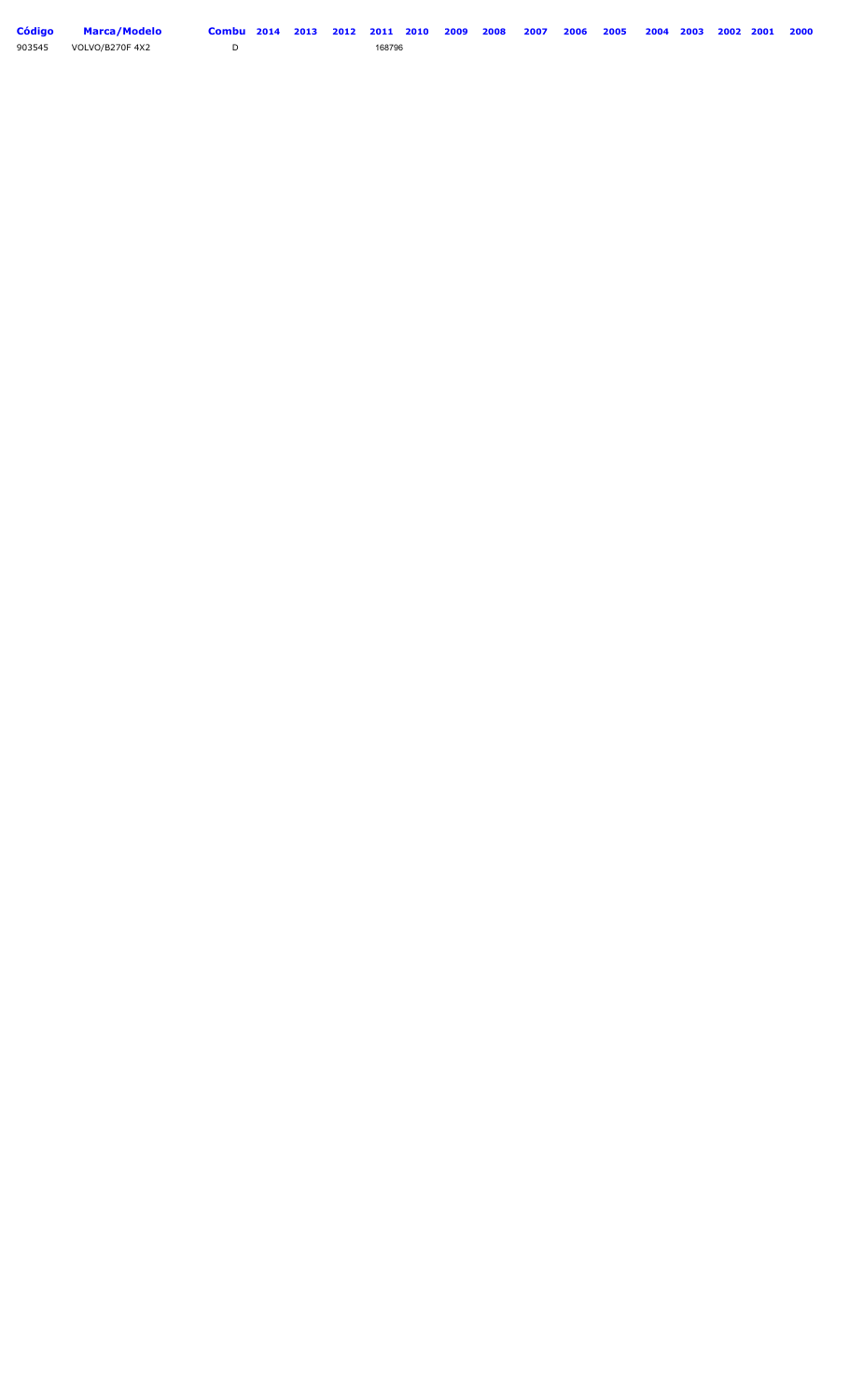| Código | Marca/Modelo | Combu | 2014 | 2013 | 2012 | 2011 | 2010 | 2009 | 2008 | 2007 | 2006 | 2005 | 2004 | 2003 | 2002 | 2001 | 2000 |
|---|---|---|---|---|---|---|---|---|---|---|---|---|---|---|---|---|---|
| 903545 | VOLVO/B270F 4X2 | D | | | | 168796 | | | | | | | | | | | |